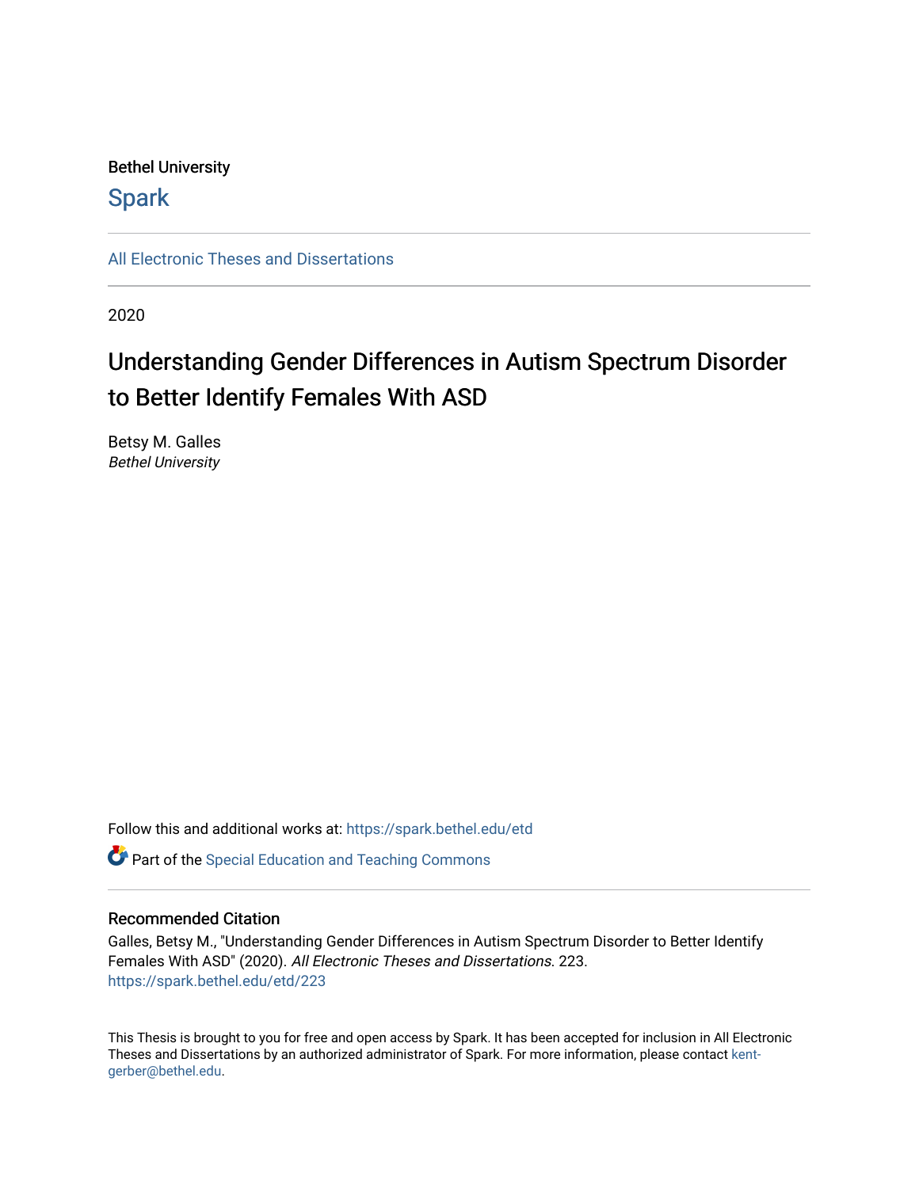Bethel University

## Spark

All Electronic Theses and Dissertations

2020

# Understanding Gender Differences in Autism Spectrum Disorder to Better Identify Females With ASD

Betsy M. Galles
*Bethel University*

Follow this and additional works at: https://spark.bethel.edu/etd

Part of the Special Education and Teaching Commons

### Recommended Citation

Galles, Betsy M., "Understanding Gender Differences in Autism Spectrum Disorder to Better Identify Females With ASD" (2020). *All Electronic Theses and Dissertations*. 223.
https://spark.bethel.edu/etd/223

This Thesis is brought to you for free and open access by Spark. It has been accepted for inclusion in All Electronic Theses and Dissertations by an authorized administrator of Spark. For more information, please contact kent-gerber@bethel.edu.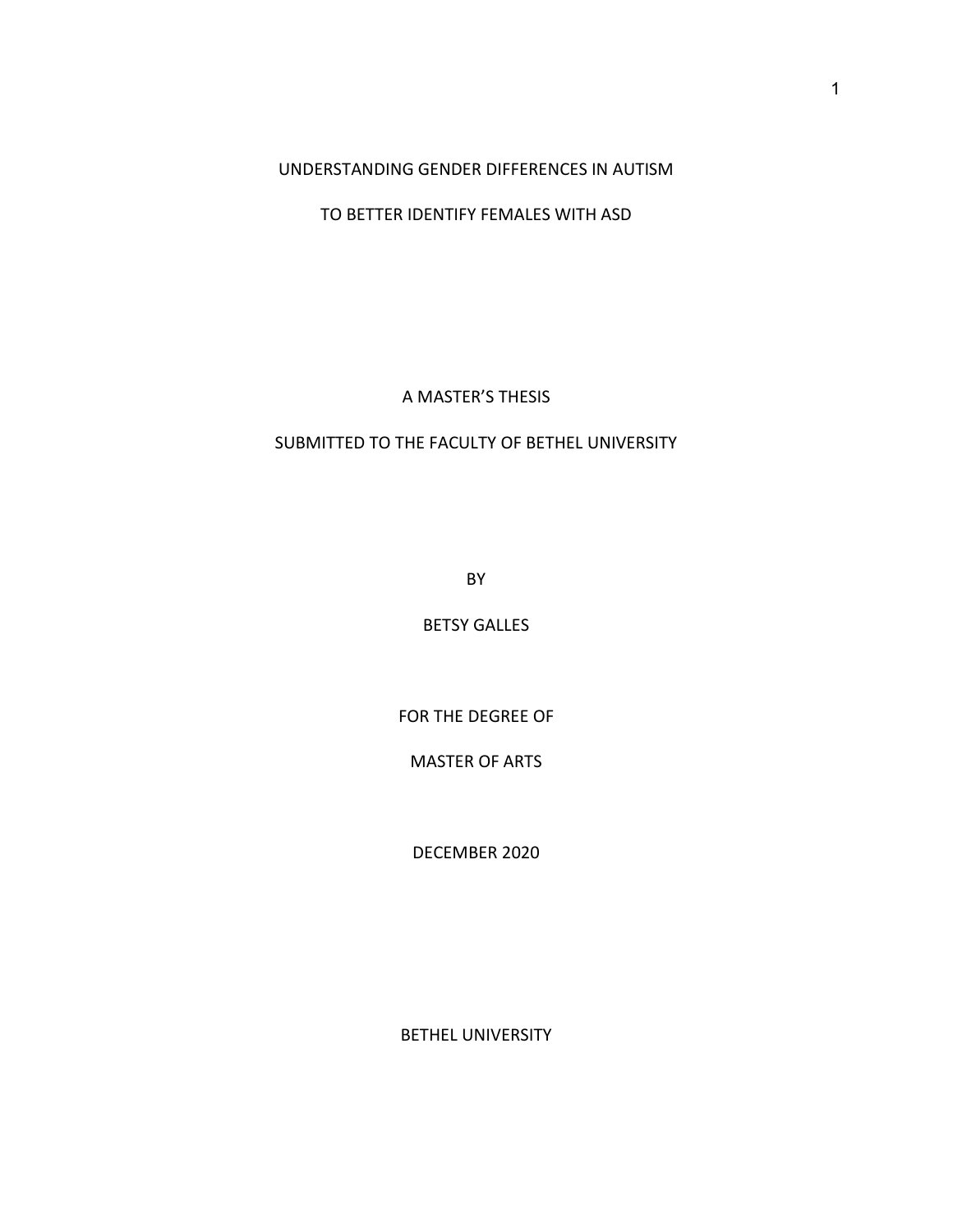UNDERSTANDING GENDER DIFFERENCES IN AUTISM

TO BETTER IDENTIFY FEMALES WITH ASD

A MASTER'S THESIS

SUBMITTED TO THE FACULTY OF BETHEL UNIVERSITY

BY

BETSY GALLES

FOR THE DEGREE OF

MASTER OF ARTS

DECEMBER 2020

BETHEL UNIVERSITY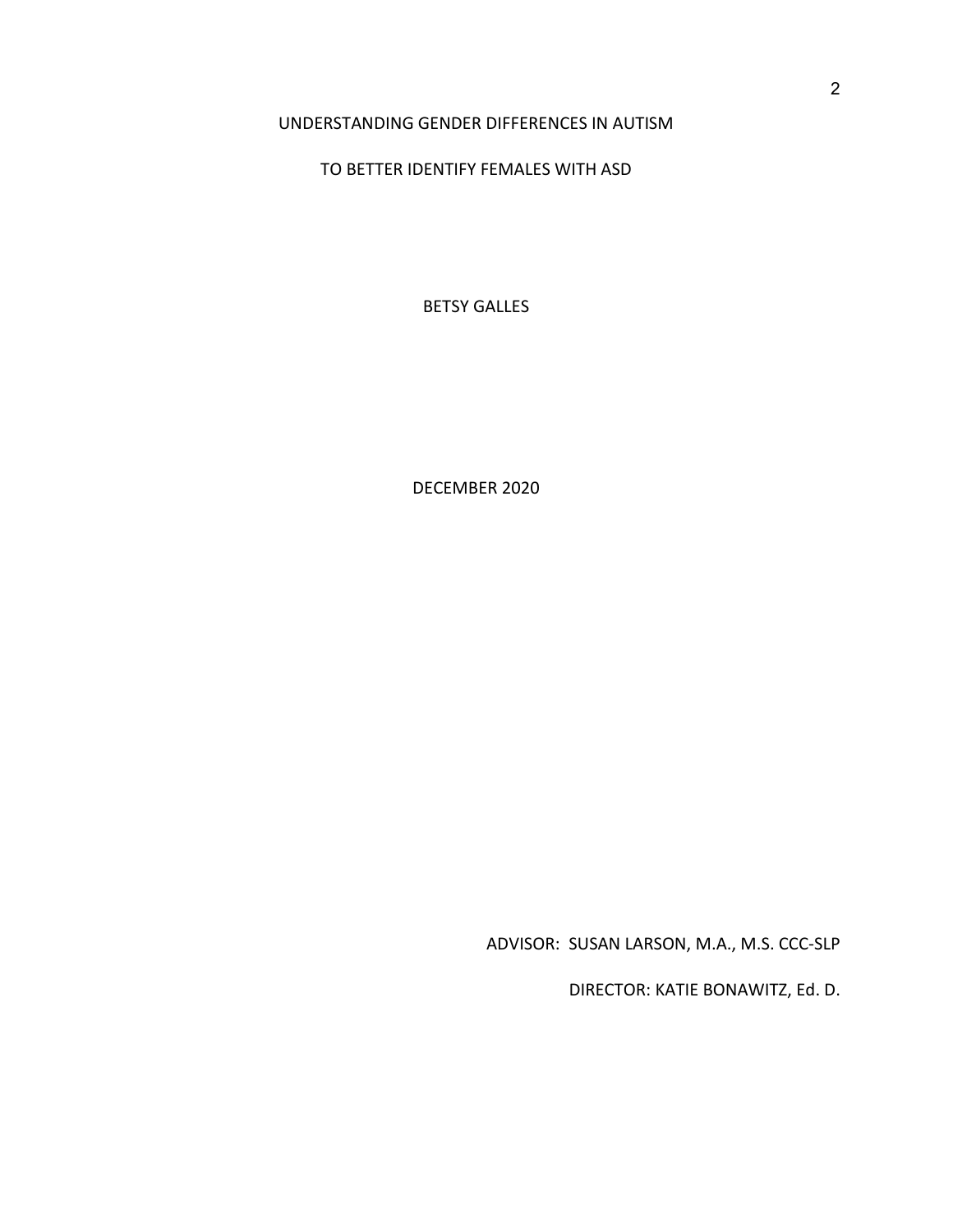UNDERSTANDING GENDER DIFFERENCES IN AUTISM

TO BETTER IDENTIFY FEMALES WITH ASD

BETSY GALLES

DECEMBER 2020

ADVISOR: SUSAN LARSON, M.A., M.S. CCC-SLP

DIRECTOR: KATIE BONAWITZ, Ed. D.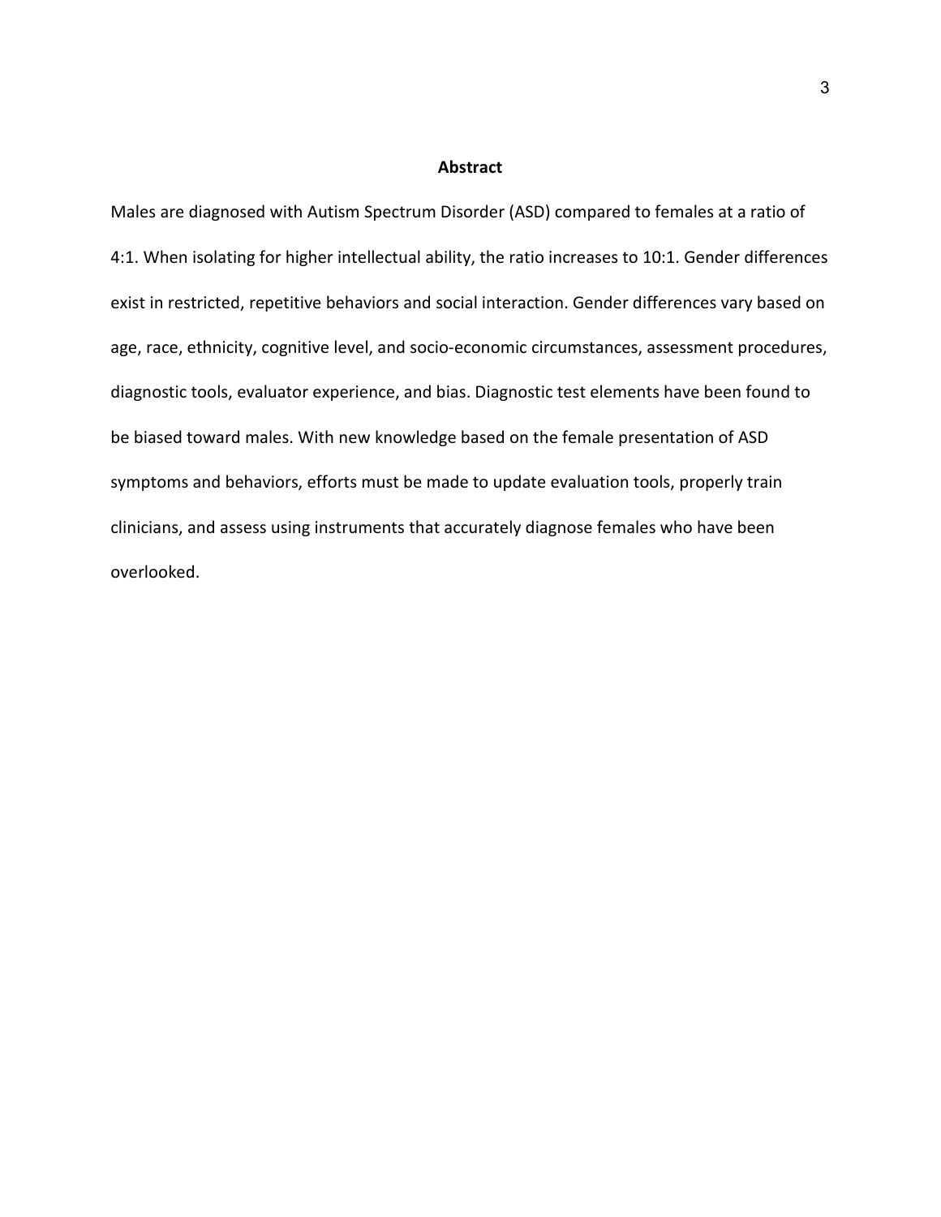# Abstract

Males are diagnosed with Autism Spectrum Disorder (ASD) compared to females at a ratio of 4:1. When isolating for higher intellectual ability, the ratio increases to 10:1. Gender differences exist in restricted, repetitive behaviors and social interaction. Gender differences vary based on age, race, ethnicity, cognitive level, and socio-economic circumstances, assessment procedures, diagnostic tools, evaluator experience, and bias. Diagnostic test elements have been found to be biased toward males. With new knowledge based on the female presentation of ASD symptoms and behaviors, efforts must be made to update evaluation tools, properly train clinicians, and assess using instruments that accurately diagnose females who have been overlooked.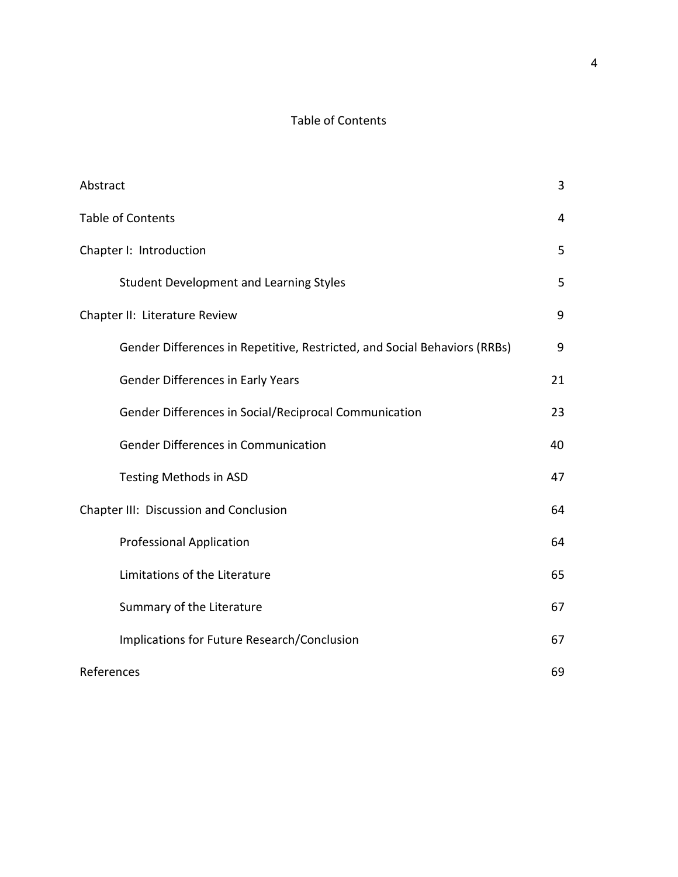# Table of Contents

| | |
|---|---|
| Abstract | 3 |
| Table of Contents | 4 |
| Chapter I: Introduction | 5 |
| &nbsp;&nbsp;&nbsp;&nbsp;Student Development and Learning Styles | 5 |
| Chapter II: Literature Review | 9 |
| &nbsp;&nbsp;&nbsp;&nbsp;Gender Differences in Repetitive, Restricted, and Social Behaviors (RRBs) | 9 |
| &nbsp;&nbsp;&nbsp;&nbsp;Gender Differences in Early Years | 21 |
| &nbsp;&nbsp;&nbsp;&nbsp;Gender Differences in Social/Reciprocal Communication | 23 |
| &nbsp;&nbsp;&nbsp;&nbsp;Gender Differences in Communication | 40 |
| &nbsp;&nbsp;&nbsp;&nbsp;Testing Methods in ASD | 47 |
| Chapter III: Discussion and Conclusion | 64 |
| &nbsp;&nbsp;&nbsp;&nbsp;Professional Application | 64 |
| &nbsp;&nbsp;&nbsp;&nbsp;Limitations of the Literature | 65 |
| &nbsp;&nbsp;&nbsp;&nbsp;Summary of the Literature | 67 |
| &nbsp;&nbsp;&nbsp;&nbsp;Implications for Future Research/Conclusion | 67 |
| References | 69 |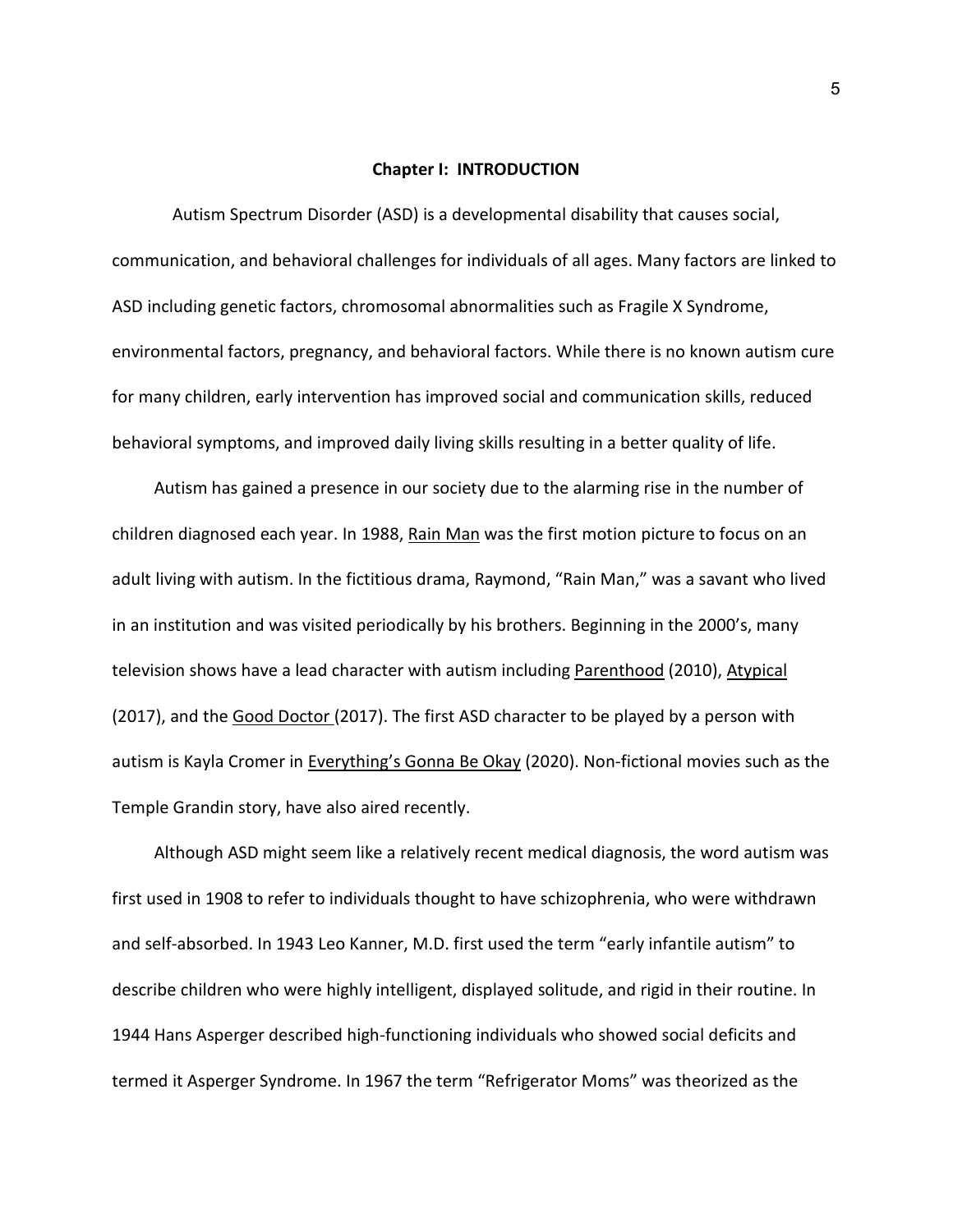# Chapter I: INTRODUCTION

Autism Spectrum Disorder (ASD) is a developmental disability that causes social, communication, and behavioral challenges for individuals of all ages. Many factors are linked to ASD including genetic factors, chromosomal abnormalities such as Fragile X Syndrome, environmental factors, pregnancy, and behavioral factors. While there is no known autism cure for many children, early intervention has improved social and communication skills, reduced behavioral symptoms, and improved daily living skills resulting in a better quality of life.

Autism has gained a presence in our society due to the alarming rise in the number of children diagnosed each year. In 1988, Rain Man was the first motion picture to focus on an adult living with autism. In the fictitious drama, Raymond, "Rain Man," was a savant who lived in an institution and was visited periodically by his brothers. Beginning in the 2000's, many television shows have a lead character with autism including Parenthood (2010), Atypical (2017), and the Good Doctor (2017). The first ASD character to be played by a person with autism is Kayla Cromer in Everything's Gonna Be Okay (2020). Non-fictional movies such as the Temple Grandin story, have also aired recently.

Although ASD might seem like a relatively recent medical diagnosis, the word autism was first used in 1908 to refer to individuals thought to have schizophrenia, who were withdrawn and self-absorbed. In 1943 Leo Kanner, M.D. first used the term "early infantile autism" to describe children who were highly intelligent, displayed solitude, and rigid in their routine. In 1944 Hans Asperger described high-functioning individuals who showed social deficits and termed it Asperger Syndrome. In 1967 the term "Refrigerator Moms" was theorized as the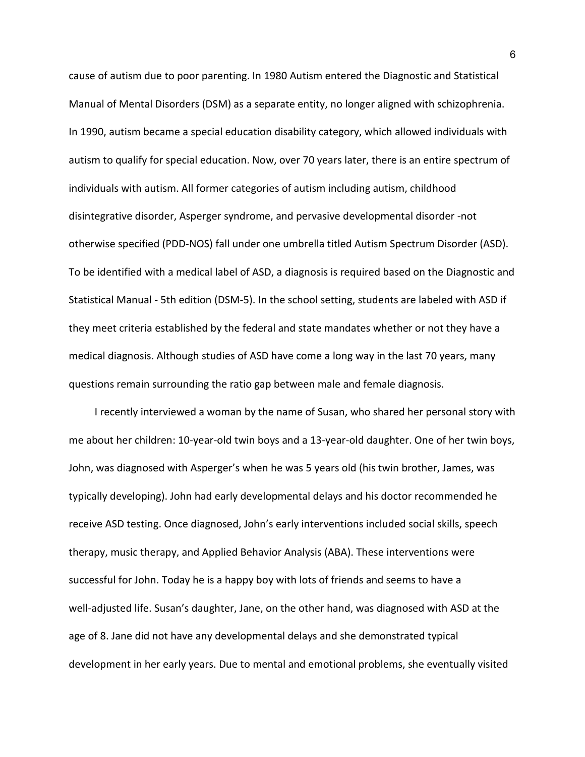cause of autism due to poor parenting. In 1980 Autism entered the Diagnostic and Statistical Manual of Mental Disorders (DSM) as a separate entity, no longer aligned with schizophrenia. In 1990, autism became a special education disability category, which allowed individuals with autism to qualify for special education. Now, over 70 years later, there is an entire spectrum of individuals with autism. All former categories of autism including autism, childhood disintegrative disorder, Asperger syndrome, and pervasive developmental disorder -not otherwise specified (PDD-NOS) fall under one umbrella titled Autism Spectrum Disorder (ASD). To be identified with a medical label of ASD, a diagnosis is required based on the Diagnostic and Statistical Manual - 5th edition (DSM-5). In the school setting, students are labeled with ASD if they meet criteria established by the federal and state mandates whether or not they have a medical diagnosis. Although studies of ASD have come a long way in the last 70 years, many questions remain surrounding the ratio gap between male and female diagnosis.

I recently interviewed a woman by the name of Susan, who shared her personal story with me about her children: 10-year-old twin boys and a 13-year-old daughter. One of her twin boys, John, was diagnosed with Asperger's when he was 5 years old (his twin brother, James, was typically developing). John had early developmental delays and his doctor recommended he receive ASD testing. Once diagnosed, John's early interventions included social skills, speech therapy, music therapy, and Applied Behavior Analysis (ABA). These interventions were successful for John. Today he is a happy boy with lots of friends and seems to have a well-adjusted life. Susan's daughter, Jane, on the other hand, was diagnosed with ASD at the age of 8. Jane did not have any developmental delays and she demonstrated typical development in her early years. Due to mental and emotional problems, she eventually visited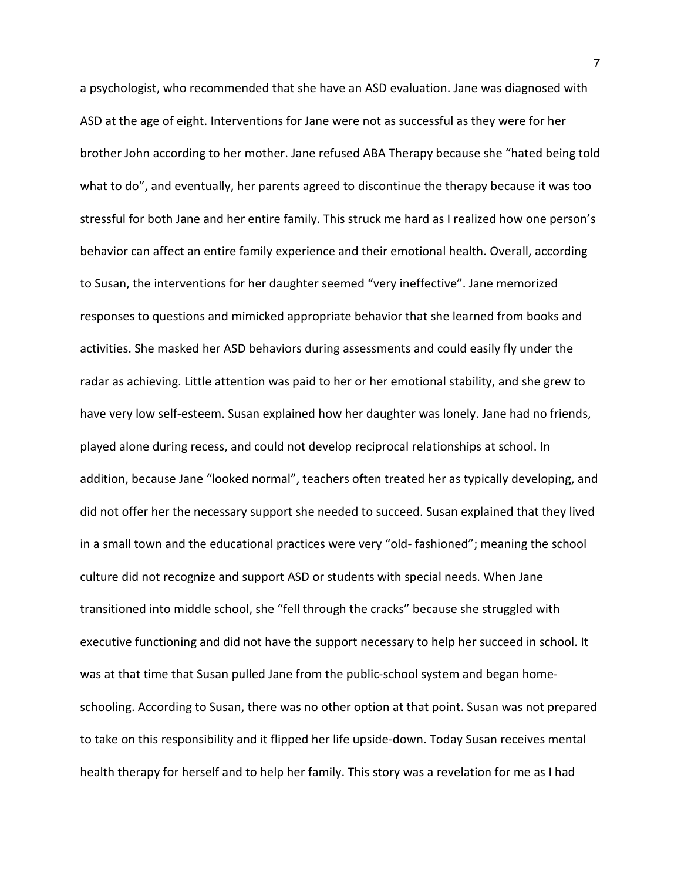a psychologist, who recommended that she have an ASD evaluation. Jane was diagnosed with ASD at the age of eight. Interventions for Jane were not as successful as they were for her brother John according to her mother. Jane refused ABA Therapy because she "hated being told what to do", and eventually, her parents agreed to discontinue the therapy because it was too stressful for both Jane and her entire family. This struck me hard as I realized how one person's behavior can affect an entire family experience and their emotional health. Overall, according to Susan, the interventions for her daughter seemed "very ineffective". Jane memorized responses to questions and mimicked appropriate behavior that she learned from books and activities. She masked her ASD behaviors during assessments and could easily fly under the radar as achieving. Little attention was paid to her or her emotional stability, and she grew to have very low self-esteem. Susan explained how her daughter was lonely. Jane had no friends, played alone during recess, and could not develop reciprocal relationships at school. In addition, because Jane "looked normal", teachers often treated her as typically developing, and did not offer her the necessary support she needed to succeed. Susan explained that they lived in a small town and the educational practices were very "old- fashioned"; meaning the school culture did not recognize and support ASD or students with special needs. When Jane transitioned into middle school, she "fell through the cracks" because she struggled with executive functioning and did not have the support necessary to help her succeed in school. It was at that time that Susan pulled Jane from the public-school system and began home-schooling. According to Susan, there was no other option at that point. Susan was not prepared to take on this responsibility and it flipped her life upside-down. Today Susan receives mental health therapy for herself and to help her family. This story was a revelation for me as I had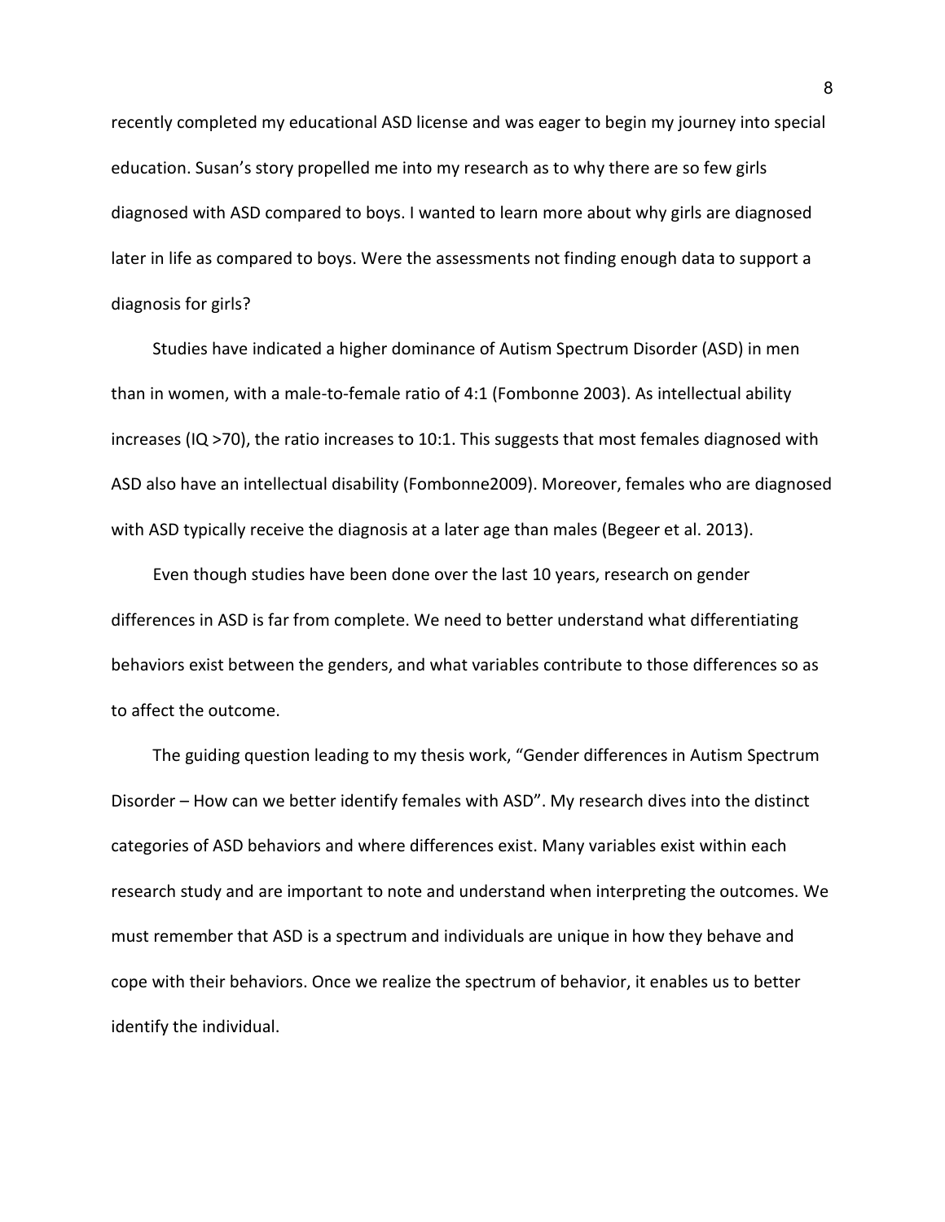recently completed my educational ASD license and was eager to begin my journey into special education. Susan's story propelled me into my research as to why there are so few girls diagnosed with ASD compared to boys. I wanted to learn more about why girls are diagnosed later in life as compared to boys. Were the assessments not finding enough data to support a diagnosis for girls?

Studies have indicated a higher dominance of Autism Spectrum Disorder (ASD) in men than in women, with a male-to-female ratio of 4:1 (Fombonne 2003). As intellectual ability increases (IQ >70), the ratio increases to 10:1. This suggests that most females diagnosed with ASD also have an intellectual disability (Fombonne2009). Moreover, females who are diagnosed with ASD typically receive the diagnosis at a later age than males (Begeer et al. 2013).

Even though studies have been done over the last 10 years, research on gender differences in ASD is far from complete. We need to better understand what differentiating behaviors exist between the genders, and what variables contribute to those differences so as to affect the outcome.

The guiding question leading to my thesis work, "Gender differences in Autism Spectrum Disorder – How can we better identify females with ASD". My research dives into the distinct categories of ASD behaviors and where differences exist. Many variables exist within each research study and are important to note and understand when interpreting the outcomes. We must remember that ASD is a spectrum and individuals are unique in how they behave and cope with their behaviors. Once we realize the spectrum of behavior, it enables us to better identify the individual.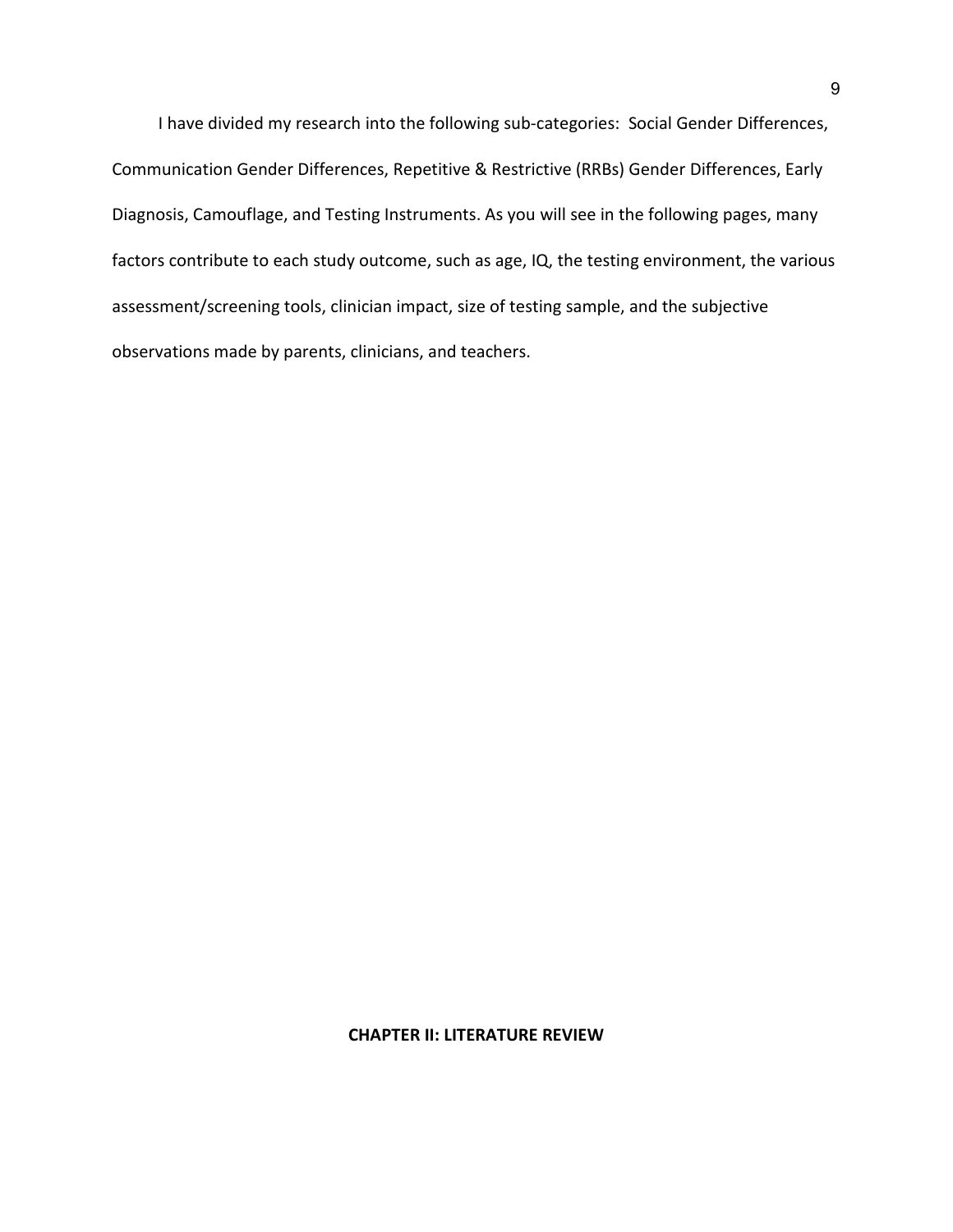I have divided my research into the following sub-categories: Social Gender Differences, Communication Gender Differences, Repetitive & Restrictive (RRBs) Gender Differences, Early Diagnosis, Camouflage, and Testing Instruments. As you will see in the following pages, many factors contribute to each study outcome, such as age, IQ, the testing environment, the various assessment/screening tools, clinician impact, size of testing sample, and the subjective observations made by parents, clinicians, and teachers.

# CHAPTER II: LITERATURE REVIEW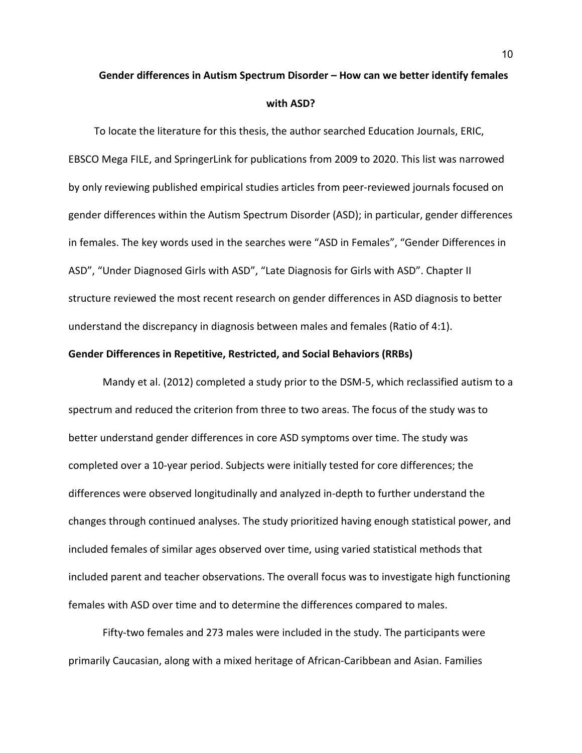## Gender differences in Autism Spectrum Disorder – How can we better identify females with ASD?

To locate the literature for this thesis, the author searched Education Journals, ERIC, EBSCO Mega FILE, and SpringerLink for publications from 2009 to 2020. This list was narrowed by only reviewing published empirical studies articles from peer-reviewed journals focused on gender differences within the Autism Spectrum Disorder (ASD); in particular, gender differences in females. The key words used in the searches were "ASD in Females", "Gender Differences in ASD", "Under Diagnosed Girls with ASD", "Late Diagnosis for Girls with ASD". Chapter II structure reviewed the most recent research on gender differences in ASD diagnosis to better understand the discrepancy in diagnosis between males and females (Ratio of 4:1).

### Gender Differences in Repetitive, Restricted, and Social Behaviors (RRBs)

Mandy et al. (2012) completed a study prior to the DSM-5, which reclassified autism to a spectrum and reduced the criterion from three to two areas. The focus of the study was to better understand gender differences in core ASD symptoms over time. The study was completed over a 10-year period. Subjects were initially tested for core differences; the differences were observed longitudinally and analyzed in-depth to further understand the changes through continued analyses. The study prioritized having enough statistical power, and included females of similar ages observed over time, using varied statistical methods that included parent and teacher observations. The overall focus was to investigate high functioning females with ASD over time and to determine the differences compared to males.

Fifty-two females and 273 males were included in the study. The participants were primarily Caucasian, along with a mixed heritage of African-Caribbean and Asian. Families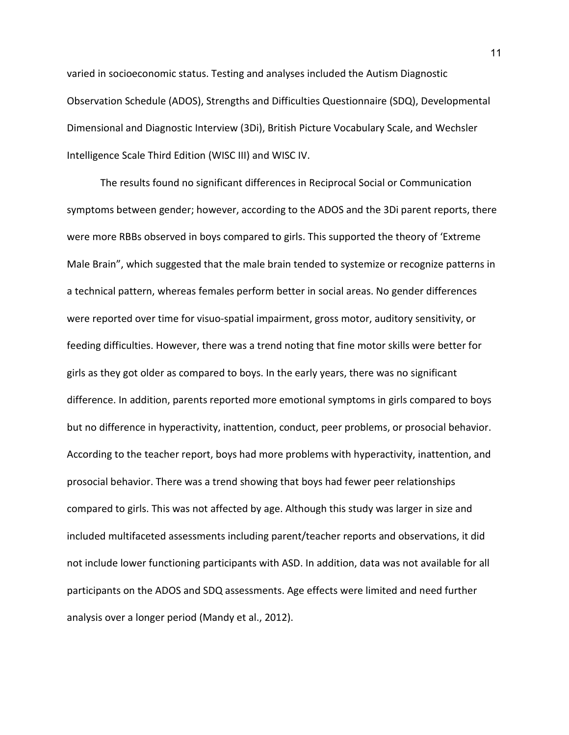varied in socioeconomic status. Testing and analyses included the Autism Diagnostic Observation Schedule (ADOS), Strengths and Difficulties Questionnaire (SDQ), Developmental Dimensional and Diagnostic Interview (3Di), British Picture Vocabulary Scale, and Wechsler Intelligence Scale Third Edition (WISC III) and WISC IV.

The results found no significant differences in Reciprocal Social or Communication symptoms between gender; however, according to the ADOS and the 3Di parent reports, there were more RBBs observed in boys compared to girls. This supported the theory of 'Extreme Male Brain", which suggested that the male brain tended to systemize or recognize patterns in a technical pattern, whereas females perform better in social areas. No gender differences were reported over time for visuo-spatial impairment, gross motor, auditory sensitivity, or feeding difficulties. However, there was a trend noting that fine motor skills were better for girls as they got older as compared to boys. In the early years, there was no significant difference. In addition, parents reported more emotional symptoms in girls compared to boys but no difference in hyperactivity, inattention, conduct, peer problems, or prosocial behavior. According to the teacher report, boys had more problems with hyperactivity, inattention, and prosocial behavior. There was a trend showing that boys had fewer peer relationships compared to girls. This was not affected by age. Although this study was larger in size and included multifaceted assessments including parent/teacher reports and observations, it did not include lower functioning participants with ASD. In addition, data was not available for all participants on the ADOS and SDQ assessments. Age effects were limited and need further analysis over a longer period (Mandy et al., 2012).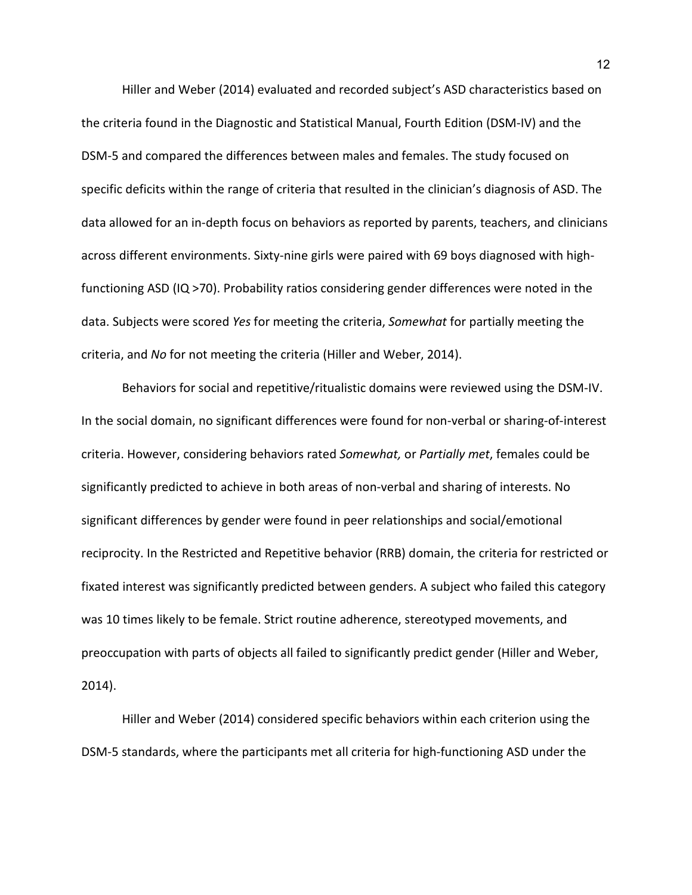Hiller and Weber (2014) evaluated and recorded subject's ASD characteristics based on the criteria found in the Diagnostic and Statistical Manual, Fourth Edition (DSM-IV) and the DSM-5 and compared the differences between males and females. The study focused on specific deficits within the range of criteria that resulted in the clinician's diagnosis of ASD. The data allowed for an in-depth focus on behaviors as reported by parents, teachers, and clinicians across different environments. Sixty-nine girls were paired with 69 boys diagnosed with high-functioning ASD (IQ >70). Probability ratios considering gender differences were noted in the data. Subjects were scored *Yes* for meeting the criteria, *Somewhat* for partially meeting the criteria, and *No* for not meeting the criteria (Hiller and Weber, 2014).

Behaviors for social and repetitive/ritualistic domains were reviewed using the DSM-IV. In the social domain, no significant differences were found for non-verbal or sharing-of-interest criteria. However, considering behaviors rated *Somewhat,* or *Partially met*, females could be significantly predicted to achieve in both areas of non-verbal and sharing of interests. No significant differences by gender were found in peer relationships and social/emotional reciprocity. In the Restricted and Repetitive behavior (RRB) domain, the criteria for restricted or fixated interest was significantly predicted between genders. A subject who failed this category was 10 times likely to be female. Strict routine adherence, stereotyped movements, and preoccupation with parts of objects all failed to significantly predict gender (Hiller and Weber, 2014).

Hiller and Weber (2014) considered specific behaviors within each criterion using the DSM-5 standards, where the participants met all criteria for high-functioning ASD under the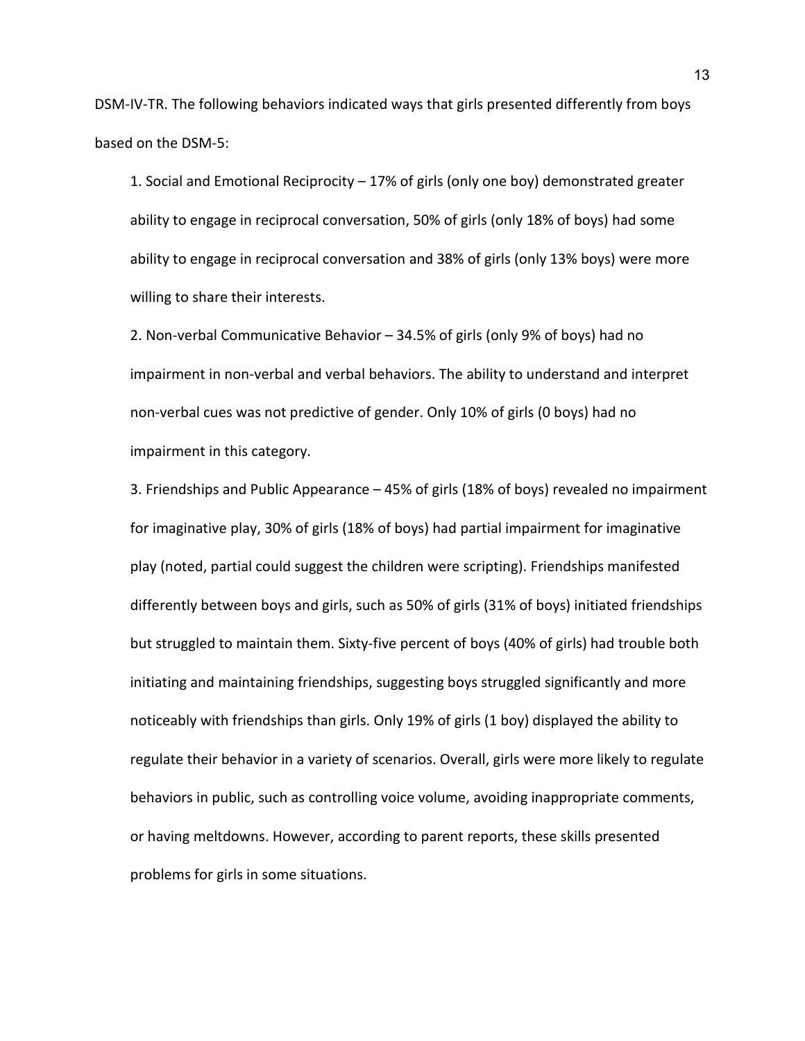DSM-IV-TR. The following behaviors indicated ways that girls presented differently from boys based on the DSM-5:

1. Social and Emotional Reciprocity – 17% of girls (only one boy) demonstrated greater ability to engage in reciprocal conversation, 50% of girls (only 18% of boys) had some ability to engage in reciprocal conversation and 38% of girls (only 13% boys) were more willing to share their interests.
2. Non-verbal Communicative Behavior – 34.5% of girls (only 9% of boys) had no impairment in non-verbal and verbal behaviors. The ability to understand and interpret non-verbal cues was not predictive of gender. Only 10% of girls (0 boys) had no impairment in this category.
3. Friendships and Public Appearance – 45% of girls (18% of boys) revealed no impairment for imaginative play, 30% of girls (18% of boys) had partial impairment for imaginative play (noted, partial could suggest the children were scripting). Friendships manifested differently between boys and girls, such as 50% of girls (31% of boys) initiated friendships but struggled to maintain them. Sixty-five percent of boys (40% of girls) had trouble both initiating and maintaining friendships, suggesting boys struggled significantly and more noticeably with friendships than girls. Only 19% of girls (1 boy) displayed the ability to regulate their behavior in a variety of scenarios. Overall, girls were more likely to regulate behaviors in public, such as controlling voice volume, avoiding inappropriate comments, or having meltdowns. However, according to parent reports, these skills presented problems for girls in some situations.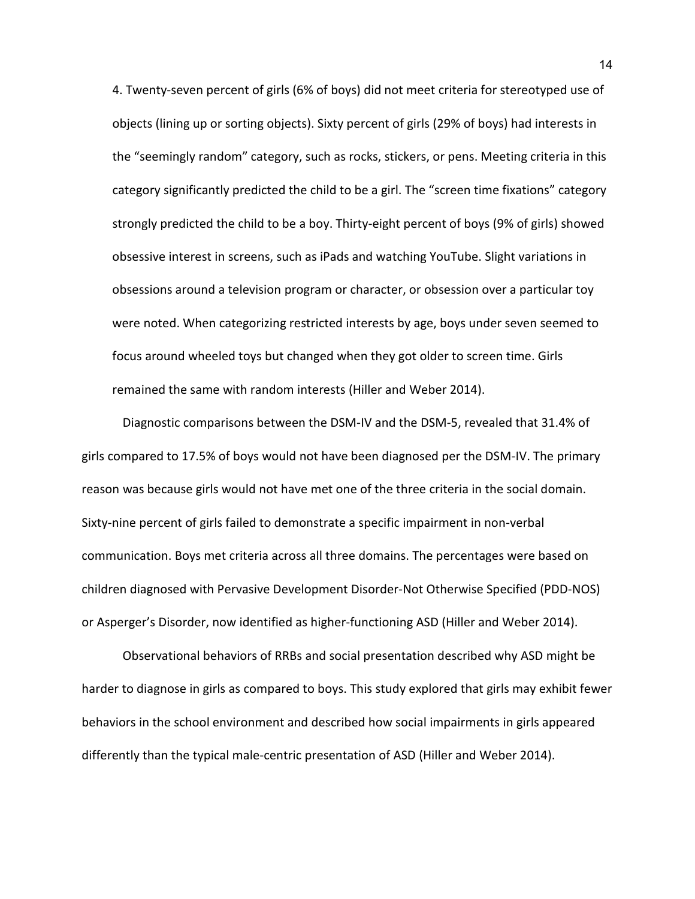4. Twenty-seven percent of girls (6% of boys) did not meet criteria for stereotyped use of objects (lining up or sorting objects). Sixty percent of girls (29% of boys) had interests in the "seemingly random" category, such as rocks, stickers, or pens. Meeting criteria in this category significantly predicted the child to be a girl. The "screen time fixations" category strongly predicted the child to be a boy. Thirty-eight percent of boys (9% of girls) showed obsessive interest in screens, such as iPads and watching YouTube. Slight variations in obsessions around a television program or character, or obsession over a particular toy were noted. When categorizing restricted interests by age, boys under seven seemed to focus around wheeled toys but changed when they got older to screen time. Girls remained the same with random interests (Hiller and Weber 2014).

Diagnostic comparisons between the DSM-IV and the DSM-5, revealed that 31.4% of girls compared to 17.5% of boys would not have been diagnosed per the DSM-IV. The primary reason was because girls would not have met one of the three criteria in the social domain. Sixty-nine percent of girls failed to demonstrate a specific impairment in non-verbal communication. Boys met criteria across all three domains. The percentages were based on children diagnosed with Pervasive Development Disorder-Not Otherwise Specified (PDD-NOS) or Asperger's Disorder, now identified as higher-functioning ASD (Hiller and Weber 2014).

Observational behaviors of RRBs and social presentation described why ASD might be harder to diagnose in girls as compared to boys. This study explored that girls may exhibit fewer behaviors in the school environment and described how social impairments in girls appeared differently than the typical male-centric presentation of ASD (Hiller and Weber 2014).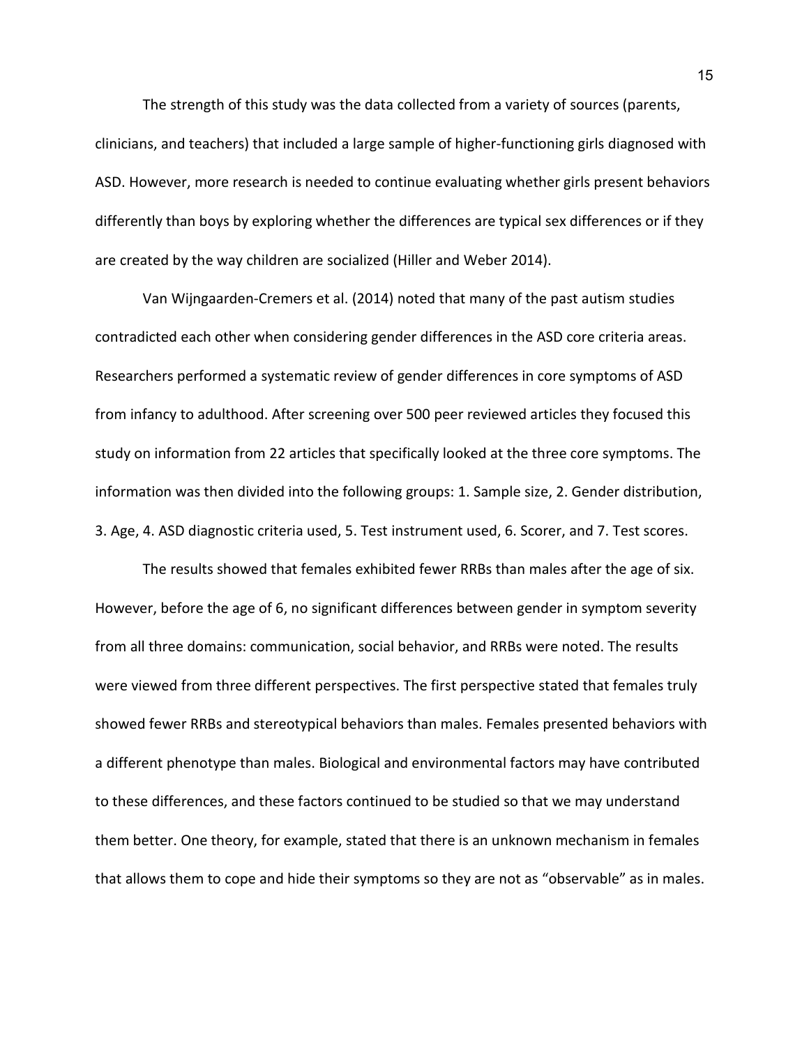The strength of this study was the data collected from a variety of sources (parents, clinicians, and teachers) that included a large sample of higher-functioning girls diagnosed with ASD. However, more research is needed to continue evaluating whether girls present behaviors differently than boys by exploring whether the differences are typical sex differences or if they are created by the way children are socialized (Hiller and Weber 2014).

Van Wijngaarden-Cremers et al. (2014) noted that many of the past autism studies contradicted each other when considering gender differences in the ASD core criteria areas. Researchers performed a systematic review of gender differences in core symptoms of ASD from infancy to adulthood. After screening over 500 peer reviewed articles they focused this study on information from 22 articles that specifically looked at the three core symptoms. The information was then divided into the following groups: 1. Sample size, 2. Gender distribution, 3. Age, 4. ASD diagnostic criteria used, 5. Test instrument used, 6. Scorer, and 7. Test scores.

The results showed that females exhibited fewer RRBs than males after the age of six. However, before the age of 6, no significant differences between gender in symptom severity from all three domains: communication, social behavior, and RRBs were noted. The results were viewed from three different perspectives. The first perspective stated that females truly showed fewer RRBs and stereotypical behaviors than males. Females presented behaviors with a different phenotype than males. Biological and environmental factors may have contributed to these differences, and these factors continued to be studied so that we may understand them better. One theory, for example, stated that there is an unknown mechanism in females that allows them to cope and hide their symptoms so they are not as "observable" as in males.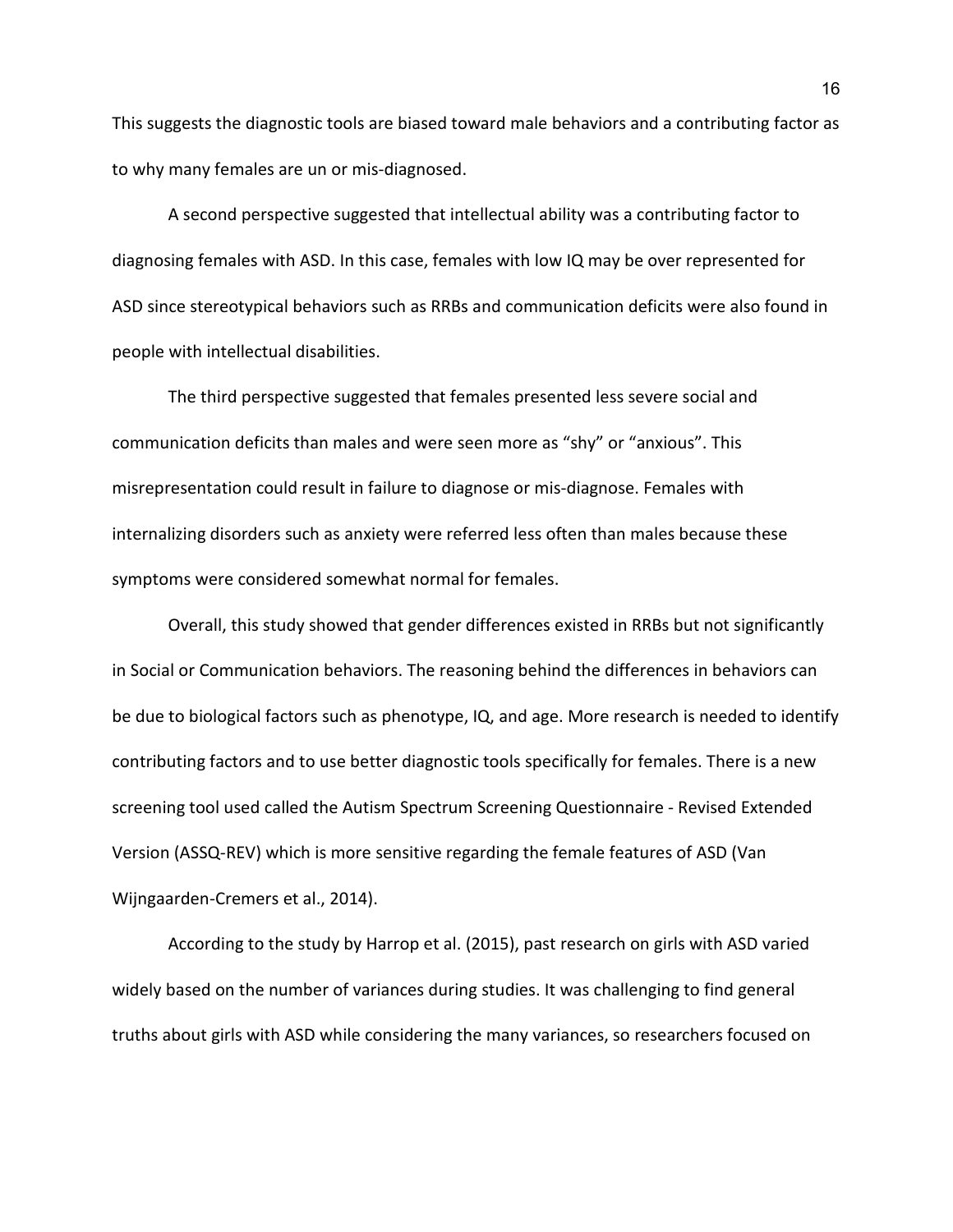This suggests the diagnostic tools are biased toward male behaviors and a contributing factor as to why many females are un or mis-diagnosed.

A second perspective suggested that intellectual ability was a contributing factor to diagnosing females with ASD. In this case, females with low IQ may be over represented for ASD since stereotypical behaviors such as RRBs and communication deficits were also found in people with intellectual disabilities.

The third perspective suggested that females presented less severe social and communication deficits than males and were seen more as "shy" or "anxious". This misrepresentation could result in failure to diagnose or mis-diagnose. Females with internalizing disorders such as anxiety were referred less often than males because these symptoms were considered somewhat normal for females.

Overall, this study showed that gender differences existed in RRBs but not significantly in Social or Communication behaviors. The reasoning behind the differences in behaviors can be due to biological factors such as phenotype, IQ, and age. More research is needed to identify contributing factors and to use better diagnostic tools specifically for females. There is a new screening tool used called the Autism Spectrum Screening Questionnaire - Revised Extended Version (ASSQ-REV) which is more sensitive regarding the female features of ASD (Van Wijngaarden-Cremers et al., 2014).

According to the study by Harrop et al. (2015), past research on girls with ASD varied widely based on the number of variances during studies. It was challenging to find general truths about girls with ASD while considering the many variances, so researchers focused on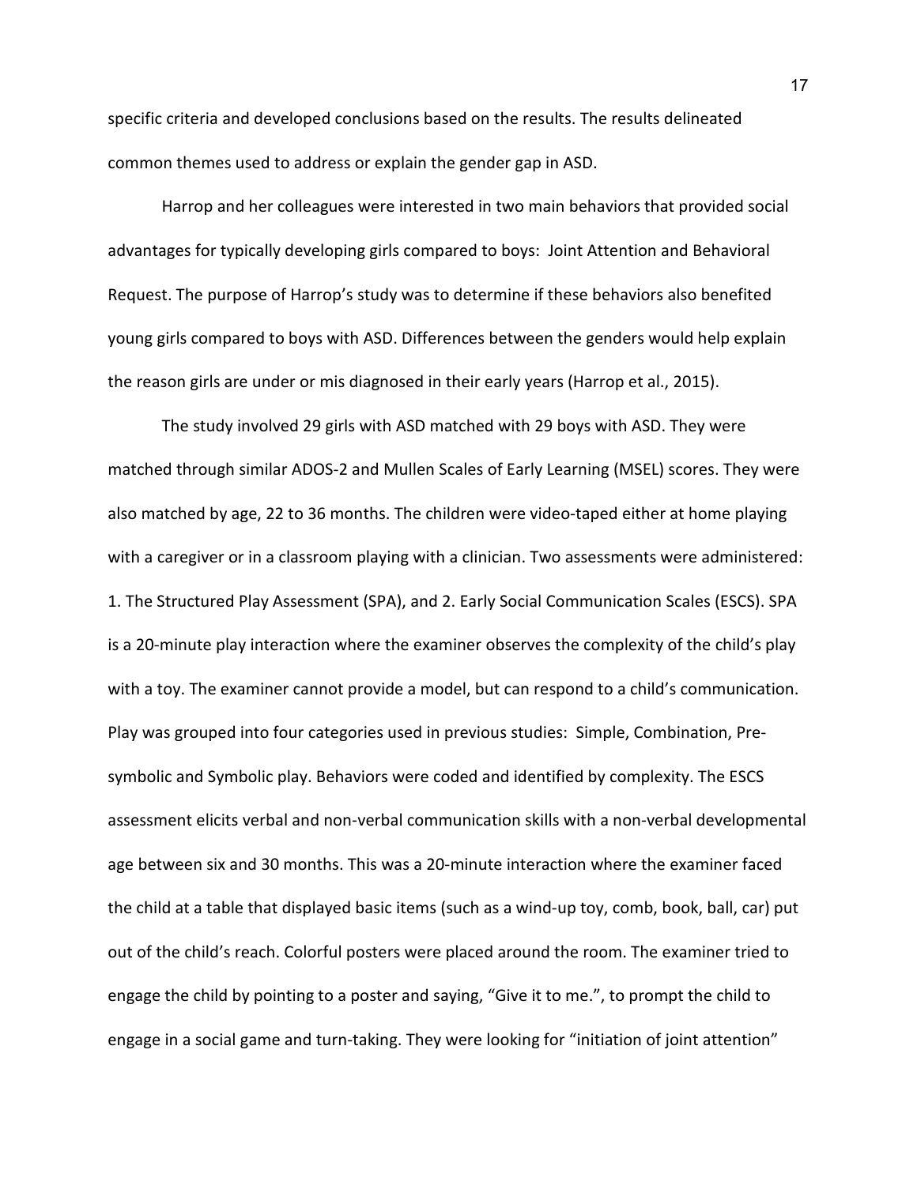specific criteria and developed conclusions based on the results. The results delineated common themes used to address or explain the gender gap in ASD.

Harrop and her colleagues were interested in two main behaviors that provided social advantages for typically developing girls compared to boys: Joint Attention and Behavioral Request. The purpose of Harrop's study was to determine if these behaviors also benefited young girls compared to boys with ASD. Differences between the genders would help explain the reason girls are under or mis diagnosed in their early years (Harrop et al., 2015).

The study involved 29 girls with ASD matched with 29 boys with ASD. They were matched through similar ADOS-2 and Mullen Scales of Early Learning (MSEL) scores. They were also matched by age, 22 to 36 months. The children were video-taped either at home playing with a caregiver or in a classroom playing with a clinician. Two assessments were administered: 1. The Structured Play Assessment (SPA), and 2. Early Social Communication Scales (ESCS). SPA is a 20-minute play interaction where the examiner observes the complexity of the child's play with a toy. The examiner cannot provide a model, but can respond to a child's communication. Play was grouped into four categories used in previous studies: Simple, Combination, Pre-symbolic and Symbolic play. Behaviors were coded and identified by complexity. The ESCS assessment elicits verbal and non-verbal communication skills with a non-verbal developmental age between six and 30 months. This was a 20-minute interaction where the examiner faced the child at a table that displayed basic items (such as a wind-up toy, comb, book, ball, car) put out of the child's reach. Colorful posters were placed around the room. The examiner tried to engage the child by pointing to a poster and saying, "Give it to me.", to prompt the child to engage in a social game and turn-taking. They were looking for "initiation of joint attention"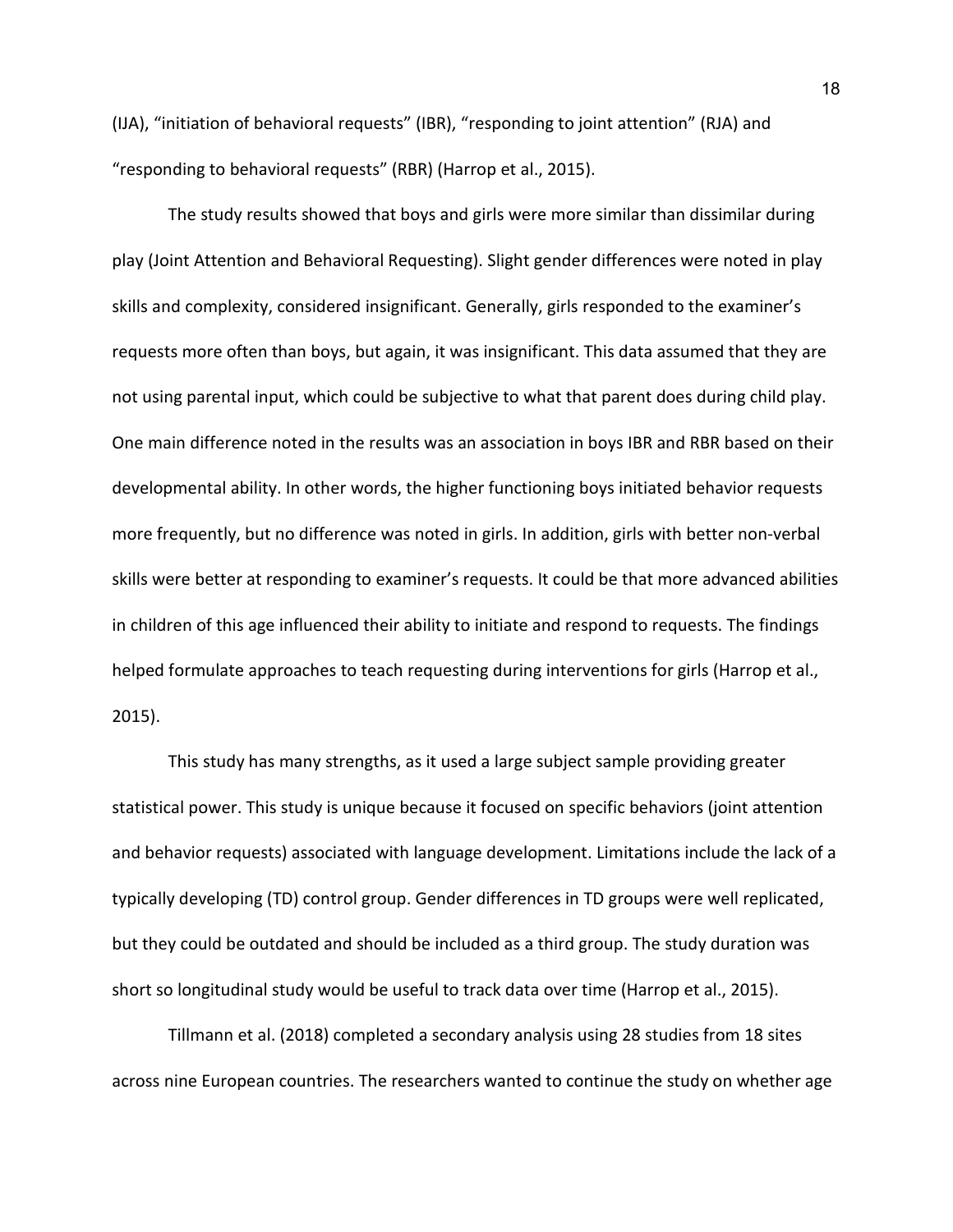(IJA), “initiation of behavioral requests” (IBR), “responding to joint attention” (RJA) and “responding to behavioral requests” (RBR) (Harrop et al., 2015).

The study results showed that boys and girls were more similar than dissimilar during play (Joint Attention and Behavioral Requesting). Slight gender differences were noted in play skills and complexity, considered insignificant. Generally, girls responded to the examiner’s requests more often than boys, but again, it was insignificant. This data assumed that they are not using parental input, which could be subjective to what that parent does during child play. One main difference noted in the results was an association in boys IBR and RBR based on their developmental ability. In other words, the higher functioning boys initiated behavior requests more frequently, but no difference was noted in girls. In addition, girls with better non-verbal skills were better at responding to examiner’s requests. It could be that more advanced abilities in children of this age influenced their ability to initiate and respond to requests. The findings helped formulate approaches to teach requesting during interventions for girls (Harrop et al., 2015).

This study has many strengths, as it used a large subject sample providing greater statistical power. This study is unique because it focused on specific behaviors (joint attention and behavior requests) associated with language development. Limitations include the lack of a typically developing (TD) control group. Gender differences in TD groups were well replicated, but they could be outdated and should be included as a third group. The study duration was short so longitudinal study would be useful to track data over time (Harrop et al., 2015).

Tillmann et al. (2018) completed a secondary analysis using 28 studies from 18 sites across nine European countries. The researchers wanted to continue the study on whether age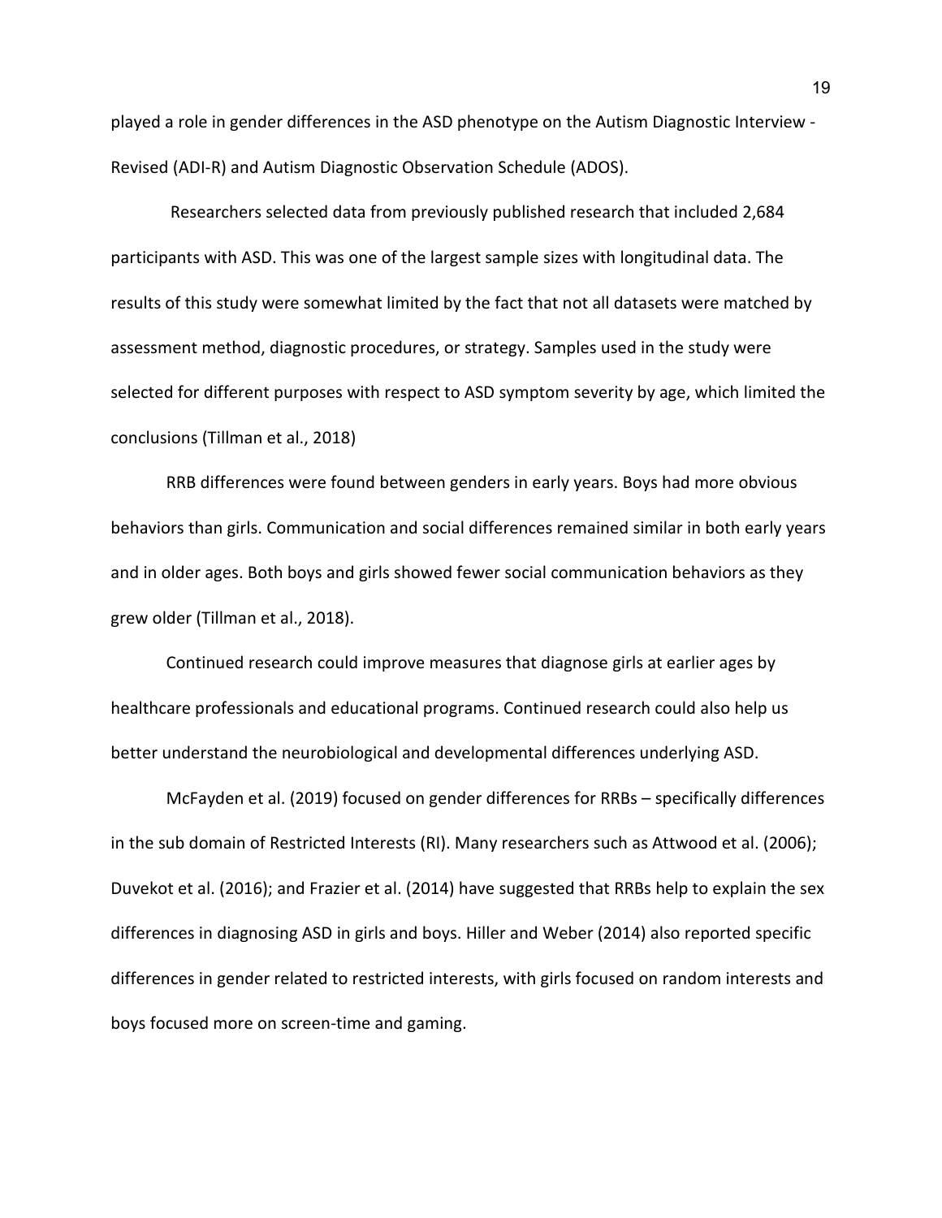played a role in gender differences in the ASD phenotype on the Autism Diagnostic Interview - Revised (ADI-R) and Autism Diagnostic Observation Schedule (ADOS).

Researchers selected data from previously published research that included 2,684 participants with ASD. This was one of the largest sample sizes with longitudinal data. The results of this study were somewhat limited by the fact that not all datasets were matched by assessment method, diagnostic procedures, or strategy. Samples used in the study were selected for different purposes with respect to ASD symptom severity by age, which limited the conclusions (Tillman et al., 2018)

RRB differences were found between genders in early years. Boys had more obvious behaviors than girls. Communication and social differences remained similar in both early years and in older ages. Both boys and girls showed fewer social communication behaviors as they grew older (Tillman et al., 2018).

Continued research could improve measures that diagnose girls at earlier ages by healthcare professionals and educational programs. Continued research could also help us better understand the neurobiological and developmental differences underlying ASD.

McFayden et al. (2019) focused on gender differences for RRBs – specifically differences in the sub domain of Restricted Interests (RI). Many researchers such as Attwood et al. (2006); Duvekot et al. (2016); and Frazier et al. (2014) have suggested that RRBs help to explain the sex differences in diagnosing ASD in girls and boys. Hiller and Weber (2014) also reported specific differences in gender related to restricted interests, with girls focused on random interests and boys focused more on screen-time and gaming.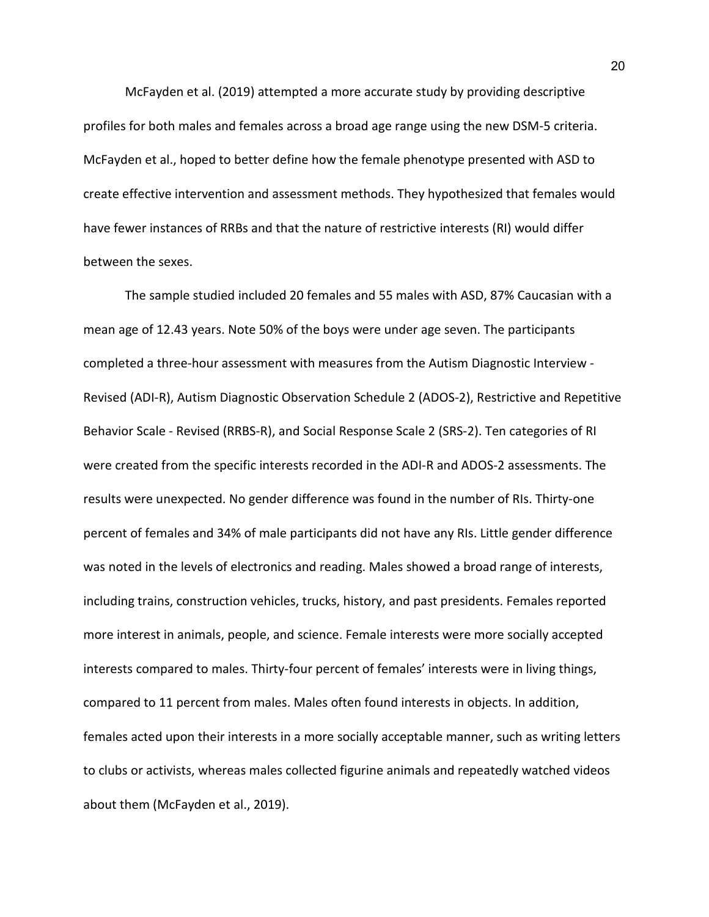McFayden et al. (2019) attempted a more accurate study by providing descriptive profiles for both males and females across a broad age range using the new DSM-5 criteria. McFayden et al., hoped to better define how the female phenotype presented with ASD to create effective intervention and assessment methods. They hypothesized that females would have fewer instances of RRBs and that the nature of restrictive interests (RI) would differ between the sexes.

The sample studied included 20 females and 55 males with ASD, 87% Caucasian with a mean age of 12.43 years. Note 50% of the boys were under age seven. The participants completed a three-hour assessment with measures from the Autism Diagnostic Interview - Revised (ADI-R), Autism Diagnostic Observation Schedule 2 (ADOS-2), Restrictive and Repetitive Behavior Scale - Revised (RRBS-R), and Social Response Scale 2 (SRS-2). Ten categories of RI were created from the specific interests recorded in the ADI-R and ADOS-2 assessments. The results were unexpected. No gender difference was found in the number of RIs. Thirty-one percent of females and 34% of male participants did not have any RIs. Little gender difference was noted in the levels of electronics and reading. Males showed a broad range of interests, including trains, construction vehicles, trucks, history, and past presidents. Females reported more interest in animals, people, and science. Female interests were more socially accepted interests compared to males. Thirty-four percent of females' interests were in living things, compared to 11 percent from males. Males often found interests in objects. In addition, females acted upon their interests in a more socially acceptable manner, such as writing letters to clubs or activists, whereas males collected figurine animals and repeatedly watched videos about them (McFayden et al., 2019).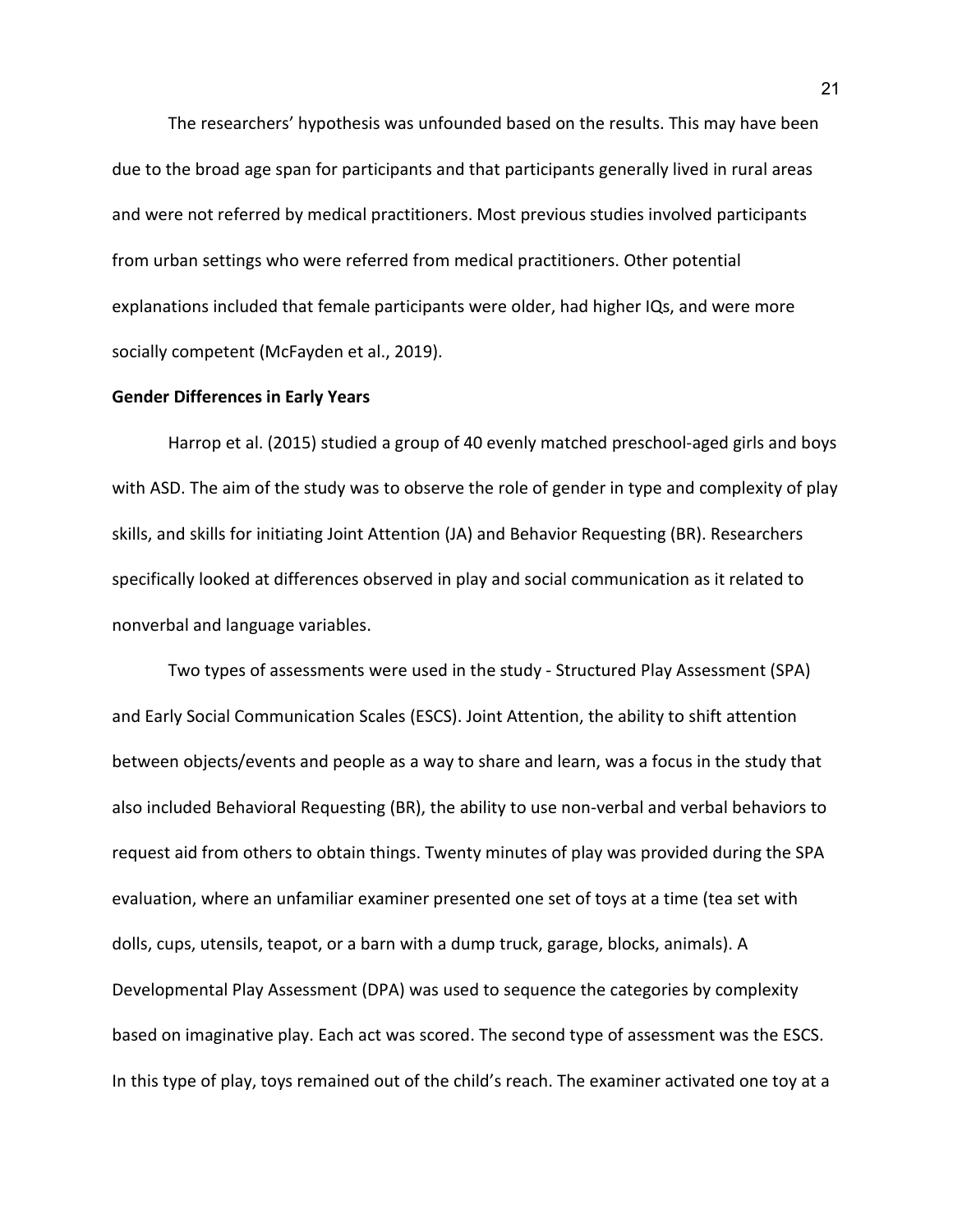The researchers' hypothesis was unfounded based on the results. This may have been due to the broad age span for participants and that participants generally lived in rural areas and were not referred by medical practitioners. Most previous studies involved participants from urban settings who were referred from medical practitioners. Other potential explanations included that female participants were older, had higher IQs, and were more socially competent (McFayden et al., 2019).

**Gender Differences in Early Years**

Harrop et al. (2015) studied a group of 40 evenly matched preschool-aged girls and boys with ASD. The aim of the study was to observe the role of gender in type and complexity of play skills, and skills for initiating Joint Attention (JA) and Behavior Requesting (BR). Researchers specifically looked at differences observed in play and social communication as it related to nonverbal and language variables.

Two types of assessments were used in the study - Structured Play Assessment (SPA) and Early Social Communication Scales (ESCS). Joint Attention, the ability to shift attention between objects/events and people as a way to share and learn, was a focus in the study that also included Behavioral Requesting (BR), the ability to use non-verbal and verbal behaviors to request aid from others to obtain things. Twenty minutes of play was provided during the SPA evaluation, where an unfamiliar examiner presented one set of toys at a time (tea set with dolls, cups, utensils, teapot, or a barn with a dump truck, garage, blocks, animals). A Developmental Play Assessment (DPA) was used to sequence the categories by complexity based on imaginative play. Each act was scored. The second type of assessment was the ESCS. In this type of play, toys remained out of the child's reach. The examiner activated one toy at a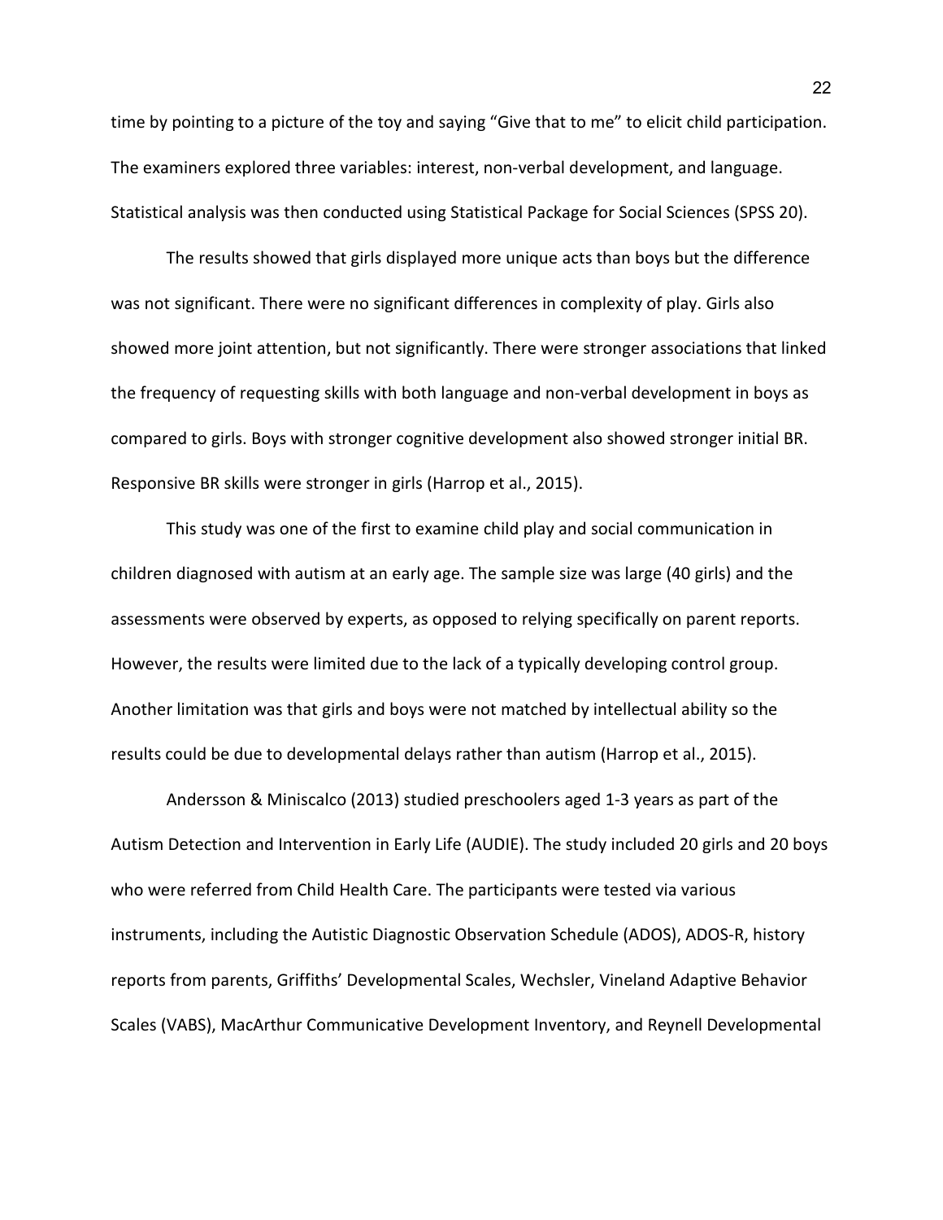time by pointing to a picture of the toy and saying "Give that to me" to elicit child participation. The examiners explored three variables: interest, non-verbal development, and language. Statistical analysis was then conducted using Statistical Package for Social Sciences (SPSS 20).

The results showed that girls displayed more unique acts than boys but the difference was not significant. There were no significant differences in complexity of play. Girls also showed more joint attention, but not significantly. There were stronger associations that linked the frequency of requesting skills with both language and non-verbal development in boys as compared to girls. Boys with stronger cognitive development also showed stronger initial BR. Responsive BR skills were stronger in girls (Harrop et al., 2015).

This study was one of the first to examine child play and social communication in children diagnosed with autism at an early age. The sample size was large (40 girls) and the assessments were observed by experts, as opposed to relying specifically on parent reports. However, the results were limited due to the lack of a typically developing control group. Another limitation was that girls and boys were not matched by intellectual ability so the results could be due to developmental delays rather than autism (Harrop et al., 2015).

Andersson & Miniscalco (2013) studied preschoolers aged 1-3 years as part of the Autism Detection and Intervention in Early Life (AUDIE). The study included 20 girls and 20 boys who were referred from Child Health Care. The participants were tested via various instruments, including the Autistic Diagnostic Observation Schedule (ADOS), ADOS-R, history reports from parents, Griffiths' Developmental Scales, Wechsler, Vineland Adaptive Behavior Scales (VABS), MacArthur Communicative Development Inventory, and Reynell Developmental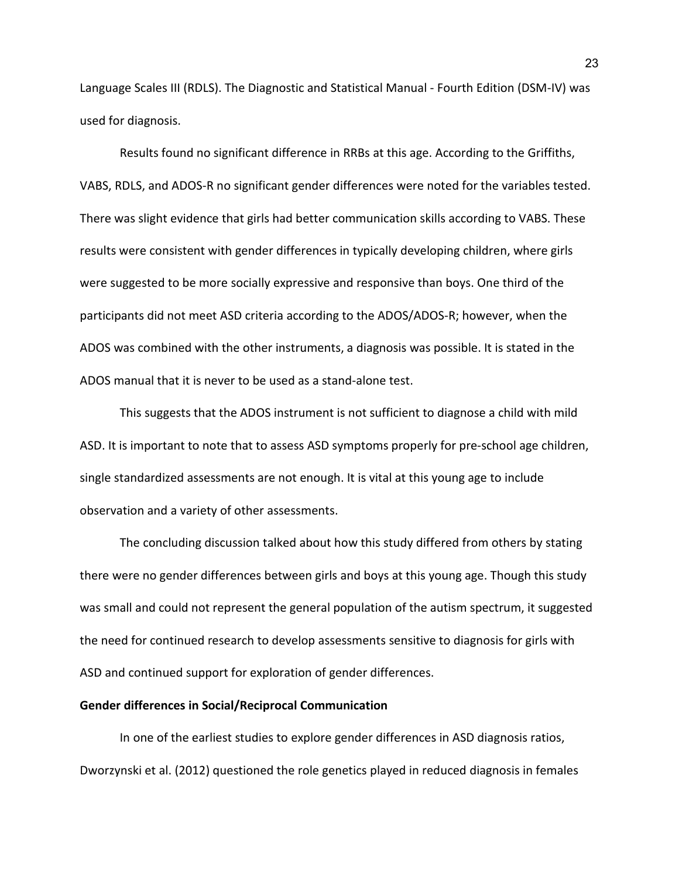Language Scales III (RDLS). The Diagnostic and Statistical Manual - Fourth Edition (DSM-IV) was used for diagnosis.

Results found no significant difference in RRBs at this age. According to the Griffiths, VABS, RDLS, and ADOS-R no significant gender differences were noted for the variables tested. There was slight evidence that girls had better communication skills according to VABS. These results were consistent with gender differences in typically developing children, where girls were suggested to be more socially expressive and responsive than boys. One third of the participants did not meet ASD criteria according to the ADOS/ADOS-R; however, when the ADOS was combined with the other instruments, a diagnosis was possible. It is stated in the ADOS manual that it is never to be used as a stand-alone test.

This suggests that the ADOS instrument is not sufficient to diagnose a child with mild ASD. It is important to note that to assess ASD symptoms properly for pre-school age children, single standardized assessments are not enough. It is vital at this young age to include observation and a variety of other assessments.

The concluding discussion talked about how this study differed from others by stating there were no gender differences between girls and boys at this young age. Though this study was small and could not represent the general population of the autism spectrum, it suggested the need for continued research to develop assessments sensitive to diagnosis for girls with ASD and continued support for exploration of gender differences.

**Gender differences in Social/Reciprocal Communication**

In one of the earliest studies to explore gender differences in ASD diagnosis ratios, Dworzynski et al. (2012) questioned the role genetics played in reduced diagnosis in females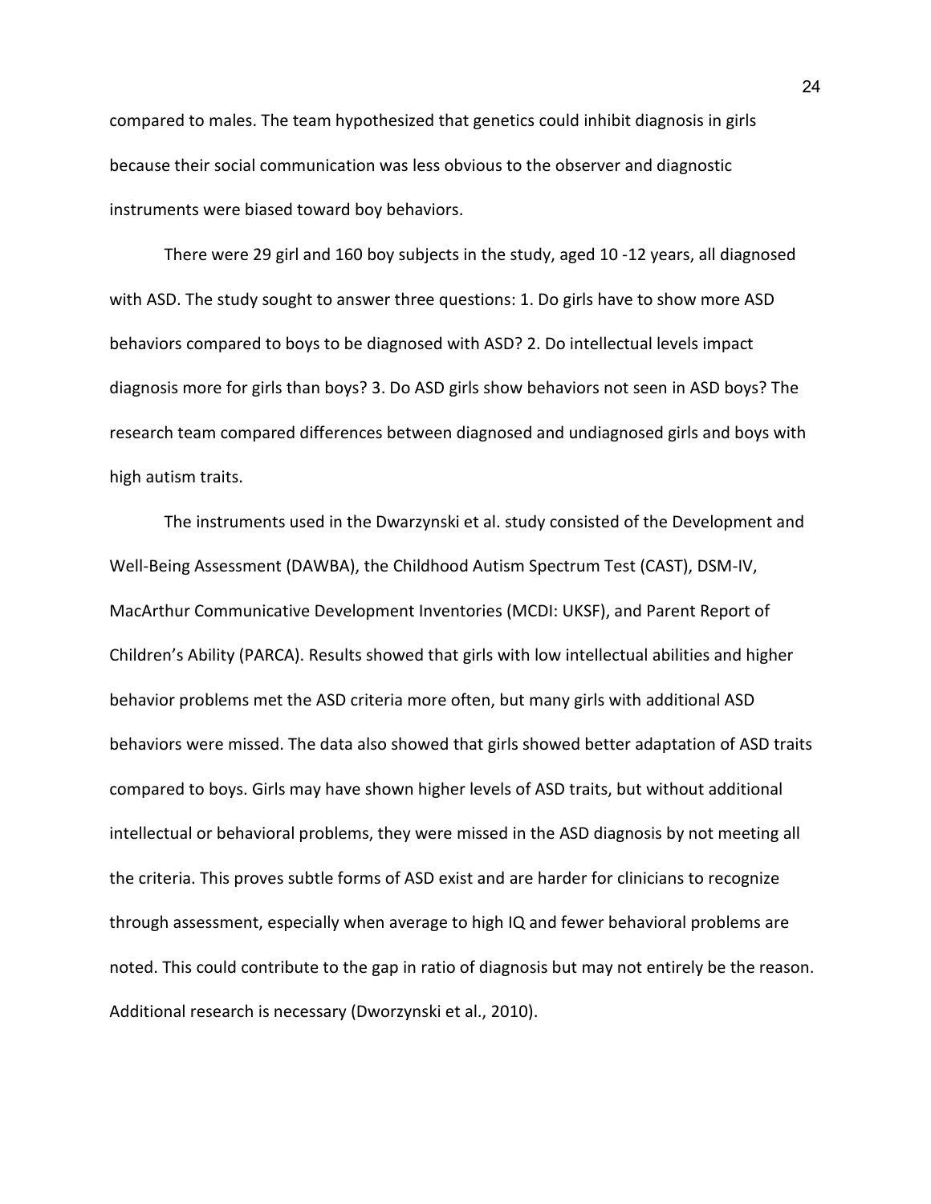compared to males. The team hypothesized that genetics could inhibit diagnosis in girls because their social communication was less obvious to the observer and diagnostic instruments were biased toward boy behaviors.

There were 29 girl and 160 boy subjects in the study, aged 10 -12 years, all diagnosed with ASD. The study sought to answer three questions: 1. Do girls have to show more ASD behaviors compared to boys to be diagnosed with ASD? 2. Do intellectual levels impact diagnosis more for girls than boys? 3. Do ASD girls show behaviors not seen in ASD boys? The research team compared differences between diagnosed and undiagnosed girls and boys with high autism traits.

The instruments used in the Dwarzynski et al. study consisted of the Development and Well-Being Assessment (DAWBA), the Childhood Autism Spectrum Test (CAST), DSM-IV, MacArthur Communicative Development Inventories (MCDI: UKSF), and Parent Report of Children's Ability (PARCA). Results showed that girls with low intellectual abilities and higher behavior problems met the ASD criteria more often, but many girls with additional ASD behaviors were missed. The data also showed that girls showed better adaptation of ASD traits compared to boys. Girls may have shown higher levels of ASD traits, but without additional intellectual or behavioral problems, they were missed in the ASD diagnosis by not meeting all the criteria. This proves subtle forms of ASD exist and are harder for clinicians to recognize through assessment, especially when average to high IQ and fewer behavioral problems are noted. This could contribute to the gap in ratio of diagnosis but may not entirely be the reason. Additional research is necessary (Dworzynski et al., 2010).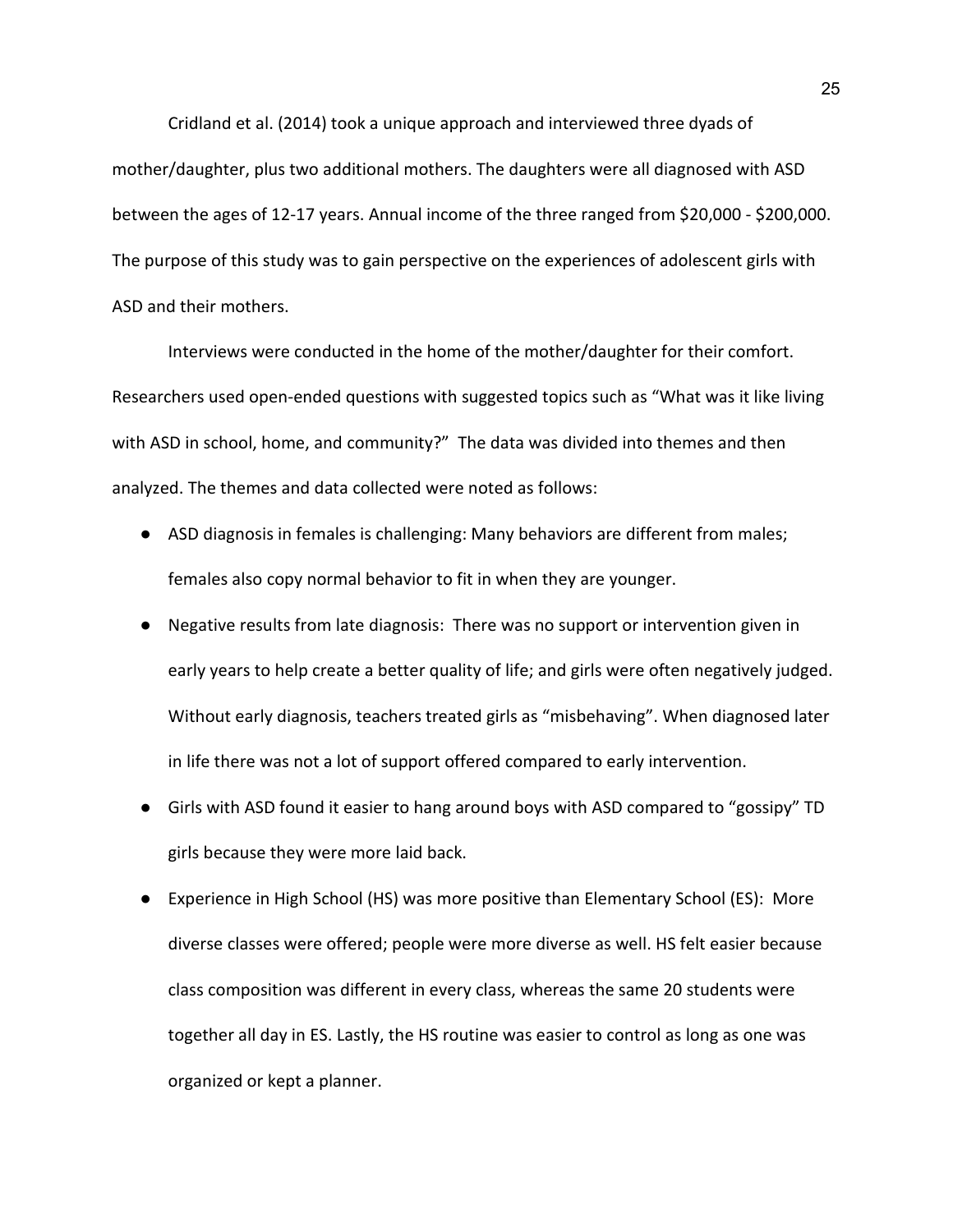Cridland et al. (2014) took a unique approach and interviewed three dyads of mother/daughter, plus two additional mothers. The daughters were all diagnosed with ASD between the ages of 12-17 years. Annual income of the three ranged from $20,000 - $200,000. The purpose of this study was to gain perspective on the experiences of adolescent girls with ASD and their mothers.

Interviews were conducted in the home of the mother/daughter for their comfort. Researchers used open-ended questions with suggested topics such as "What was it like living with ASD in school, home, and community?" The data was divided into themes and then analyzed. The themes and data collected were noted as follows:

- ASD diagnosis in females is challenging: Many behaviors are different from males; females also copy normal behavior to fit in when they are younger.
- Negative results from late diagnosis: There was no support or intervention given in early years to help create a better quality of life; and girls were often negatively judged. Without early diagnosis, teachers treated girls as "misbehaving". When diagnosed later in life there was not a lot of support offered compared to early intervention.
- Girls with ASD found it easier to hang around boys with ASD compared to "gossipy" TD girls because they were more laid back.
- Experience in High School (HS) was more positive than Elementary School (ES): More diverse classes were offered; people were more diverse as well. HS felt easier because class composition was different in every class, whereas the same 20 students were together all day in ES. Lastly, the HS routine was easier to control as long as one was organized or kept a planner.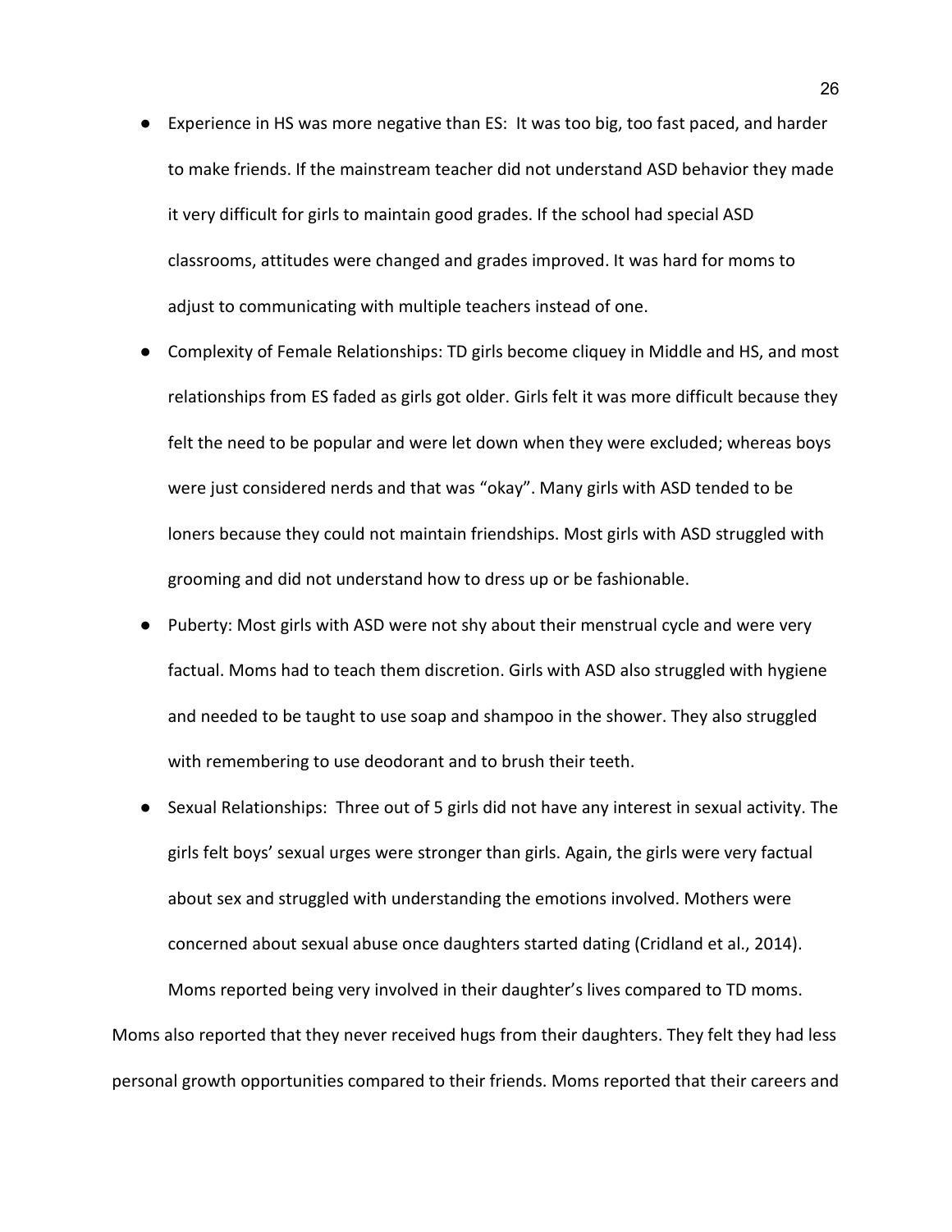- Experience in HS was more negative than ES: It was too big, too fast paced, and harder to make friends. If the mainstream teacher did not understand ASD behavior they made it very difficult for girls to maintain good grades. If the school had special ASD classrooms, attitudes were changed and grades improved. It was hard for moms to adjust to communicating with multiple teachers instead of one.
- Complexity of Female Relationships: TD girls become cliquey in Middle and HS, and most relationships from ES faded as girls got older. Girls felt it was more difficult because they felt the need to be popular and were let down when they were excluded; whereas boys were just considered nerds and that was "okay". Many girls with ASD tended to be loners because they could not maintain friendships. Most girls with ASD struggled with grooming and did not understand how to dress up or be fashionable.
- Puberty: Most girls with ASD were not shy about their menstrual cycle and were very factual. Moms had to teach them discretion. Girls with ASD also struggled with hygiene and needed to be taught to use soap and shampoo in the shower. They also struggled with remembering to use deodorant and to brush their teeth.
- Sexual Relationships: Three out of 5 girls did not have any interest in sexual activity. The girls felt boys' sexual urges were stronger than girls. Again, the girls were very factual about sex and struggled with understanding the emotions involved. Mothers were concerned about sexual abuse once daughters started dating (Cridland et al., 2014).

Moms reported being very involved in their daughter's lives compared to TD moms. Moms also reported that they never received hugs from their daughters. They felt they had less personal growth opportunities compared to their friends. Moms reported that their careers and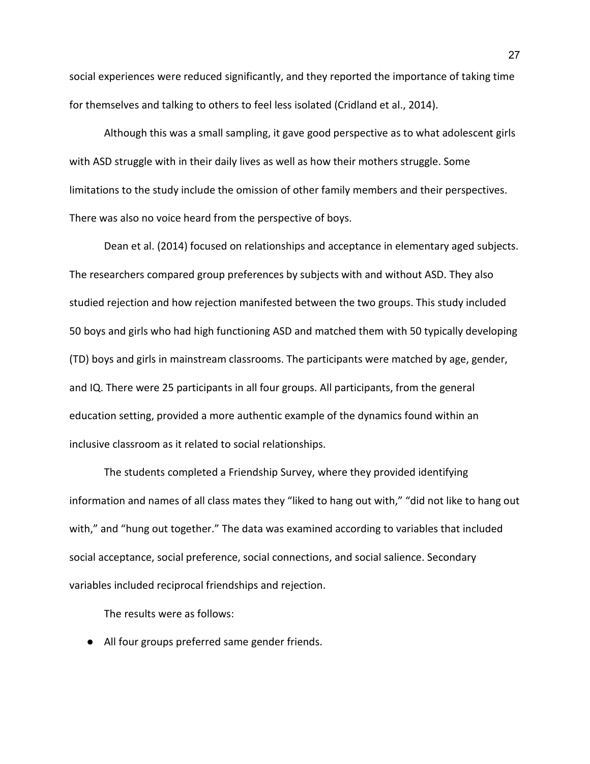social experiences were reduced significantly, and they reported the importance of taking time for themselves and talking to others to feel less isolated (Cridland et al., 2014).

Although this was a small sampling, it gave good perspective as to what adolescent girls with ASD struggle with in their daily lives as well as how their mothers struggle. Some limitations to the study include the omission of other family members and their perspectives. There was also no voice heard from the perspective of boys.

Dean et al. (2014) focused on relationships and acceptance in elementary aged subjects. The researchers compared group preferences by subjects with and without ASD. They also studied rejection and how rejection manifested between the two groups. This study included 50 boys and girls who had high functioning ASD and matched them with 50 typically developing (TD) boys and girls in mainstream classrooms. The participants were matched by age, gender, and IQ. There were 25 participants in all four groups. All participants, from the general education setting, provided a more authentic example of the dynamics found within an inclusive classroom as it related to social relationships.

The students completed a Friendship Survey, where they provided identifying information and names of all class mates they "liked to hang out with," "did not like to hang out with," and "hung out together." The data was examined according to variables that included social acceptance, social preference, social connections, and social salience. Secondary variables included reciprocal friendships and rejection.

The results were as follows:

- All four groups preferred same gender friends.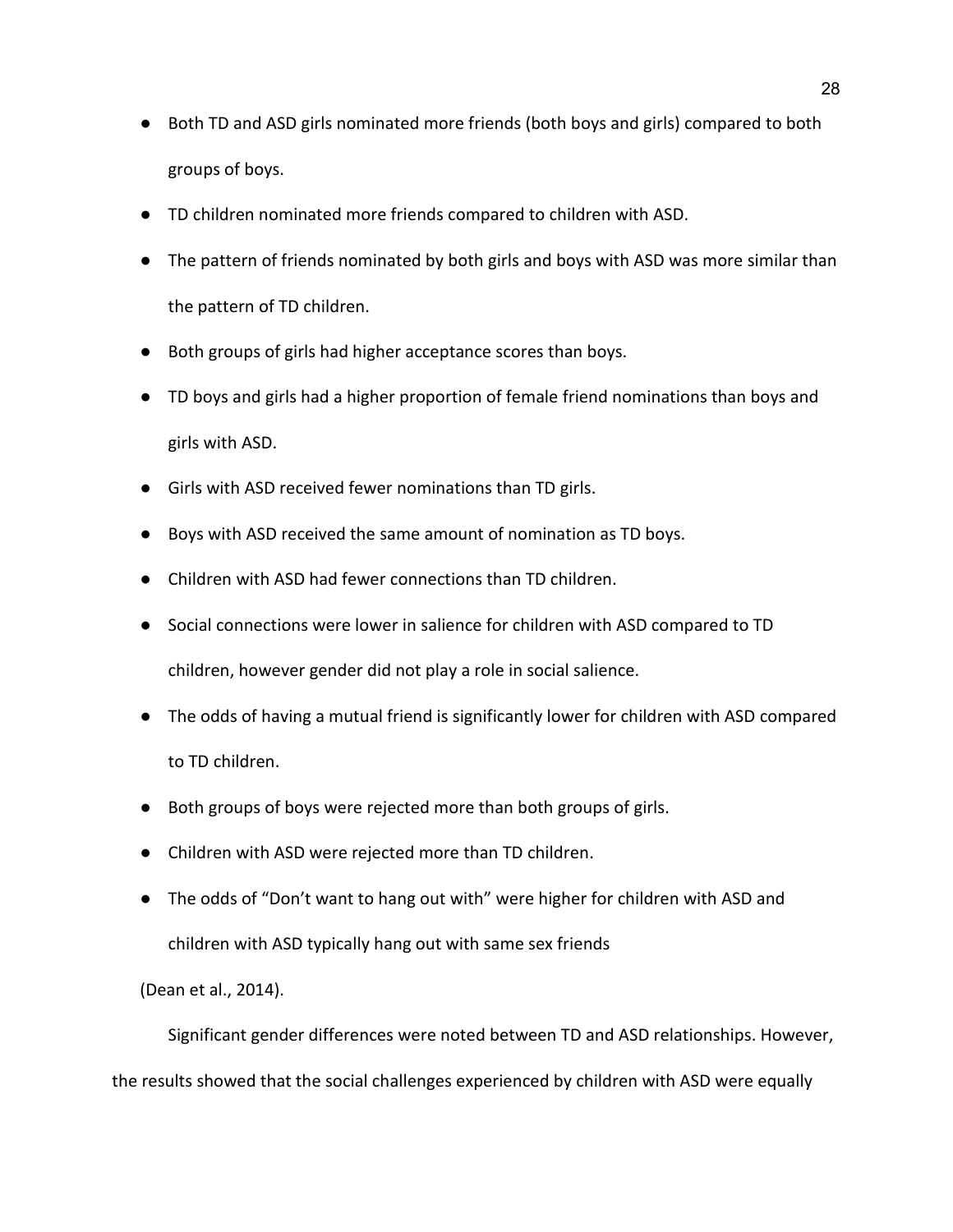- Both TD and ASD girls nominated more friends (both boys and girls) compared to both groups of boys.
- TD children nominated more friends compared to children with ASD.
- The pattern of friends nominated by both girls and boys with ASD was more similar than the pattern of TD children.
- Both groups of girls had higher acceptance scores than boys.
- TD boys and girls had a higher proportion of female friend nominations than boys and girls with ASD.
- Girls with ASD received fewer nominations than TD girls.
- Boys with ASD received the same amount of nomination as TD boys.
- Children with ASD had fewer connections than TD children.
- Social connections were lower in salience for children with ASD compared to TD children, however gender did not play a role in social salience.
- The odds of having a mutual friend is significantly lower for children with ASD compared to TD children.
- Both groups of boys were rejected more than both groups of girls.
- Children with ASD were rejected more than TD children.
- The odds of "Don't want to hang out with" were higher for children with ASD and children with ASD typically hang out with same sex friends

(Dean et al., 2014).

Significant gender differences were noted between TD and ASD relationships. However, the results showed that the social challenges experienced by children with ASD were equally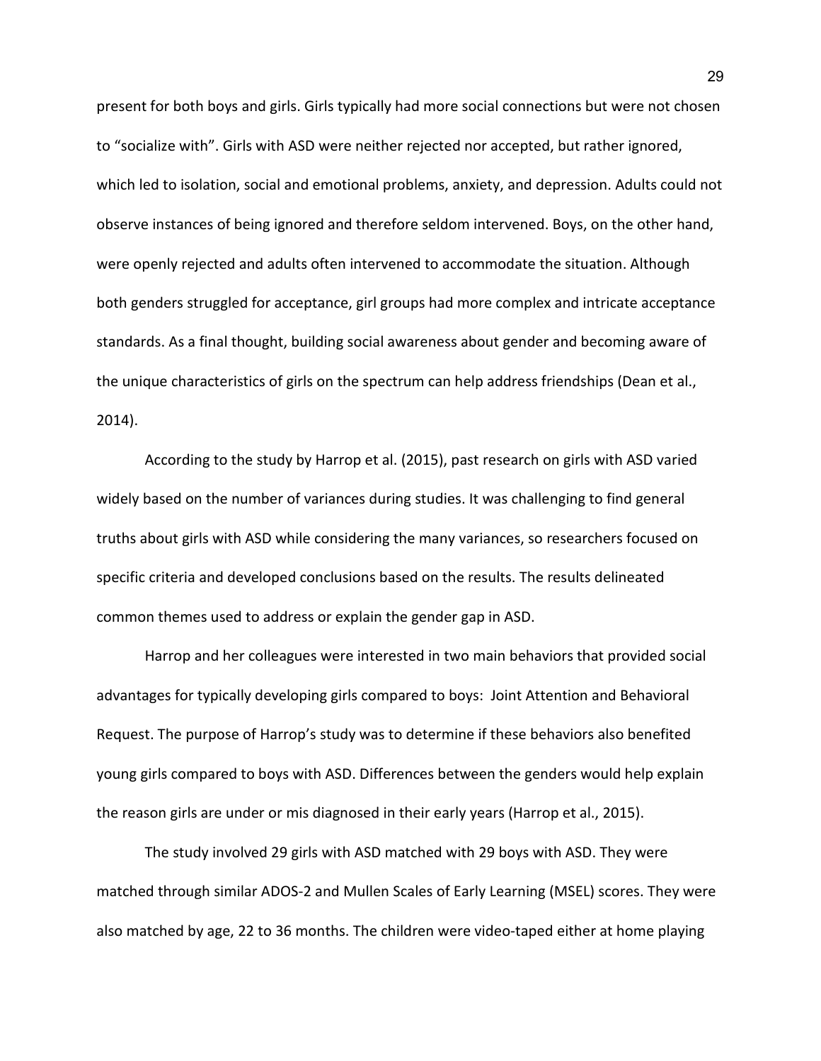present for both boys and girls. Girls typically had more social connections but were not chosen to "socialize with". Girls with ASD were neither rejected nor accepted, but rather ignored, which led to isolation, social and emotional problems, anxiety, and depression. Adults could not observe instances of being ignored and therefore seldom intervened. Boys, on the other hand, were openly rejected and adults often intervened to accommodate the situation. Although both genders struggled for acceptance, girl groups had more complex and intricate acceptance standards. As a final thought, building social awareness about gender and becoming aware of the unique characteristics of girls on the spectrum can help address friendships (Dean et al., 2014).

According to the study by Harrop et al. (2015), past research on girls with ASD varied widely based on the number of variances during studies. It was challenging to find general truths about girls with ASD while considering the many variances, so researchers focused on specific criteria and developed conclusions based on the results. The results delineated common themes used to address or explain the gender gap in ASD.

Harrop and her colleagues were interested in two main behaviors that provided social advantages for typically developing girls compared to boys: Joint Attention and Behavioral Request. The purpose of Harrop's study was to determine if these behaviors also benefited young girls compared to boys with ASD. Differences between the genders would help explain the reason girls are under or mis diagnosed in their early years (Harrop et al., 2015).

The study involved 29 girls with ASD matched with 29 boys with ASD. They were matched through similar ADOS-2 and Mullen Scales of Early Learning (MSEL) scores. They were also matched by age, 22 to 36 months. The children were video-taped either at home playing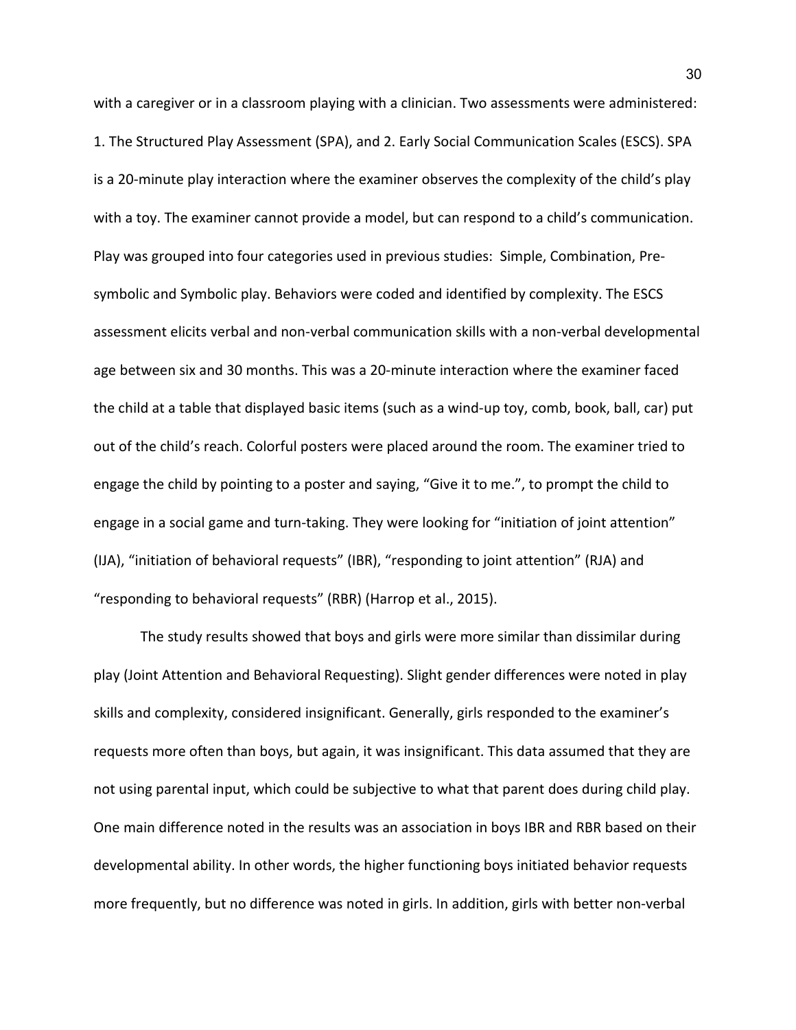with a caregiver or in a classroom playing with a clinician. Two assessments were administered: 1. The Structured Play Assessment (SPA), and 2. Early Social Communication Scales (ESCS). SPA is a 20-minute play interaction where the examiner observes the complexity of the child's play with a toy. The examiner cannot provide a model, but can respond to a child's communication. Play was grouped into four categories used in previous studies: Simple, Combination, Pre-symbolic and Symbolic play. Behaviors were coded and identified by complexity. The ESCS assessment elicits verbal and non-verbal communication skills with a non-verbal developmental age between six and 30 months. This was a 20-minute interaction where the examiner faced the child at a table that displayed basic items (such as a wind-up toy, comb, book, ball, car) put out of the child's reach. Colorful posters were placed around the room. The examiner tried to engage the child by pointing to a poster and saying, "Give it to me.", to prompt the child to engage in a social game and turn-taking. They were looking for "initiation of joint attention" (IJA), "initiation of behavioral requests" (IBR), "responding to joint attention" (RJA) and "responding to behavioral requests" (RBR) (Harrop et al., 2015).

The study results showed that boys and girls were more similar than dissimilar during play (Joint Attention and Behavioral Requesting). Slight gender differences were noted in play skills and complexity, considered insignificant. Generally, girls responded to the examiner's requests more often than boys, but again, it was insignificant. This data assumed that they are not using parental input, which could be subjective to what that parent does during child play. One main difference noted in the results was an association in boys IBR and RBR based on their developmental ability. In other words, the higher functioning boys initiated behavior requests more frequently, but no difference was noted in girls. In addition, girls with better non-verbal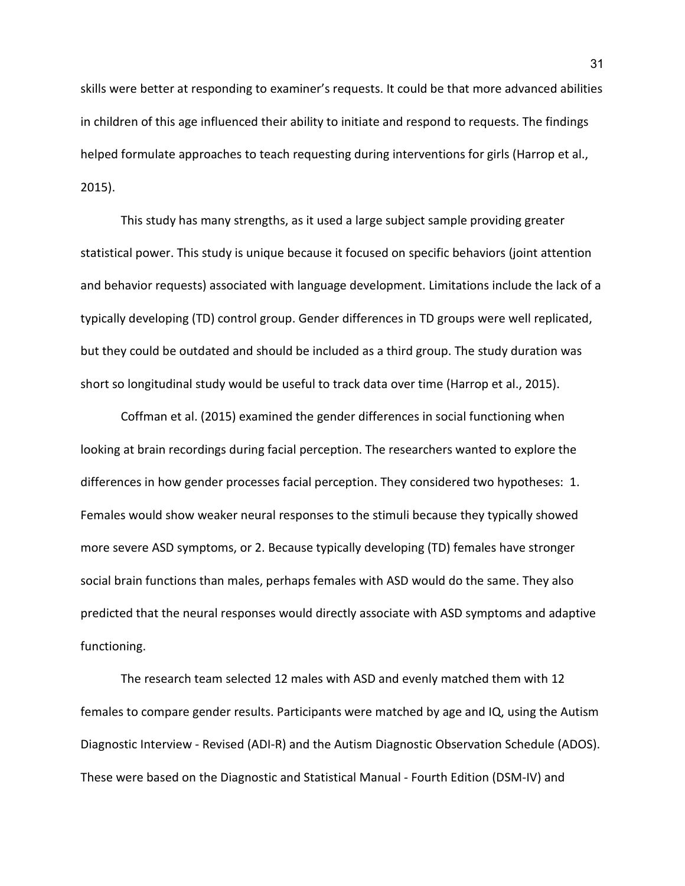skills were better at responding to examiner's requests. It could be that more advanced abilities in children of this age influenced their ability to initiate and respond to requests. The findings helped formulate approaches to teach requesting during interventions for girls (Harrop et al., 2015).

This study has many strengths, as it used a large subject sample providing greater statistical power. This study is unique because it focused on specific behaviors (joint attention and behavior requests) associated with language development. Limitations include the lack of a typically developing (TD) control group. Gender differences in TD groups were well replicated, but they could be outdated and should be included as a third group. The study duration was short so longitudinal study would be useful to track data over time (Harrop et al., 2015).

Coffman et al. (2015) examined the gender differences in social functioning when looking at brain recordings during facial perception. The researchers wanted to explore the differences in how gender processes facial perception. They considered two hypotheses: 1. Females would show weaker neural responses to the stimuli because they typically showed more severe ASD symptoms, or 2. Because typically developing (TD) females have stronger social brain functions than males, perhaps females with ASD would do the same. They also predicted that the neural responses would directly associate with ASD symptoms and adaptive functioning.

The research team selected 12 males with ASD and evenly matched them with 12 females to compare gender results. Participants were matched by age and IQ, using the Autism Diagnostic Interview - Revised (ADI-R) and the Autism Diagnostic Observation Schedule (ADOS). These were based on the Diagnostic and Statistical Manual - Fourth Edition (DSM-IV) and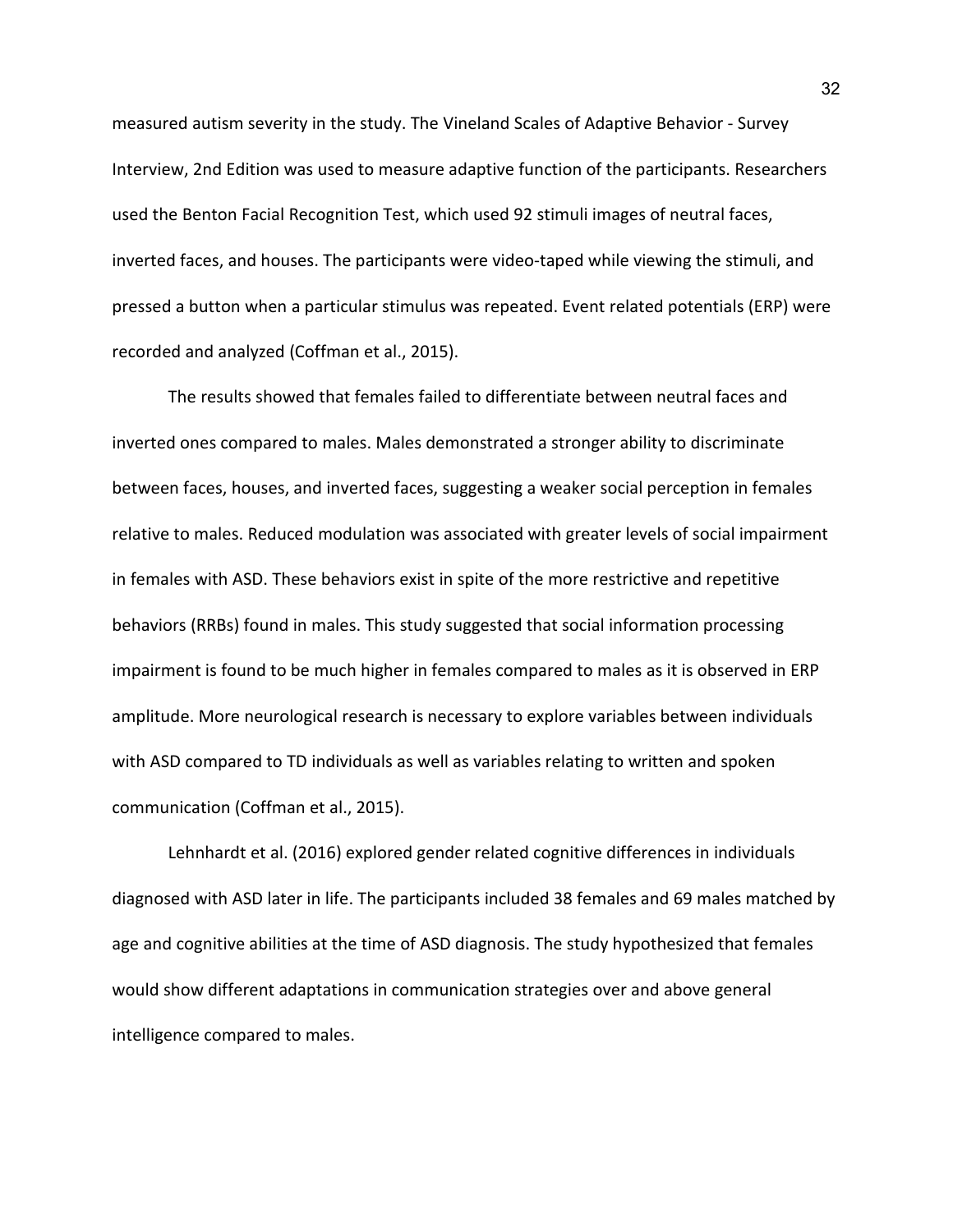measured autism severity in the study. The Vineland Scales of Adaptive Behavior - Survey Interview, 2nd Edition was used to measure adaptive function of the participants. Researchers used the Benton Facial Recognition Test, which used 92 stimuli images of neutral faces, inverted faces, and houses. The participants were video-taped while viewing the stimuli, and pressed a button when a particular stimulus was repeated. Event related potentials (ERP) were recorded and analyzed (Coffman et al., 2015).

The results showed that females failed to differentiate between neutral faces and inverted ones compared to males. Males demonstrated a stronger ability to discriminate between faces, houses, and inverted faces, suggesting a weaker social perception in females relative to males. Reduced modulation was associated with greater levels of social impairment in females with ASD. These behaviors exist in spite of the more restrictive and repetitive behaviors (RRBs) found in males. This study suggested that social information processing impairment is found to be much higher in females compared to males as it is observed in ERP amplitude. More neurological research is necessary to explore variables between individuals with ASD compared to TD individuals as well as variables relating to written and spoken communication (Coffman et al., 2015).

Lehnhardt et al. (2016) explored gender related cognitive differences in individuals diagnosed with ASD later in life. The participants included 38 females and 69 males matched by age and cognitive abilities at the time of ASD diagnosis. The study hypothesized that females would show different adaptations in communication strategies over and above general intelligence compared to males.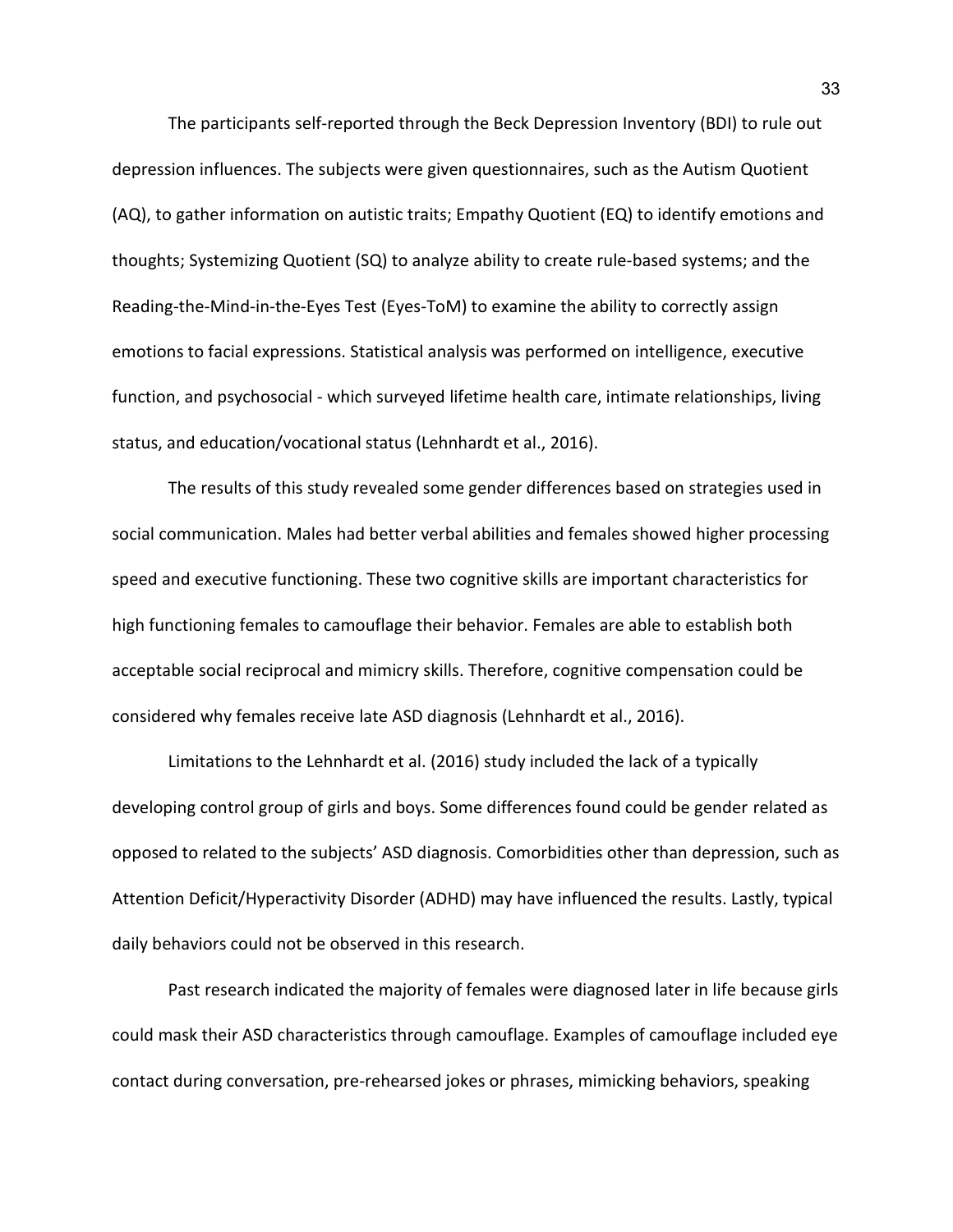The participants self-reported through the Beck Depression Inventory (BDI) to rule out depression influences. The subjects were given questionnaires, such as the Autism Quotient (AQ), to gather information on autistic traits; Empathy Quotient (EQ) to identify emotions and thoughts; Systemizing Quotient (SQ) to analyze ability to create rule-based systems; and the Reading-the-Mind-in-the-Eyes Test (Eyes-ToM) to examine the ability to correctly assign emotions to facial expressions. Statistical analysis was performed on intelligence, executive function, and psychosocial - which surveyed lifetime health care, intimate relationships, living status, and education/vocational status (Lehnhardt et al., 2016).

The results of this study revealed some gender differences based on strategies used in social communication. Males had better verbal abilities and females showed higher processing speed and executive functioning. These two cognitive skills are important characteristics for high functioning females to camouflage their behavior. Females are able to establish both acceptable social reciprocal and mimicry skills. Therefore, cognitive compensation could be considered why females receive late ASD diagnosis (Lehnhardt et al., 2016).

Limitations to the Lehnhardt et al. (2016) study included the lack of a typically developing control group of girls and boys. Some differences found could be gender related as opposed to related to the subjects' ASD diagnosis. Comorbidities other than depression, such as Attention Deficit/Hyperactivity Disorder (ADHD) may have influenced the results. Lastly, typical daily behaviors could not be observed in this research.

Past research indicated the majority of females were diagnosed later in life because girls could mask their ASD characteristics through camouflage. Examples of camouflage included eye contact during conversation, pre-rehearsed jokes or phrases, mimicking behaviors, speaking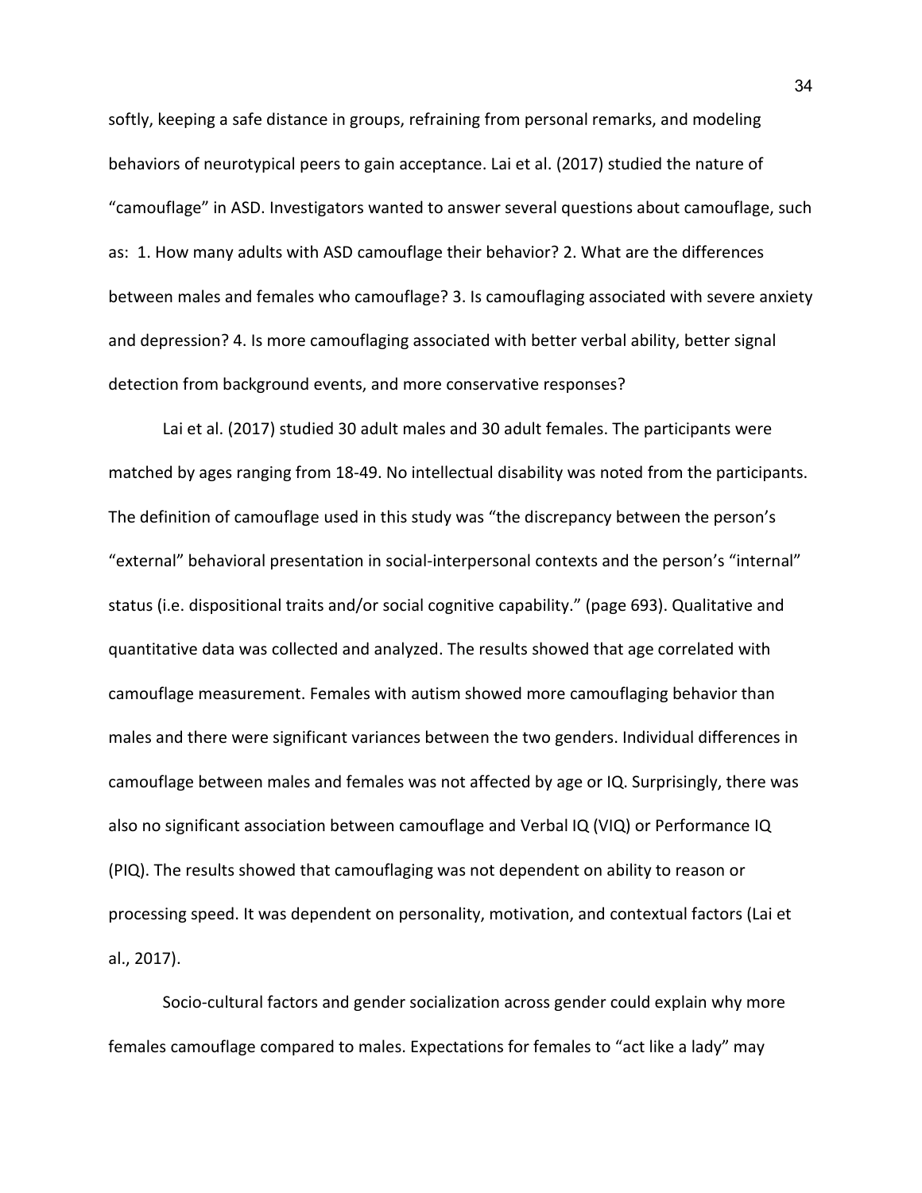softly, keeping a safe distance in groups, refraining from personal remarks, and modeling behaviors of neurotypical peers to gain acceptance. Lai et al. (2017) studied the nature of "camouflage" in ASD. Investigators wanted to answer several questions about camouflage, such as: 1. How many adults with ASD camouflage their behavior? 2. What are the differences between males and females who camouflage? 3. Is camouflaging associated with severe anxiety and depression? 4. Is more camouflaging associated with better verbal ability, better signal detection from background events, and more conservative responses?

Lai et al. (2017) studied 30 adult males and 30 adult females. The participants were matched by ages ranging from 18-49. No intellectual disability was noted from the participants. The definition of camouflage used in this study was "the discrepancy between the person's "external" behavioral presentation in social-interpersonal contexts and the person's "internal" status (i.e. dispositional traits and/or social cognitive capability." (page 693). Qualitative and quantitative data was collected and analyzed. The results showed that age correlated with camouflage measurement. Females with autism showed more camouflaging behavior than males and there were significant variances between the two genders. Individual differences in camouflage between males and females was not affected by age or IQ. Surprisingly, there was also no significant association between camouflage and Verbal IQ (VIQ) or Performance IQ (PIQ). The results showed that camouflaging was not dependent on ability to reason or processing speed. It was dependent on personality, motivation, and contextual factors (Lai et al., 2017).

Socio-cultural factors and gender socialization across gender could explain why more females camouflage compared to males. Expectations for females to "act like a lady" may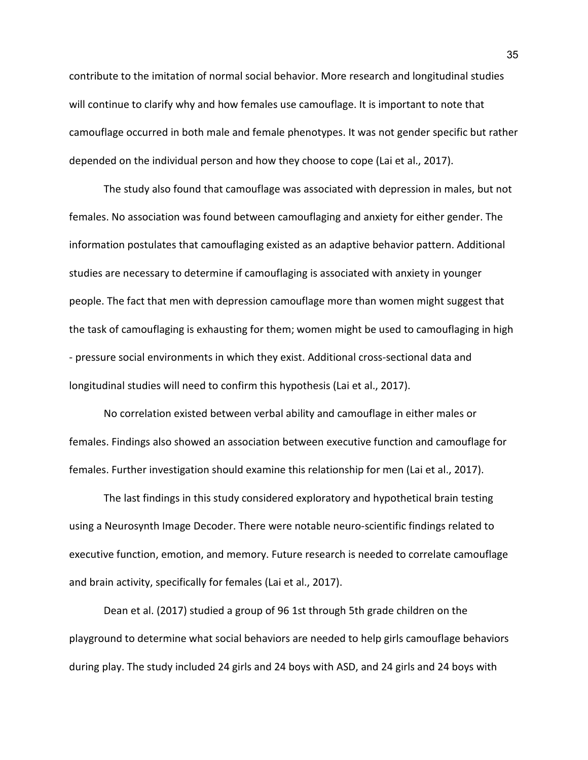contribute to the imitation of normal social behavior. More research and longitudinal studies will continue to clarify why and how females use camouflage. It is important to note that camouflage occurred in both male and female phenotypes. It was not gender specific but rather depended on the individual person and how they choose to cope (Lai et al., 2017).

The study also found that camouflage was associated with depression in males, but not females. No association was found between camouflaging and anxiety for either gender. The information postulates that camouflaging existed as an adaptive behavior pattern. Additional studies are necessary to determine if camouflaging is associated with anxiety in younger people. The fact that men with depression camouflage more than women might suggest that the task of camouflaging is exhausting for them; women might be used to camouflaging in high - pressure social environments in which they exist. Additional cross-sectional data and longitudinal studies will need to confirm this hypothesis (Lai et al., 2017).

No correlation existed between verbal ability and camouflage in either males or females. Findings also showed an association between executive function and camouflage for females. Further investigation should examine this relationship for men (Lai et al., 2017).

The last findings in this study considered exploratory and hypothetical brain testing using a Neurosynth Image Decoder. There were notable neuro-scientific findings related to executive function, emotion, and memory. Future research is needed to correlate camouflage and brain activity, specifically for females (Lai et al., 2017).

Dean et al. (2017) studied a group of 96 1st through 5th grade children on the playground to determine what social behaviors are needed to help girls camouflage behaviors during play. The study included 24 girls and 24 boys with ASD, and 24 girls and 24 boys with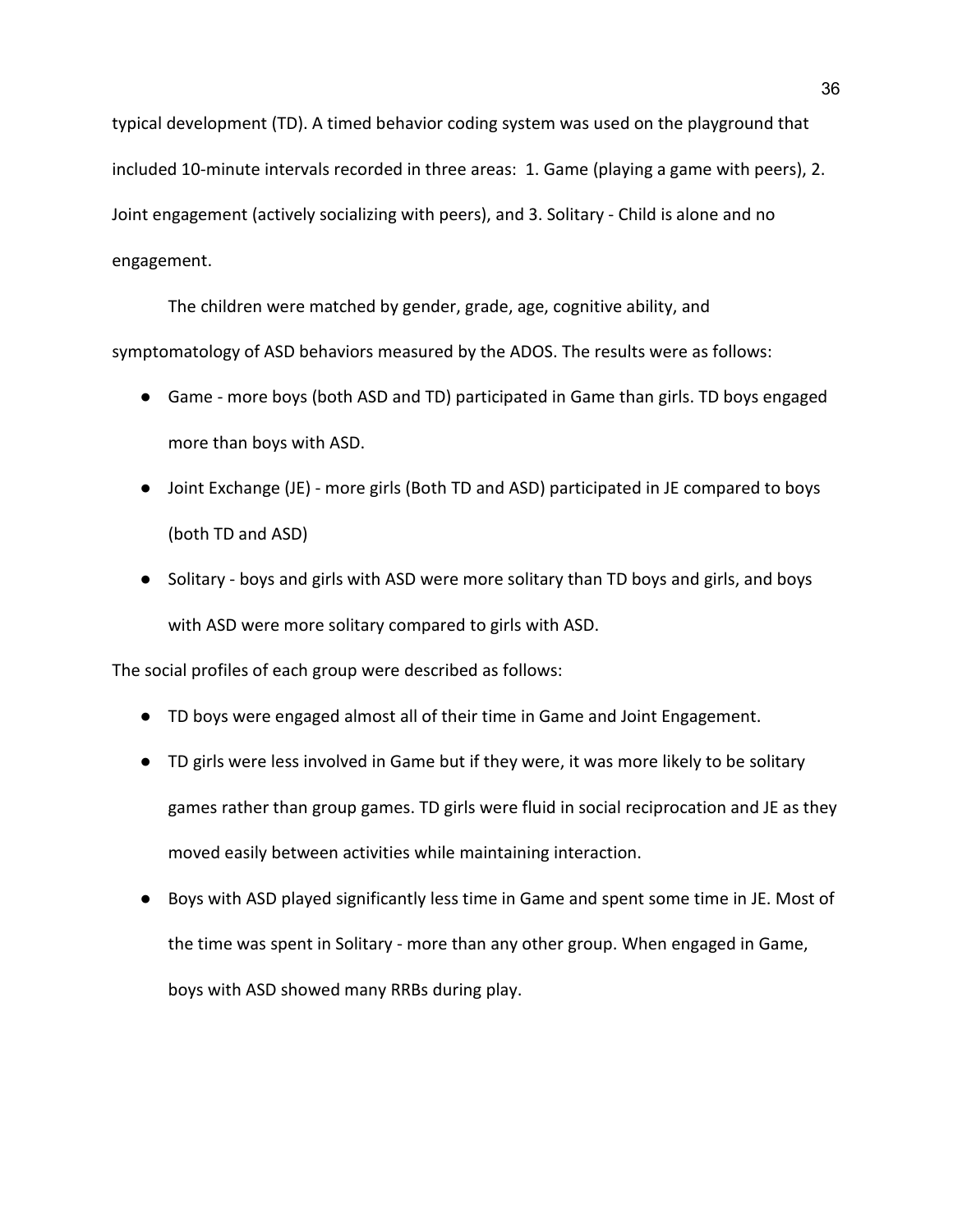typical development (TD). A timed behavior coding system was used on the playground that included 10-minute intervals recorded in three areas: 1. Game (playing a game with peers), 2. Joint engagement (actively socializing with peers), and 3. Solitary - Child is alone and no engagement.

The children were matched by gender, grade, age, cognitive ability, and symptomatology of ASD behaviors measured by the ADOS. The results were as follows:

- Game - more boys (both ASD and TD) participated in Game than girls. TD boys engaged more than boys with ASD.
- Joint Exchange (JE) - more girls (Both TD and ASD) participated in JE compared to boys (both TD and ASD)
- Solitary - boys and girls with ASD were more solitary than TD boys and girls, and boys with ASD were more solitary compared to girls with ASD.

The social profiles of each group were described as follows:

- TD boys were engaged almost all of their time in Game and Joint Engagement.
- TD girls were less involved in Game but if they were, it was more likely to be solitary games rather than group games. TD girls were fluid in social reciprocation and JE as they moved easily between activities while maintaining interaction.
- Boys with ASD played significantly less time in Game and spent some time in JE. Most of the time was spent in Solitary - more than any other group. When engaged in Game, boys with ASD showed many RRBs during play.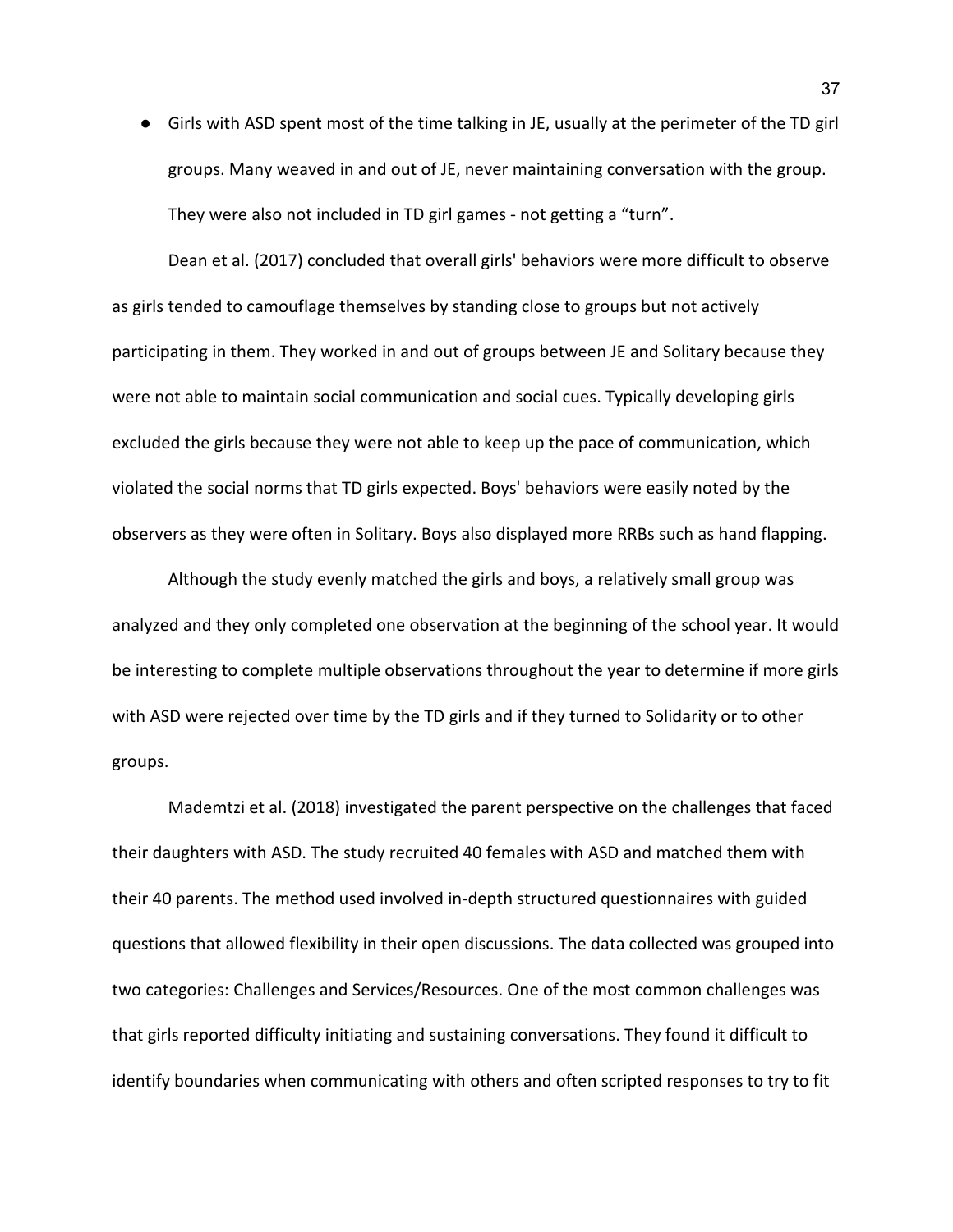- Girls with ASD spent most of the time talking in JE, usually at the perimeter of the TD girl groups. Many weaved in and out of JE, never maintaining conversation with the group. They were also not included in TD girl games - not getting a "turn".

Dean et al. (2017) concluded that overall girls' behaviors were more difficult to observe as girls tended to camouflage themselves by standing close to groups but not actively participating in them. They worked in and out of groups between JE and Solitary because they were not able to maintain social communication and social cues. Typically developing girls excluded the girls because they were not able to keep up the pace of communication, which violated the social norms that TD girls expected. Boys' behaviors were easily noted by the observers as they were often in Solitary. Boys also displayed more RRBs such as hand flapping.

Although the study evenly matched the girls and boys, a relatively small group was analyzed and they only completed one observation at the beginning of the school year. It would be interesting to complete multiple observations throughout the year to determine if more girls with ASD were rejected over time by the TD girls and if they turned to Solidarity or to other groups.

Mademtzi et al. (2018) investigated the parent perspective on the challenges that faced their daughters with ASD. The study recruited 40 females with ASD and matched them with their 40 parents. The method used involved in-depth structured questionnaires with guided questions that allowed flexibility in their open discussions. The data collected was grouped into two categories: Challenges and Services/Resources. One of the most common challenges was that girls reported difficulty initiating and sustaining conversations. They found it difficult to identify boundaries when communicating with others and often scripted responses to try to fit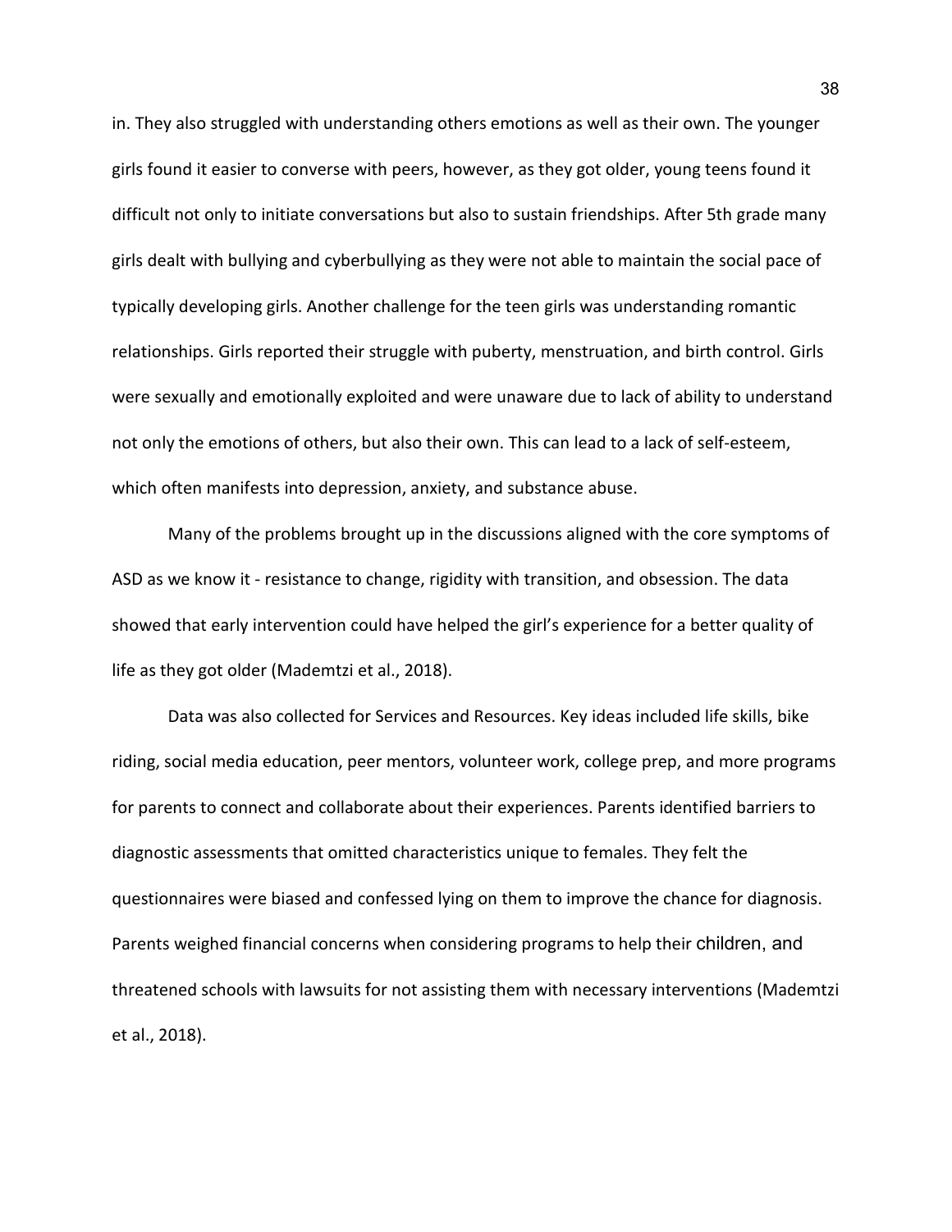in. They also struggled with understanding others emotions as well as their own. The younger girls found it easier to converse with peers, however, as they got older, young teens found it difficult not only to initiate conversations but also to sustain friendships. After 5th grade many girls dealt with bullying and cyberbullying as they were not able to maintain the social pace of typically developing girls. Another challenge for the teen girls was understanding romantic relationships. Girls reported their struggle with puberty, menstruation, and birth control. Girls were sexually and emotionally exploited and were unaware due to lack of ability to understand not only the emotions of others, but also their own. This can lead to a lack of self-esteem, which often manifests into depression, anxiety, and substance abuse.

Many of the problems brought up in the discussions aligned with the core symptoms of ASD as we know it - resistance to change, rigidity with transition, and obsession. The data showed that early intervention could have helped the girl's experience for a better quality of life as they got older (Mademtzi et al., 2018).

Data was also collected for Services and Resources. Key ideas included life skills, bike riding, social media education, peer mentors, volunteer work, college prep, and more programs for parents to connect and collaborate about their experiences. Parents identified barriers to diagnostic assessments that omitted characteristics unique to females. They felt the questionnaires were biased and confessed lying on them to improve the chance for diagnosis. Parents weighed financial concerns when considering programs to help their children, and threatened schools with lawsuits for not assisting them with necessary interventions (Mademtzi et al., 2018).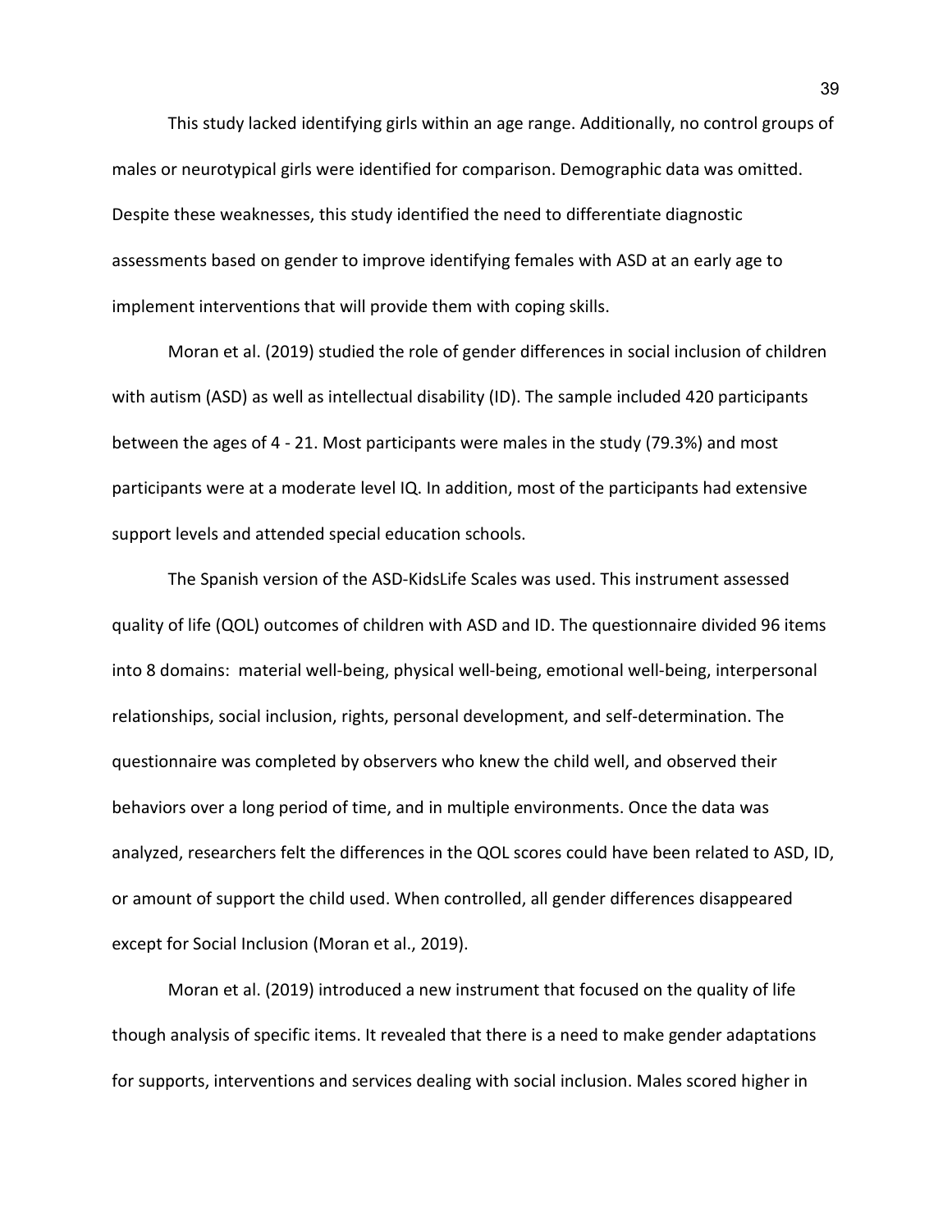This study lacked identifying girls within an age range. Additionally, no control groups of males or neurotypical girls were identified for comparison. Demographic data was omitted. Despite these weaknesses, this study identified the need to differentiate diagnostic assessments based on gender to improve identifying females with ASD at an early age to implement interventions that will provide them with coping skills.

Moran et al. (2019) studied the role of gender differences in social inclusion of children with autism (ASD) as well as intellectual disability (ID). The sample included 420 participants between the ages of 4 - 21. Most participants were males in the study (79.3%) and most participants were at a moderate level IQ. In addition, most of the participants had extensive support levels and attended special education schools.

The Spanish version of the ASD-KidsLife Scales was used. This instrument assessed quality of life (QOL) outcomes of children with ASD and ID. The questionnaire divided 96 items into 8 domains:  material well-being, physical well-being, emotional well-being, interpersonal relationships, social inclusion, rights, personal development, and self-determination. The questionnaire was completed by observers who knew the child well, and observed their behaviors over a long period of time, and in multiple environments. Once the data was analyzed, researchers felt the differences in the QOL scores could have been related to ASD, ID, or amount of support the child used. When controlled, all gender differences disappeared except for Social Inclusion (Moran et al., 2019).

Moran et al. (2019) introduced a new instrument that focused on the quality of life though analysis of specific items. It revealed that there is a need to make gender adaptations for supports, interventions and services dealing with social inclusion. Males scored higher in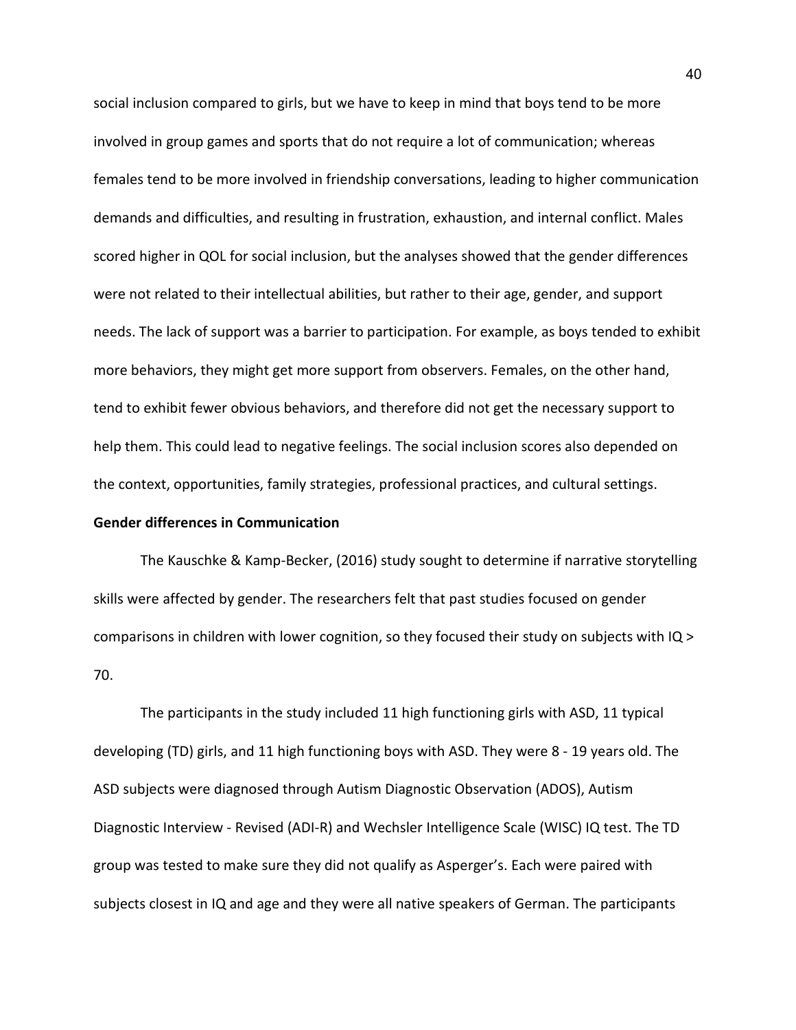social inclusion compared to girls, but we have to keep in mind that boys tend to be more involved in group games and sports that do not require a lot of communication; whereas females tend to be more involved in friendship conversations, leading to higher communication demands and difficulties, and resulting in frustration, exhaustion, and internal conflict. Males scored higher in QOL for social inclusion, but the analyses showed that the gender differences were not related to their intellectual abilities, but rather to their age, gender, and support needs. The lack of support was a barrier to participation. For example, as boys tended to exhibit more behaviors, they might get more support from observers. Females, on the other hand, tend to exhibit fewer obvious behaviors, and therefore did not get the necessary support to help them. This could lead to negative feelings. The social inclusion scores also depended on the context, opportunities, family strategies, professional practices, and cultural settings.

**Gender differences in Communication**

The Kauschke & Kamp-Becker, (2016) study sought to determine if narrative storytelling skills were affected by gender. The researchers felt that past studies focused on gender comparisons in children with lower cognition, so they focused their study on subjects with IQ > 70.

The participants in the study included 11 high functioning girls with ASD, 11 typical developing (TD) girls, and 11 high functioning boys with ASD. They were 8 - 19 years old. The ASD subjects were diagnosed through Autism Diagnostic Observation (ADOS), Autism Diagnostic Interview - Revised (ADI-R) and Wechsler Intelligence Scale (WISC) IQ test. The TD group was tested to make sure they did not qualify as Asperger's. Each were paired with subjects closest in IQ and age and they were all native speakers of German. The participants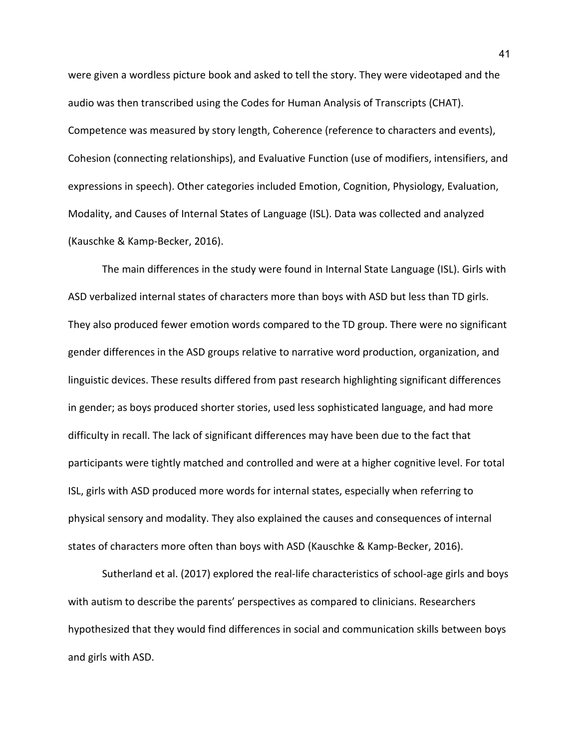were given a wordless picture book and asked to tell the story. They were videotaped and the audio was then transcribed using the Codes for Human Analysis of Transcripts (CHAT). Competence was measured by story length, Coherence (reference to characters and events), Cohesion (connecting relationships), and Evaluative Function (use of modifiers, intensifiers, and expressions in speech). Other categories included Emotion, Cognition, Physiology, Evaluation, Modality, and Causes of Internal States of Language (ISL). Data was collected and analyzed (Kauschke & Kamp-Becker, 2016).

The main differences in the study were found in Internal State Language (ISL). Girls with ASD verbalized internal states of characters more than boys with ASD but less than TD girls. They also produced fewer emotion words compared to the TD group. There were no significant gender differences in the ASD groups relative to narrative word production, organization, and linguistic devices. These results differed from past research highlighting significant differences in gender; as boys produced shorter stories, used less sophisticated language, and had more difficulty in recall. The lack of significant differences may have been due to the fact that participants were tightly matched and controlled and were at a higher cognitive level. For total ISL, girls with ASD produced more words for internal states, especially when referring to physical sensory and modality. They also explained the causes and consequences of internal states of characters more often than boys with ASD (Kauschke & Kamp-Becker, 2016).

Sutherland et al. (2017) explored the real-life characteristics of school-age girls and boys with autism to describe the parents' perspectives as compared to clinicians. Researchers hypothesized that they would find differences in social and communication skills between boys and girls with ASD.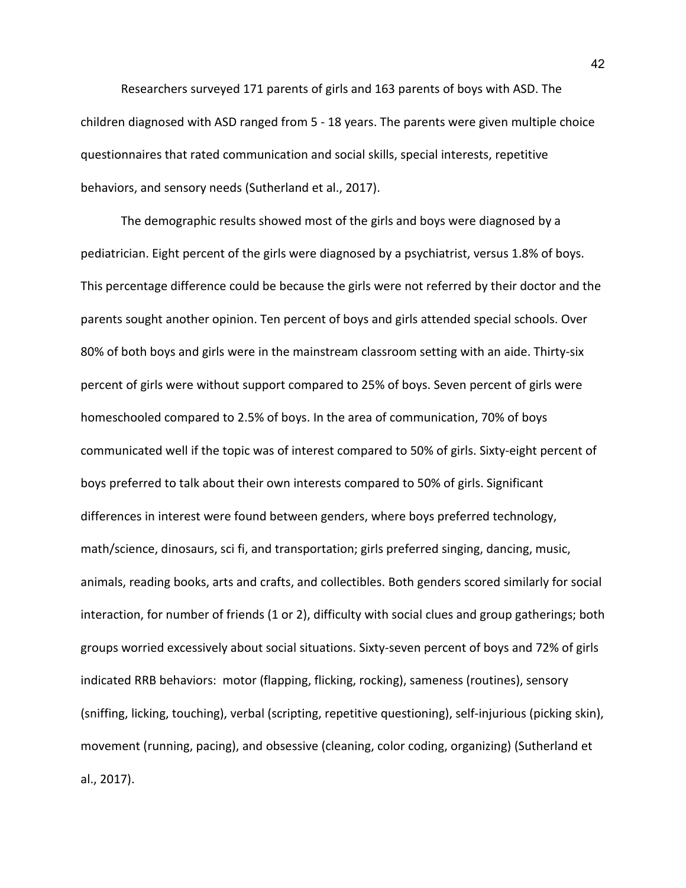Researchers surveyed 171 parents of girls and 163 parents of boys with ASD. The children diagnosed with ASD ranged from 5 - 18 years. The parents were given multiple choice questionnaires that rated communication and social skills, special interests, repetitive behaviors, and sensory needs (Sutherland et al., 2017).

The demographic results showed most of the girls and boys were diagnosed by a pediatrician. Eight percent of the girls were diagnosed by a psychiatrist, versus 1.8% of boys. This percentage difference could be because the girls were not referred by their doctor and the parents sought another opinion. Ten percent of boys and girls attended special schools. Over 80% of both boys and girls were in the mainstream classroom setting with an aide. Thirty-six percent of girls were without support compared to 25% of boys. Seven percent of girls were homeschooled compared to 2.5% of boys. In the area of communication, 70% of boys communicated well if the topic was of interest compared to 50% of girls. Sixty-eight percent of boys preferred to talk about their own interests compared to 50% of girls. Significant differences in interest were found between genders, where boys preferred technology, math/science, dinosaurs, sci fi, and transportation; girls preferred singing, dancing, music, animals, reading books, arts and crafts, and collectibles. Both genders scored similarly for social interaction, for number of friends (1 or 2), difficulty with social clues and group gatherings; both groups worried excessively about social situations. Sixty-seven percent of boys and 72% of girls indicated RRB behaviors: motor (flapping, flicking, rocking), sameness (routines), sensory (sniffing, licking, touching), verbal (scripting, repetitive questioning), self-injurious (picking skin), movement (running, pacing), and obsessive (cleaning, color coding, organizing) (Sutherland et al., 2017).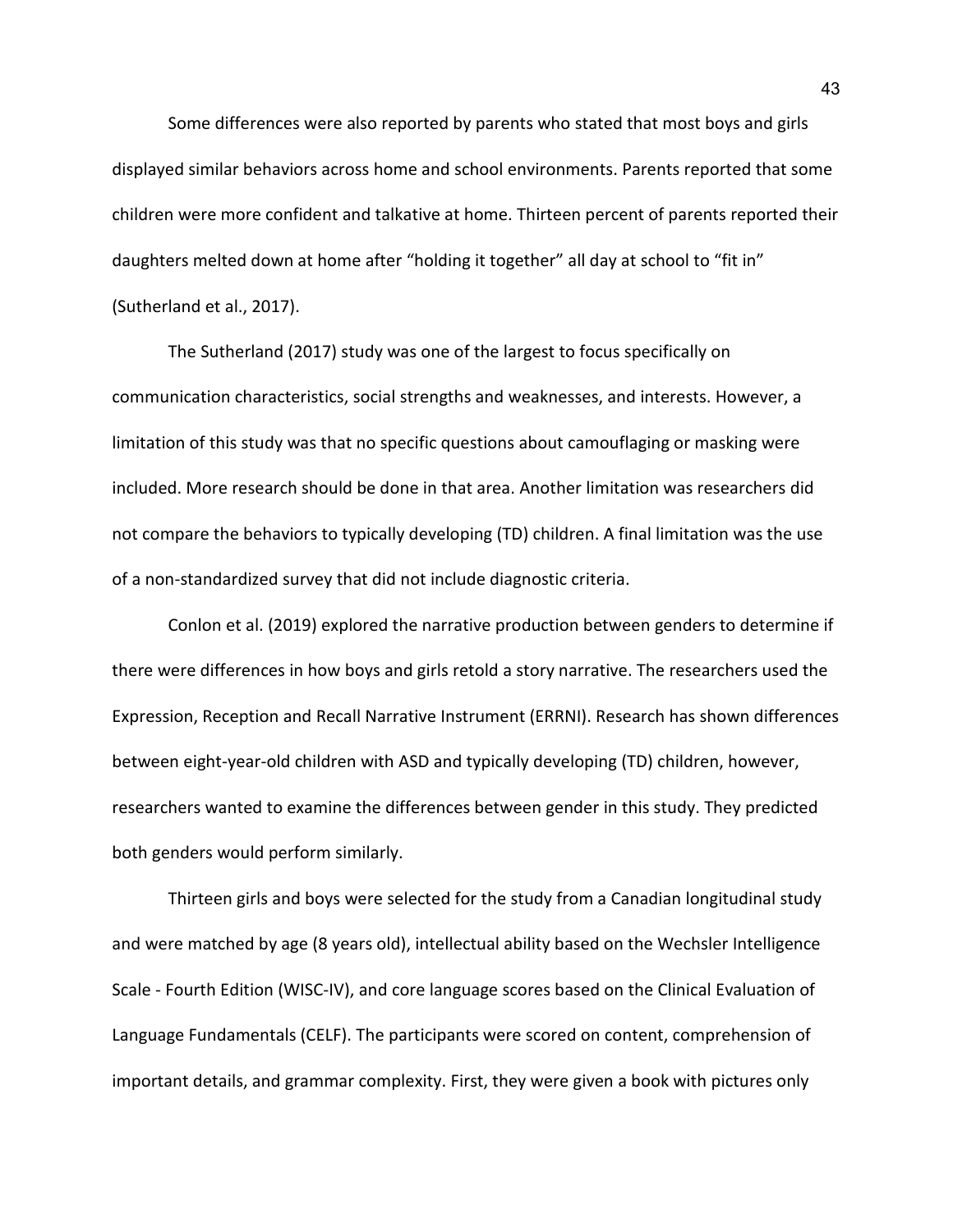Some differences were also reported by parents who stated that most boys and girls displayed similar behaviors across home and school environments. Parents reported that some children were more confident and talkative at home. Thirteen percent of parents reported their daughters melted down at home after “holding it together” all day at school to “fit in” (Sutherland et al., 2017).

The Sutherland (2017) study was one of the largest to focus specifically on communication characteristics, social strengths and weaknesses, and interests. However, a limitation of this study was that no specific questions about camouflaging or masking were included. More research should be done in that area. Another limitation was researchers did not compare the behaviors to typically developing (TD) children. A final limitation was the use of a non-standardized survey that did not include diagnostic criteria.

Conlon et al. (2019) explored the narrative production between genders to determine if there were differences in how boys and girls retold a story narrative. The researchers used the Expression, Reception and Recall Narrative Instrument (ERRNI). Research has shown differences between eight-year-old children with ASD and typically developing (TD) children, however, researchers wanted to examine the differences between gender in this study. They predicted both genders would perform similarly.

Thirteen girls and boys were selected for the study from a Canadian longitudinal study and were matched by age (8 years old), intellectual ability based on the Wechsler Intelligence Scale - Fourth Edition (WISC-IV), and core language scores based on the Clinical Evaluation of Language Fundamentals (CELF). The participants were scored on content, comprehension of important details, and grammar complexity. First, they were given a book with pictures only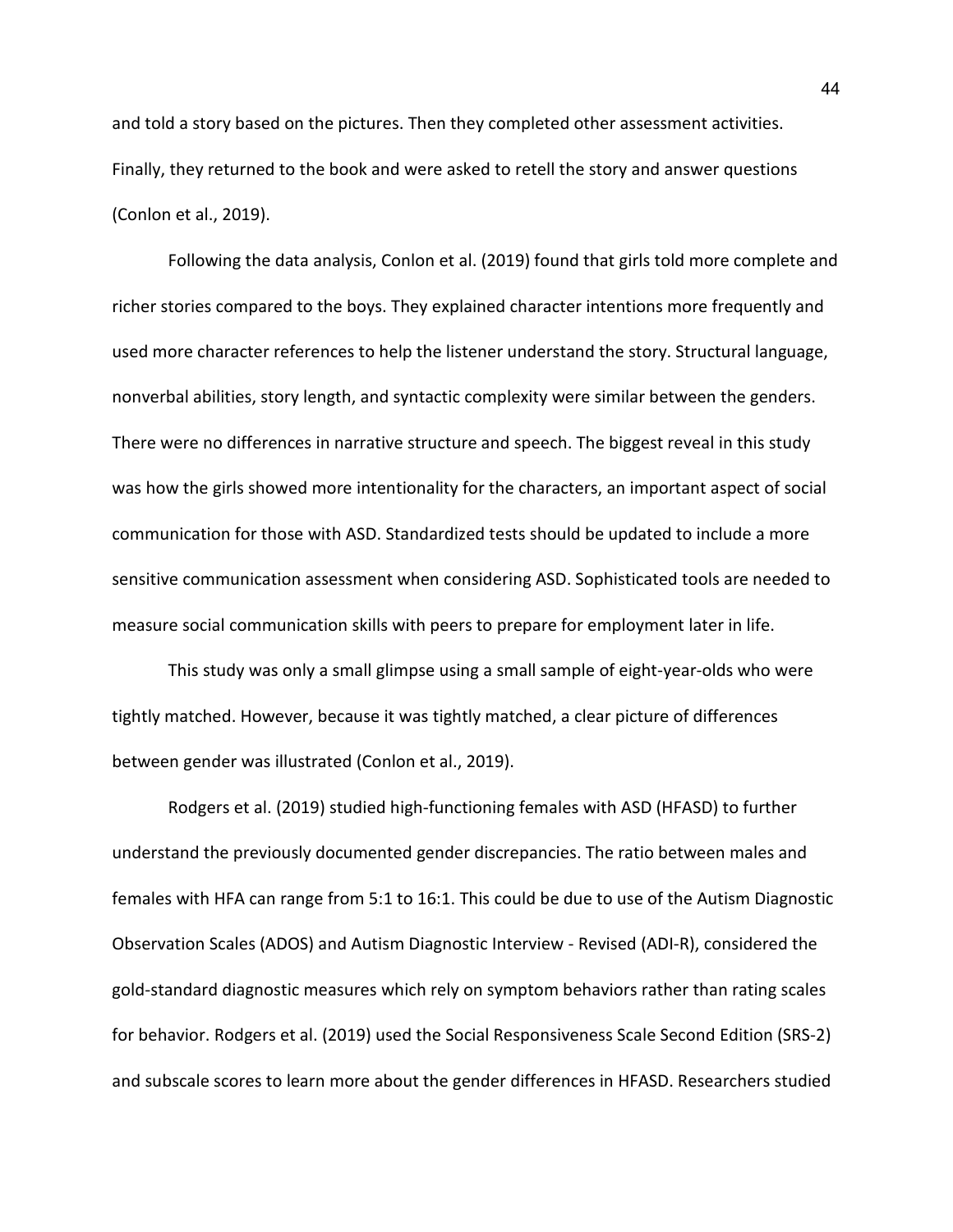and told a story based on the pictures. Then they completed other assessment activities. Finally, they returned to the book and were asked to retell the story and answer questions (Conlon et al., 2019).

Following the data analysis, Conlon et al. (2019) found that girls told more complete and richer stories compared to the boys. They explained character intentions more frequently and used more character references to help the listener understand the story. Structural language, nonverbal abilities, story length, and syntactic complexity were similar between the genders. There were no differences in narrative structure and speech. The biggest reveal in this study was how the girls showed more intentionality for the characters, an important aspect of social communication for those with ASD. Standardized tests should be updated to include a more sensitive communication assessment when considering ASD. Sophisticated tools are needed to measure social communication skills with peers to prepare for employment later in life.

This study was only a small glimpse using a small sample of eight-year-olds who were tightly matched. However, because it was tightly matched, a clear picture of differences between gender was illustrated (Conlon et al., 2019).

Rodgers et al. (2019) studied high-functioning females with ASD (HFASD) to further understand the previously documented gender discrepancies. The ratio between males and females with HFA can range from 5:1 to 16:1. This could be due to use of the Autism Diagnostic Observation Scales (ADOS) and Autism Diagnostic Interview - Revised (ADI-R), considered the gold-standard diagnostic measures which rely on symptom behaviors rather than rating scales for behavior. Rodgers et al. (2019) used the Social Responsiveness Scale Second Edition (SRS-2) and subscale scores to learn more about the gender differences in HFASD. Researchers studied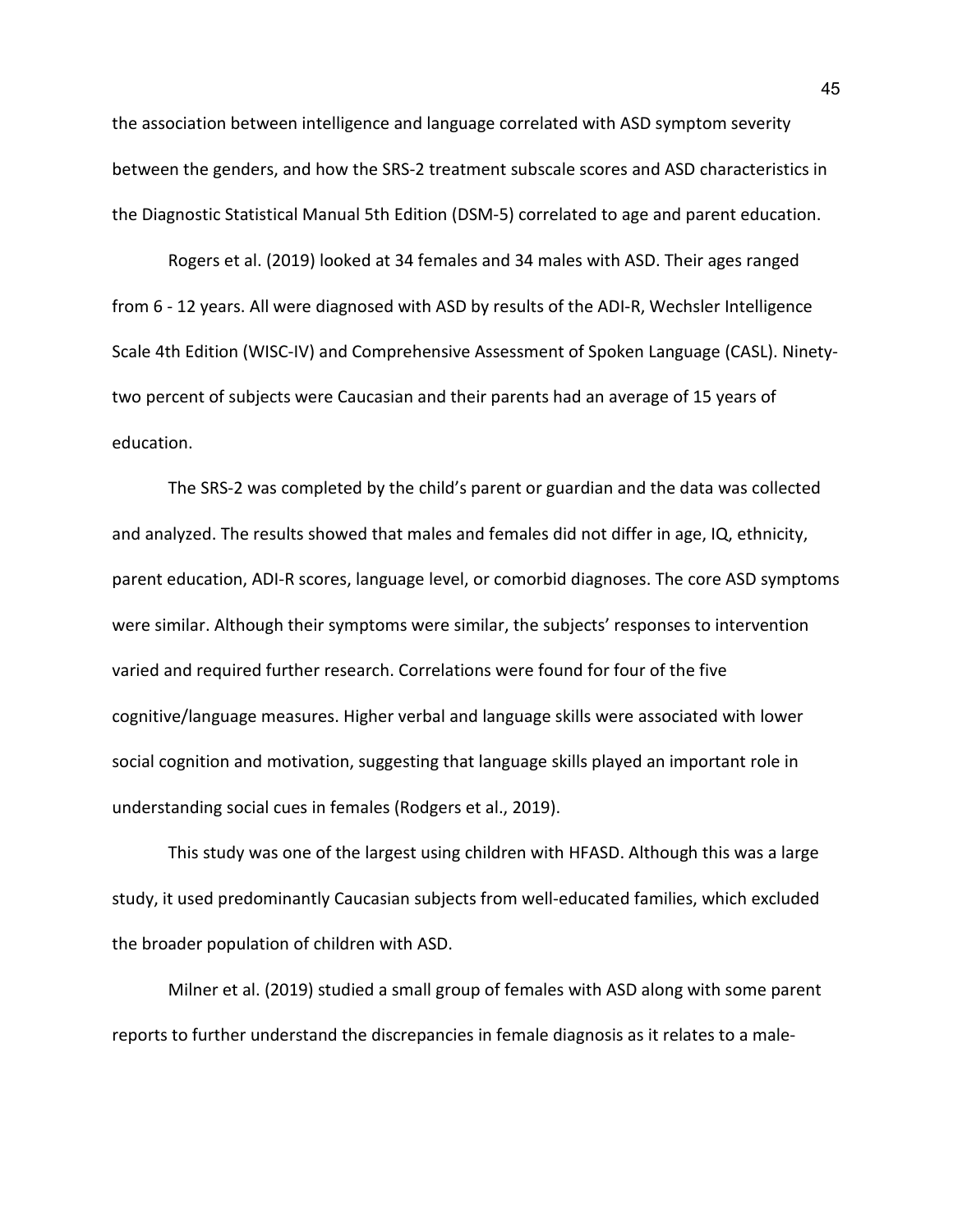the association between intelligence and language correlated with ASD symptom severity between the genders, and how the SRS-2 treatment subscale scores and ASD characteristics in the Diagnostic Statistical Manual 5th Edition (DSM-5) correlated to age and parent education.

Rogers et al. (2019) looked at 34 females and 34 males with ASD. Their ages ranged from 6 - 12 years. All were diagnosed with ASD by results of the ADI-R, Wechsler Intelligence Scale 4th Edition (WISC-IV) and Comprehensive Assessment of Spoken Language (CASL). Ninety-two percent of subjects were Caucasian and their parents had an average of 15 years of education.

The SRS-2 was completed by the child's parent or guardian and the data was collected and analyzed. The results showed that males and females did not differ in age, IQ, ethnicity, parent education, ADI-R scores, language level, or comorbid diagnoses. The core ASD symptoms were similar. Although their symptoms were similar, the subjects' responses to intervention varied and required further research. Correlations were found for four of the five cognitive/language measures. Higher verbal and language skills were associated with lower social cognition and motivation, suggesting that language skills played an important role in understanding social cues in females (Rodgers et al., 2019).

This study was one of the largest using children with HFASD. Although this was a large study, it used predominantly Caucasian subjects from well-educated families, which excluded the broader population of children with ASD.

Milner et al. (2019) studied a small group of females with ASD along with some parent reports to further understand the discrepancies in female diagnosis as it relates to a male-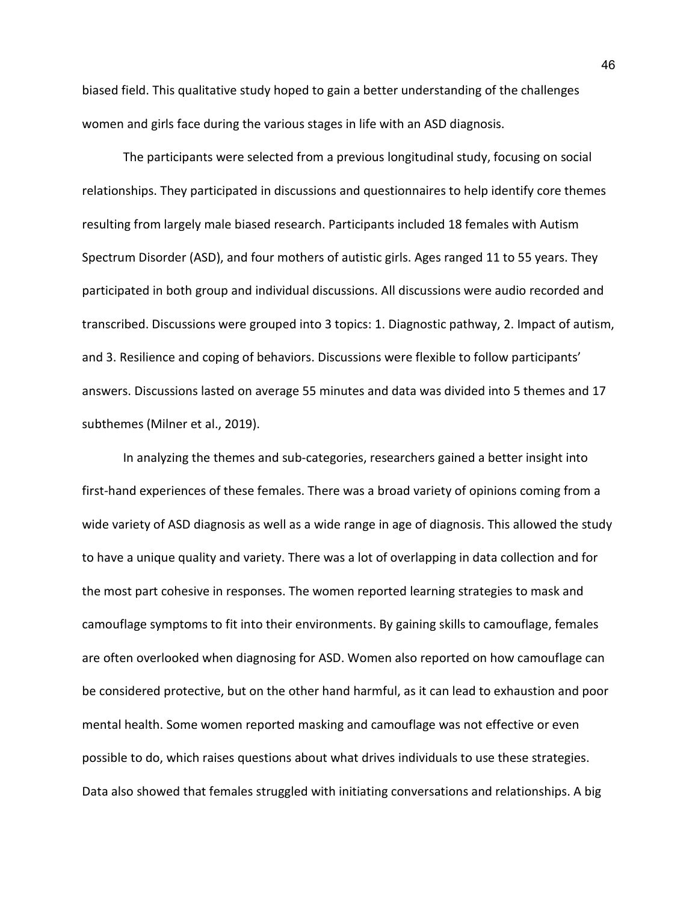biased field. This qualitative study hoped to gain a better understanding of the challenges women and girls face during the various stages in life with an ASD diagnosis.

The participants were selected from a previous longitudinal study, focusing on social relationships. They participated in discussions and questionnaires to help identify core themes resulting from largely male biased research. Participants included 18 females with Autism Spectrum Disorder (ASD), and four mothers of autistic girls. Ages ranged 11 to 55 years. They participated in both group and individual discussions. All discussions were audio recorded and transcribed. Discussions were grouped into 3 topics: 1. Diagnostic pathway, 2. Impact of autism, and 3. Resilience and coping of behaviors. Discussions were flexible to follow participants' answers. Discussions lasted on average 55 minutes and data was divided into 5 themes and 17 subthemes (Milner et al., 2019).

In analyzing the themes and sub-categories, researchers gained a better insight into first-hand experiences of these females. There was a broad variety of opinions coming from a wide variety of ASD diagnosis as well as a wide range in age of diagnosis. This allowed the study to have a unique quality and variety. There was a lot of overlapping in data collection and for the most part cohesive in responses. The women reported learning strategies to mask and camouflage symptoms to fit into their environments. By gaining skills to camouflage, females are often overlooked when diagnosing for ASD. Women also reported on how camouflage can be considered protective, but on the other hand harmful, as it can lead to exhaustion and poor mental health. Some women reported masking and camouflage was not effective or even possible to do, which raises questions about what drives individuals to use these strategies. Data also showed that females struggled with initiating conversations and relationships. A big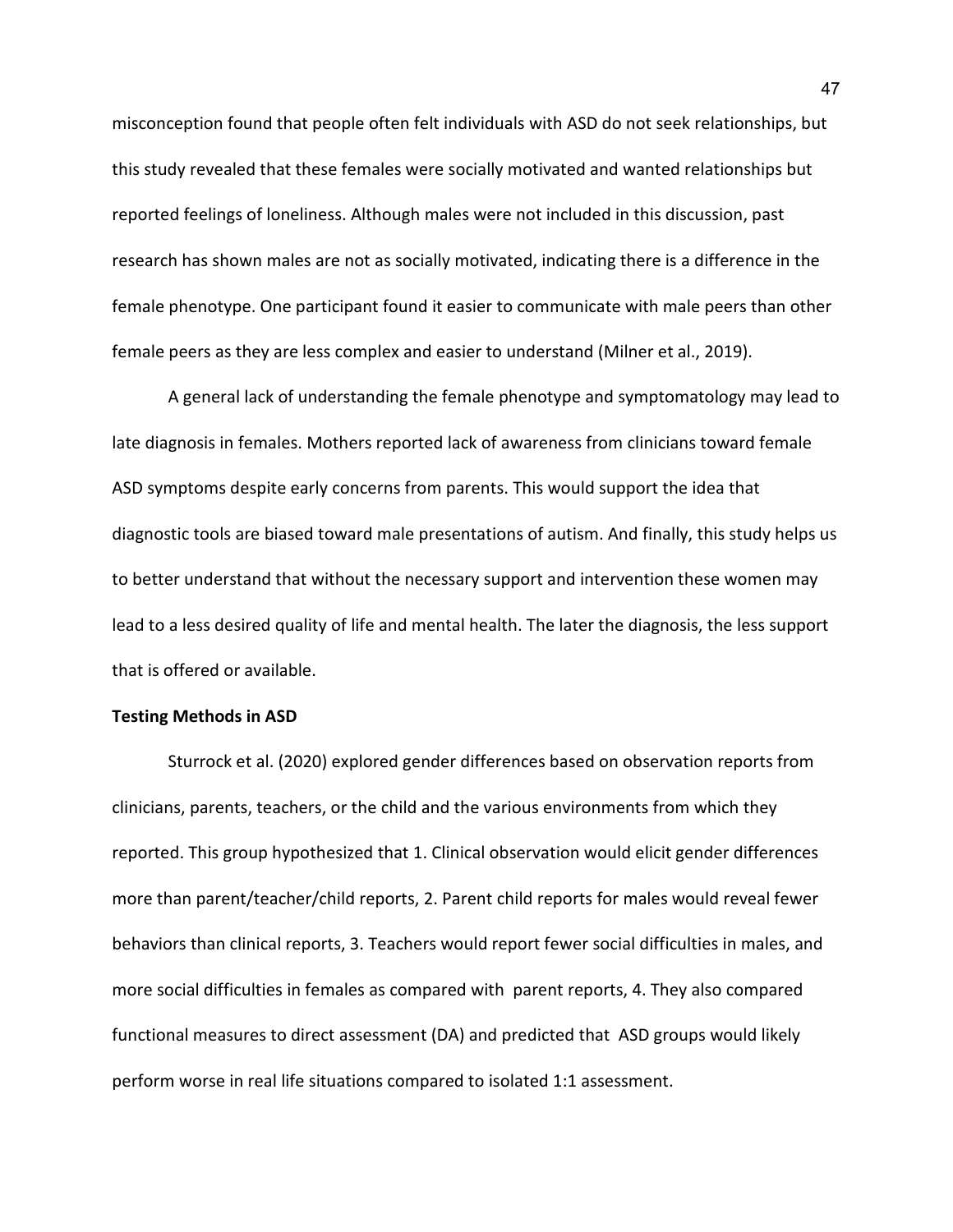misconception found that people often felt individuals with ASD do not seek relationships, but this study revealed that these females were socially motivated and wanted relationships but reported feelings of loneliness. Although males were not included in this discussion, past research has shown males are not as socially motivated, indicating there is a difference in the female phenotype. One participant found it easier to communicate with male peers than other female peers as they are less complex and easier to understand (Milner et al., 2019).

A general lack of understanding the female phenotype and symptomatology may lead to late diagnosis in females. Mothers reported lack of awareness from clinicians toward female ASD symptoms despite early concerns from parents. This would support the idea that diagnostic tools are biased toward male presentations of autism. And finally, this study helps us to better understand that without the necessary support and intervention these women may lead to a less desired quality of life and mental health. The later the diagnosis, the less support that is offered or available.

**Testing Methods in ASD**

Sturrock et al. (2020) explored gender differences based on observation reports from clinicians, parents, teachers, or the child and the various environments from which they reported. This group hypothesized that 1. Clinical observation would elicit gender differences more than parent/teacher/child reports, 2. Parent child reports for males would reveal fewer behaviors than clinical reports, 3. Teachers would report fewer social difficulties in males, and more social difficulties in females as compared with parent reports, 4. They also compared functional measures to direct assessment (DA) and predicted that ASD groups would likely perform worse in real life situations compared to isolated 1:1 assessment.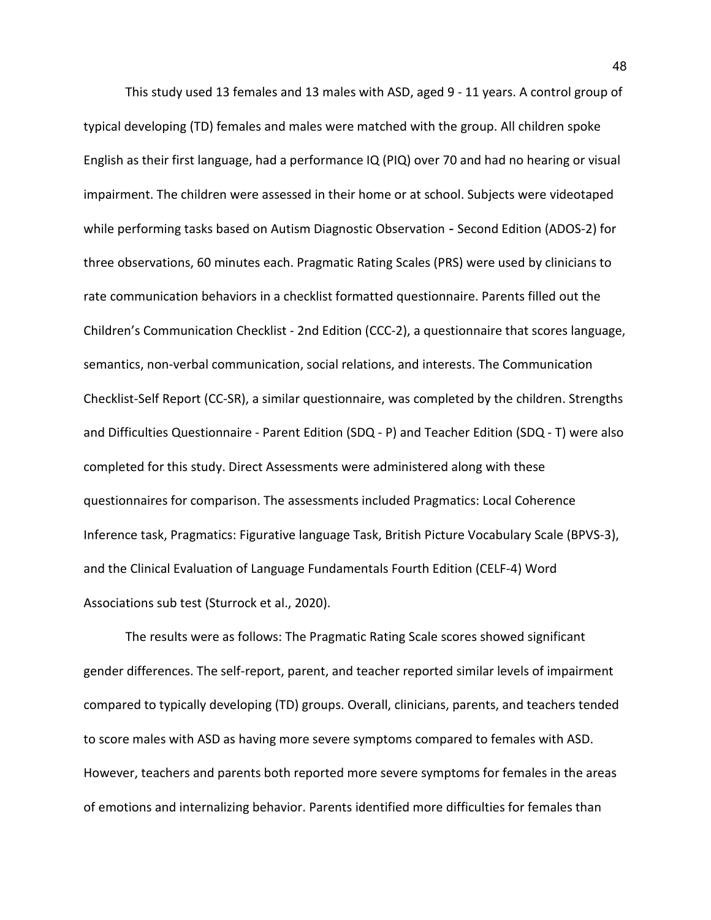This study used 13 females and 13 males with ASD, aged 9 - 11 years. A control group of typical developing (TD) females and males were matched with the group. All children spoke English as their first language, had a performance IQ (PIQ) over 70 and had no hearing or visual impairment. The children were assessed in their home or at school. Subjects were videotaped while performing tasks based on Autism Diagnostic Observation - Second Edition (ADOS-2) for three observations, 60 minutes each. Pragmatic Rating Scales (PRS) were used by clinicians to rate communication behaviors in a checklist formatted questionnaire. Parents filled out the Children's Communication Checklist - 2nd Edition (CCC-2), a questionnaire that scores language, semantics, non-verbal communication, social relations, and interests. The Communication Checklist-Self Report (CC-SR), a similar questionnaire, was completed by the children. Strengths and Difficulties Questionnaire - Parent Edition (SDQ - P) and Teacher Edition (SDQ - T) were also completed for this study. Direct Assessments were administered along with these questionnaires for comparison. The assessments included Pragmatics: Local Coherence Inference task, Pragmatics: Figurative language Task, British Picture Vocabulary Scale (BPVS-3), and the Clinical Evaluation of Language Fundamentals Fourth Edition (CELF-4) Word Associations sub test (Sturrock et al., 2020).

The results were as follows: The Pragmatic Rating Scale scores showed significant gender differences. The self-report, parent, and teacher reported similar levels of impairment compared to typically developing (TD) groups. Overall, clinicians, parents, and teachers tended to score males with ASD as having more severe symptoms compared to females with ASD. However, teachers and parents both reported more severe symptoms for females in the areas of emotions and internalizing behavior. Parents identified more difficulties for females than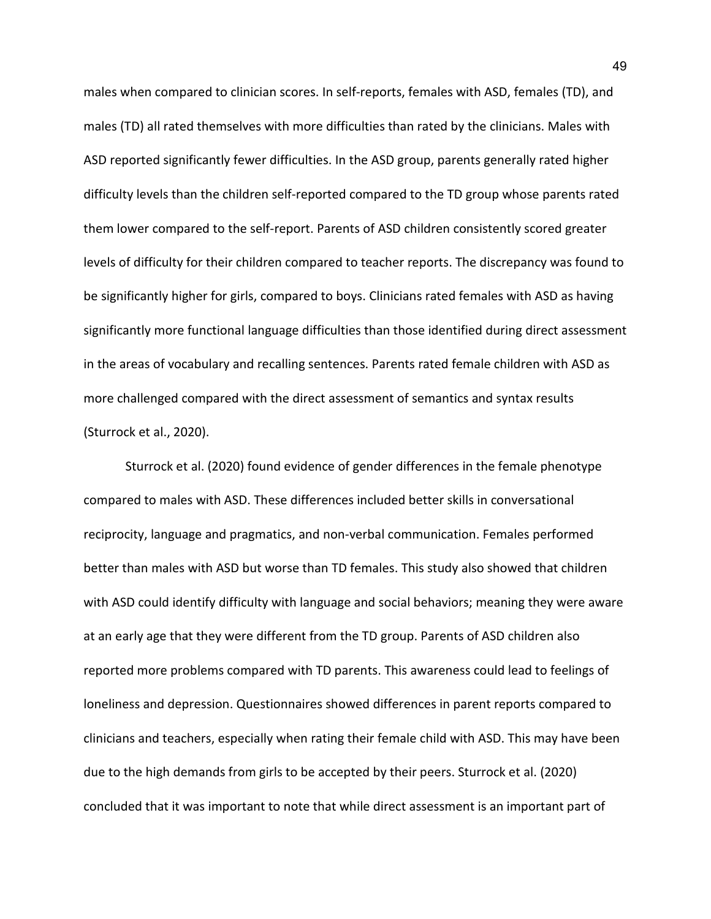males when compared to clinician scores. In self-reports, females with ASD, females (TD), and males (TD) all rated themselves with more difficulties than rated by the clinicians. Males with ASD reported significantly fewer difficulties. In the ASD group, parents generally rated higher difficulty levels than the children self-reported compared to the TD group whose parents rated them lower compared to the self-report. Parents of ASD children consistently scored greater levels of difficulty for their children compared to teacher reports. The discrepancy was found to be significantly higher for girls, compared to boys. Clinicians rated females with ASD as having significantly more functional language difficulties than those identified during direct assessment in the areas of vocabulary and recalling sentences. Parents rated female children with ASD as more challenged compared with the direct assessment of semantics and syntax results (Sturrock et al., 2020).

Sturrock et al. (2020) found evidence of gender differences in the female phenotype compared to males with ASD. These differences included better skills in conversational reciprocity, language and pragmatics, and non-verbal communication. Females performed better than males with ASD but worse than TD females. This study also showed that children with ASD could identify difficulty with language and social behaviors; meaning they were aware at an early age that they were different from the TD group. Parents of ASD children also reported more problems compared with TD parents. This awareness could lead to feelings of loneliness and depression. Questionnaires showed differences in parent reports compared to clinicians and teachers, especially when rating their female child with ASD. This may have been due to the high demands from girls to be accepted by their peers. Sturrock et al. (2020) concluded that it was important to note that while direct assessment is an important part of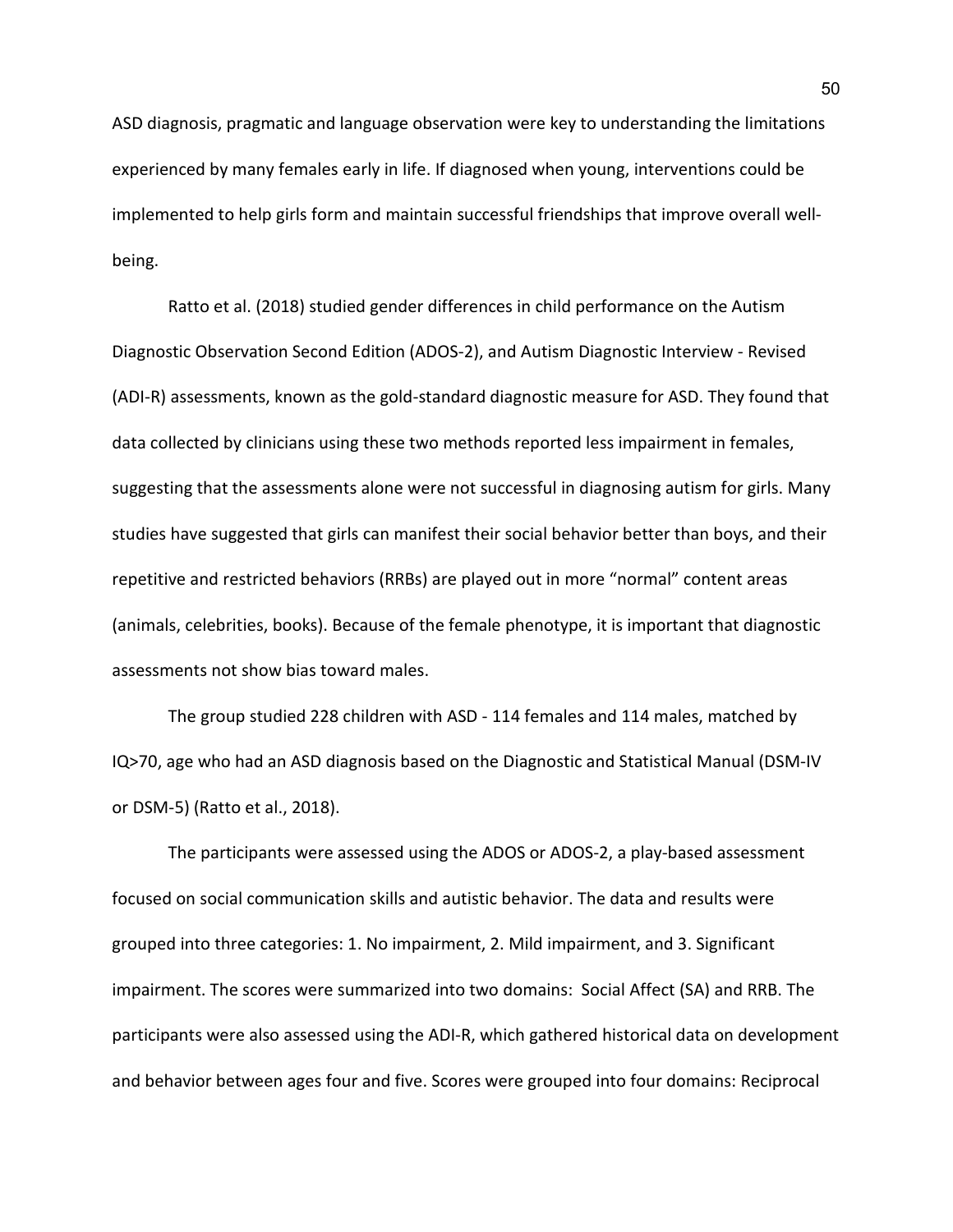ASD diagnosis, pragmatic and language observation were key to understanding the limitations experienced by many females early in life. If diagnosed when young, interventions could be implemented to help girls form and maintain successful friendships that improve overall well-being.

Ratto et al. (2018) studied gender differences in child performance on the Autism Diagnostic Observation Second Edition (ADOS-2), and Autism Diagnostic Interview - Revised (ADI-R) assessments, known as the gold-standard diagnostic measure for ASD. They found that data collected by clinicians using these two methods reported less impairment in females, suggesting that the assessments alone were not successful in diagnosing autism for girls. Many studies have suggested that girls can manifest their social behavior better than boys, and their repetitive and restricted behaviors (RRBs) are played out in more "normal" content areas (animals, celebrities, books). Because of the female phenotype, it is important that diagnostic assessments not show bias toward males.

The group studied 228 children with ASD - 114 females and 114 males, matched by IQ>70, age who had an ASD diagnosis based on the Diagnostic and Statistical Manual (DSM-IV or DSM-5) (Ratto et al., 2018).

The participants were assessed using the ADOS or ADOS-2, a play-based assessment focused on social communication skills and autistic behavior. The data and results were grouped into three categories: 1. No impairment, 2. Mild impairment, and 3. Significant impairment. The scores were summarized into two domains: Social Affect (SA) and RRB. The participants were also assessed using the ADI-R, which gathered historical data on development and behavior between ages four and five. Scores were grouped into four domains: Reciprocal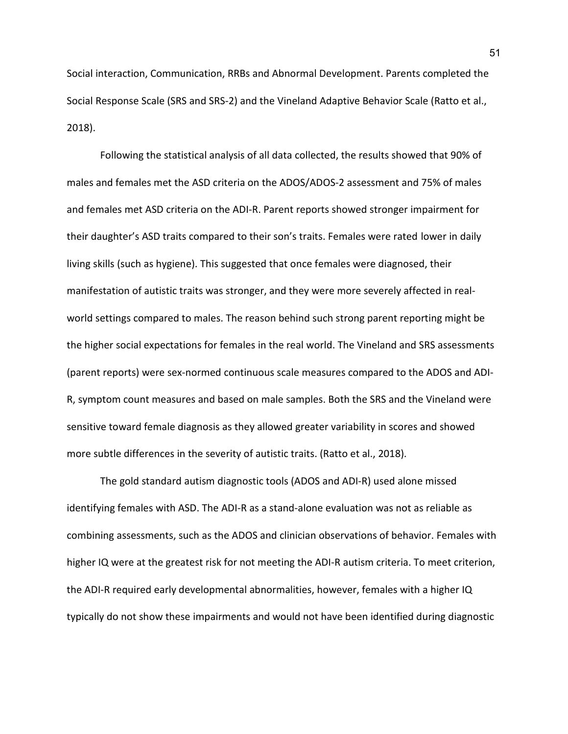Social interaction, Communication, RRBs and Abnormal Development. Parents completed the Social Response Scale (SRS and SRS-2) and the Vineland Adaptive Behavior Scale (Ratto et al., 2018).

Following the statistical analysis of all data collected, the results showed that 90% of males and females met the ASD criteria on the ADOS/ADOS-2 assessment and 75% of males and females met ASD criteria on the ADI-R. Parent reports showed stronger impairment for their daughter's ASD traits compared to their son's traits. Females were rated lower in daily living skills (such as hygiene). This suggested that once females were diagnosed, their manifestation of autistic traits was stronger, and they were more severely affected in real-world settings compared to males. The reason behind such strong parent reporting might be the higher social expectations for females in the real world. The Vineland and SRS assessments (parent reports) were sex-normed continuous scale measures compared to the ADOS and ADI-R, symptom count measures and based on male samples. Both the SRS and the Vineland were sensitive toward female diagnosis as they allowed greater variability in scores and showed more subtle differences in the severity of autistic traits. (Ratto et al., 2018).

The gold standard autism diagnostic tools (ADOS and ADI-R) used alone missed identifying females with ASD. The ADI-R as a stand-alone evaluation was not as reliable as combining assessments, such as the ADOS and clinician observations of behavior. Females with higher IQ were at the greatest risk for not meeting the ADI-R autism criteria. To meet criterion, the ADI-R required early developmental abnormalities, however, females with a higher IQ typically do not show these impairments and would not have been identified during diagnostic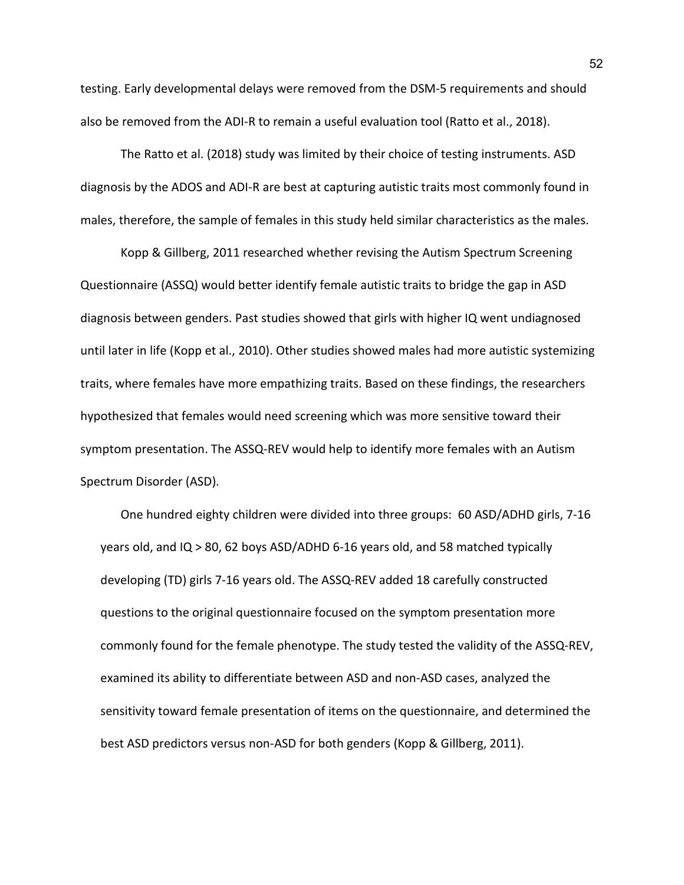testing. Early developmental delays were removed from the DSM-5 requirements and should also be removed from the ADI-R to remain a useful evaluation tool (Ratto et al., 2018).

The Ratto et al. (2018) study was limited by their choice of testing instruments. ASD diagnosis by the ADOS and ADI-R are best at capturing autistic traits most commonly found in males, therefore, the sample of females in this study held similar characteristics as the males.

Kopp & Gillberg, 2011 researched whether revising the Autism Spectrum Screening Questionnaire (ASSQ) would better identify female autistic traits to bridge the gap in ASD diagnosis between genders. Past studies showed that girls with higher IQ went undiagnosed until later in life (Kopp et al., 2010). Other studies showed males had more autistic systemizing traits, where females have more empathizing traits. Based on these findings, the researchers hypothesized that females would need screening which was more sensitive toward their symptom presentation. The ASSQ-REV would help to identify more females with an Autism Spectrum Disorder (ASD).

One hundred eighty children were divided into three groups: 60 ASD/ADHD girls, 7-16 years old, and IQ > 80, 62 boys ASD/ADHD 6-16 years old, and 58 matched typically developing (TD) girls 7-16 years old. The ASSQ-REV added 18 carefully constructed questions to the original questionnaire focused on the symptom presentation more commonly found for the female phenotype. The study tested the validity of the ASSQ-REV, examined its ability to differentiate between ASD and non-ASD cases, analyzed the sensitivity toward female presentation of items on the questionnaire, and determined the best ASD predictors versus non-ASD for both genders (Kopp & Gillberg, 2011).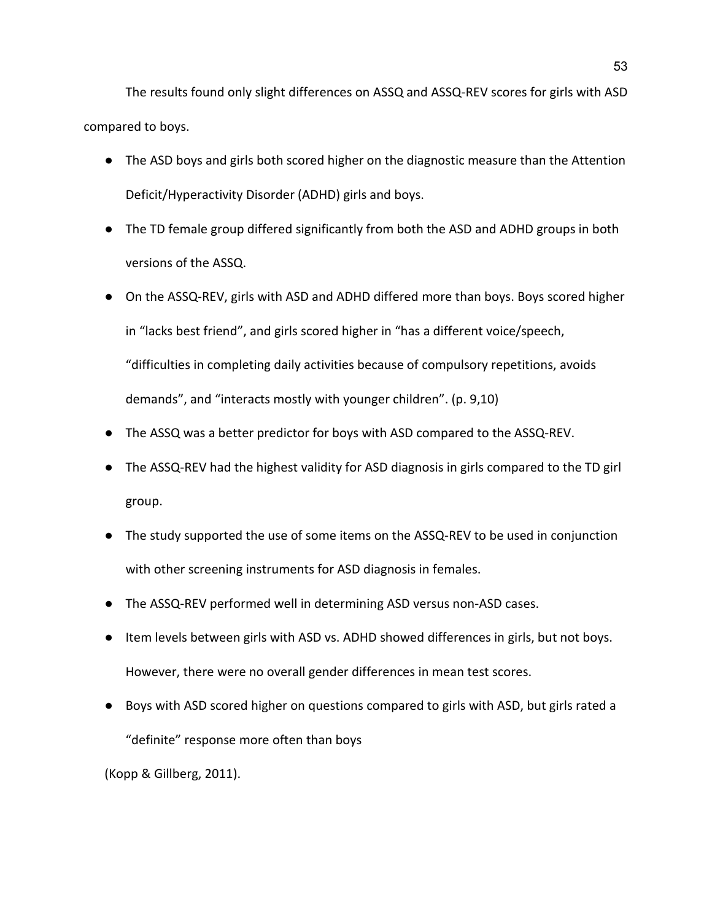The results found only slight differences on ASSQ and ASSQ-REV scores for girls with ASD compared to boys.

- The ASD boys and girls both scored higher on the diagnostic measure than the Attention Deficit/Hyperactivity Disorder (ADHD) girls and boys.
- The TD female group differed significantly from both the ASD and ADHD groups in both versions of the ASSQ.
- On the ASSQ-REV, girls with ASD and ADHD differed more than boys. Boys scored higher in "lacks best friend", and girls scored higher in "has a different voice/speech, "difficulties in completing daily activities because of compulsory repetitions, avoids demands", and "interacts mostly with younger children". (p. 9,10)
- The ASSQ was a better predictor for boys with ASD compared to the ASSQ-REV.
- The ASSQ-REV had the highest validity for ASD diagnosis in girls compared to the TD girl group.
- The study supported the use of some items on the ASSQ-REV to be used in conjunction with other screening instruments for ASD diagnosis in females.
- The ASSQ-REV performed well in determining ASD versus non-ASD cases.
- Item levels between girls with ASD vs. ADHD showed differences in girls, but not boys. However, there were no overall gender differences in mean test scores.
- Boys with ASD scored higher on questions compared to girls with ASD, but girls rated a "definite" response more often than boys

(Kopp & Gillberg, 2011).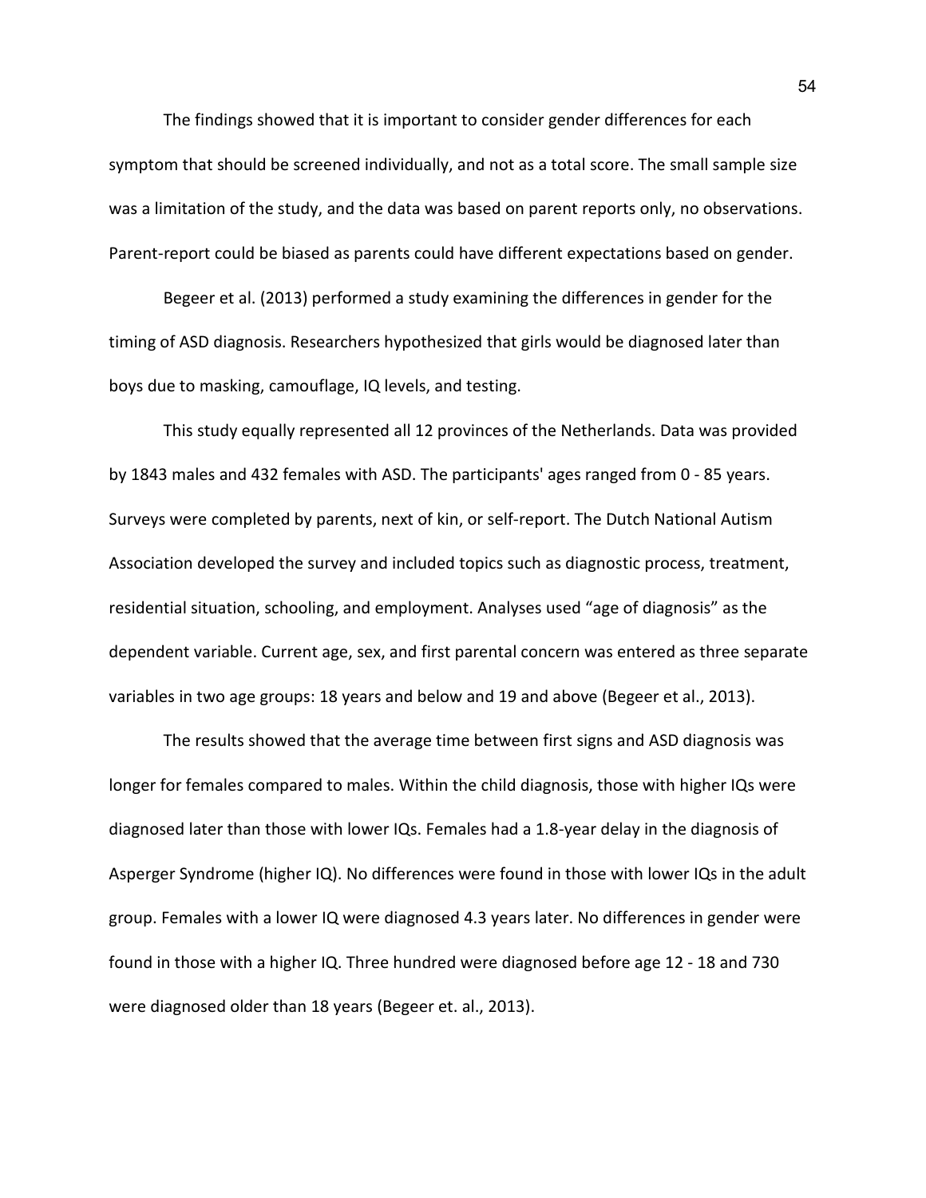The findings showed that it is important to consider gender differences for each symptom that should be screened individually, and not as a total score. The small sample size was a limitation of the study, and the data was based on parent reports only, no observations. Parent-report could be biased as parents could have different expectations based on gender.

Begeer et al. (2013) performed a study examining the differences in gender for the timing of ASD diagnosis. Researchers hypothesized that girls would be diagnosed later than boys due to masking, camouflage, IQ levels, and testing.

This study equally represented all 12 provinces of the Netherlands. Data was provided by 1843 males and 432 females with ASD. The participants' ages ranged from 0 - 85 years. Surveys were completed by parents, next of kin, or self-report. The Dutch National Autism Association developed the survey and included topics such as diagnostic process, treatment, residential situation, schooling, and employment. Analyses used "age of diagnosis" as the dependent variable. Current age, sex, and first parental concern was entered as three separate variables in two age groups: 18 years and below and 19 and above (Begeer et al., 2013).

The results showed that the average time between first signs and ASD diagnosis was longer for females compared to males. Within the child diagnosis, those with higher IQs were diagnosed later than those with lower IQs. Females had a 1.8-year delay in the diagnosis of Asperger Syndrome (higher IQ). No differences were found in those with lower IQs in the adult group. Females with a lower IQ were diagnosed 4.3 years later. No differences in gender were found in those with a higher IQ. Three hundred were diagnosed before age 12 - 18 and 730 were diagnosed older than 18 years (Begeer et. al., 2013).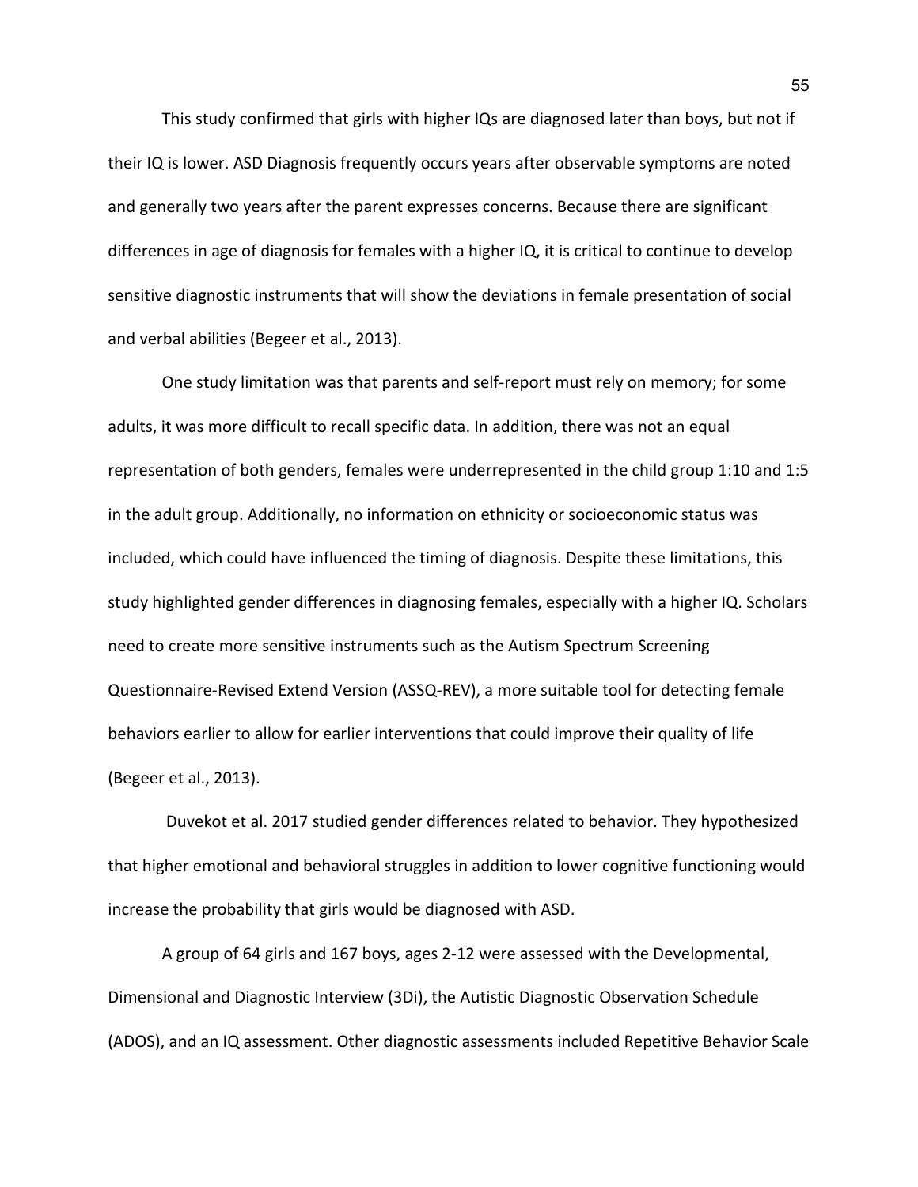This study confirmed that girls with higher IQs are diagnosed later than boys, but not if their IQ is lower. ASD Diagnosis frequently occurs years after observable symptoms are noted and generally two years after the parent expresses concerns. Because there are significant differences in age of diagnosis for females with a higher IQ, it is critical to continue to develop sensitive diagnostic instruments that will show the deviations in female presentation of social and verbal abilities (Begeer et al., 2013).

One study limitation was that parents and self-report must rely on memory; for some adults, it was more difficult to recall specific data. In addition, there was not an equal representation of both genders, females were underrepresented in the child group 1:10 and 1:5 in the adult group. Additionally, no information on ethnicity or socioeconomic status was included, which could have influenced the timing of diagnosis. Despite these limitations, this study highlighted gender differences in diagnosing females, especially with a higher IQ. Scholars need to create more sensitive instruments such as the Autism Spectrum Screening Questionnaire-Revised Extend Version (ASSQ-REV), a more suitable tool for detecting female behaviors earlier to allow for earlier interventions that could improve their quality of life (Begeer et al., 2013).

Duvekot et al. 2017 studied gender differences related to behavior. They hypothesized that higher emotional and behavioral struggles in addition to lower cognitive functioning would increase the probability that girls would be diagnosed with ASD.

A group of 64 girls and 167 boys, ages 2-12 were assessed with the Developmental, Dimensional and Diagnostic Interview (3Di), the Autistic Diagnostic Observation Schedule (ADOS), and an IQ assessment. Other diagnostic assessments included Repetitive Behavior Scale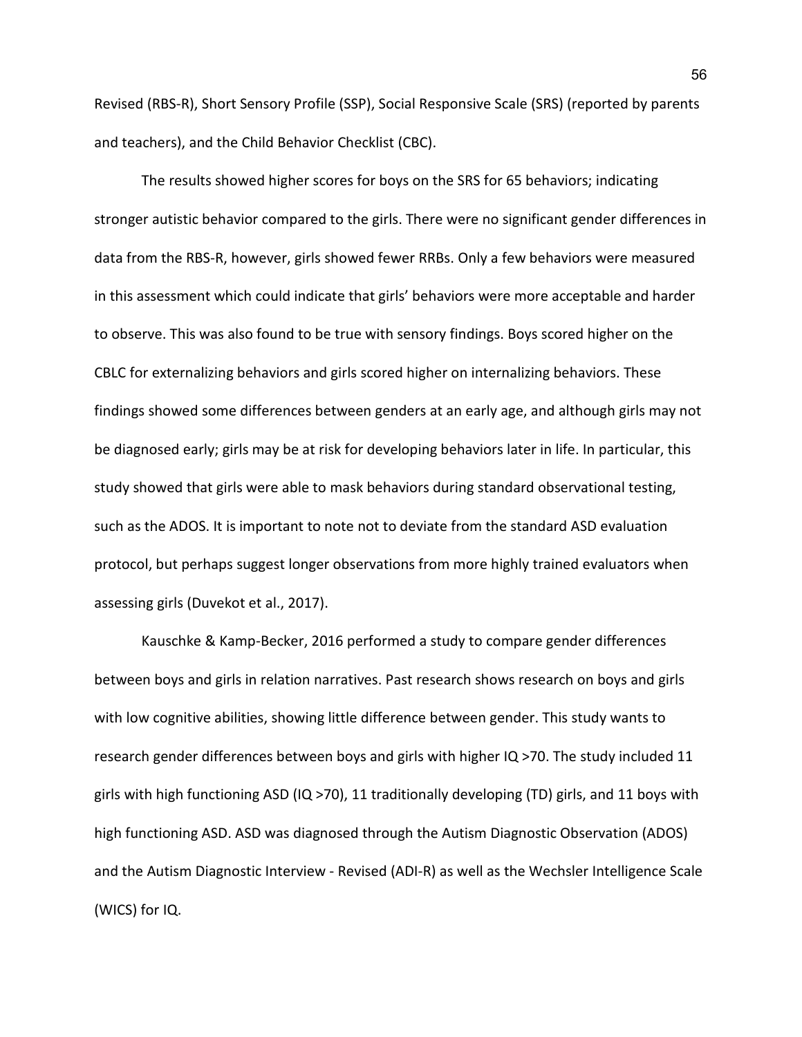Revised (RBS-R), Short Sensory Profile (SSP), Social Responsive Scale (SRS) (reported by parents and teachers), and the Child Behavior Checklist (CBC).

The results showed higher scores for boys on the SRS for 65 behaviors; indicating stronger autistic behavior compared to the girls. There were no significant gender differences in data from the RBS-R, however, girls showed fewer RRBs. Only a few behaviors were measured in this assessment which could indicate that girls' behaviors were more acceptable and harder to observe. This was also found to be true with sensory findings. Boys scored higher on the CBLC for externalizing behaviors and girls scored higher on internalizing behaviors. These findings showed some differences between genders at an early age, and although girls may not be diagnosed early; girls may be at risk for developing behaviors later in life. In particular, this study showed that girls were able to mask behaviors during standard observational testing, such as the ADOS. It is important to note not to deviate from the standard ASD evaluation protocol, but perhaps suggest longer observations from more highly trained evaluators when assessing girls (Duvekot et al., 2017).

Kauschke & Kamp-Becker, 2016 performed a study to compare gender differences between boys and girls in relation narratives. Past research shows research on boys and girls with low cognitive abilities, showing little difference between gender. This study wants to research gender differences between boys and girls with higher IQ >70. The study included 11 girls with high functioning ASD (IQ >70), 11 traditionally developing (TD) girls, and 11 boys with high functioning ASD. ASD was diagnosed through the Autism Diagnostic Observation (ADOS) and the Autism Diagnostic Interview - Revised (ADI-R) as well as the Wechsler Intelligence Scale (WICS) for IQ.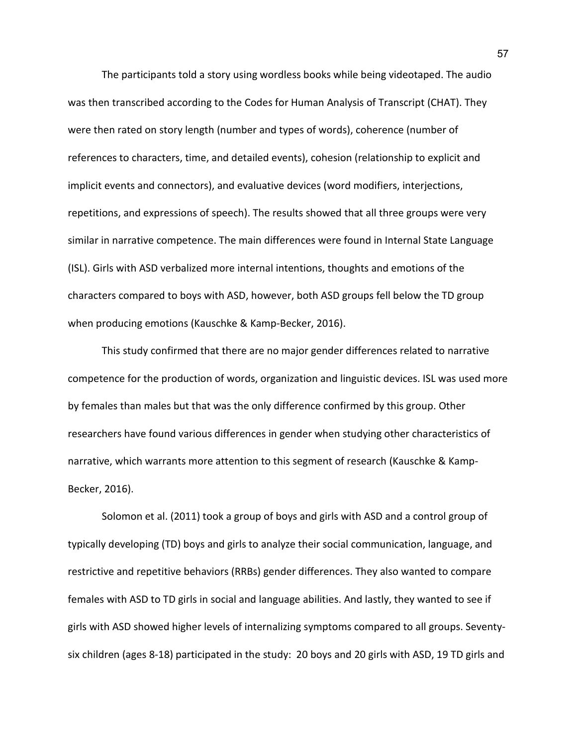The participants told a story using wordless books while being videotaped. The audio was then transcribed according to the Codes for Human Analysis of Transcript (CHAT). They were then rated on story length (number and types of words), coherence (number of references to characters, time, and detailed events), cohesion (relationship to explicit and implicit events and connectors), and evaluative devices (word modifiers, interjections, repetitions, and expressions of speech). The results showed that all three groups were very similar in narrative competence. The main differences were found in Internal State Language (ISL). Girls with ASD verbalized more internal intentions, thoughts and emotions of the characters compared to boys with ASD, however, both ASD groups fell below the TD group when producing emotions (Kauschke & Kamp-Becker, 2016).

This study confirmed that there are no major gender differences related to narrative competence for the production of words, organization and linguistic devices. ISL was used more by females than males but that was the only difference confirmed by this group. Other researchers have found various differences in gender when studying other characteristics of narrative, which warrants more attention to this segment of research (Kauschke & Kamp-Becker, 2016).

Solomon et al. (2011) took a group of boys and girls with ASD and a control group of typically developing (TD) boys and girls to analyze their social communication, language, and restrictive and repetitive behaviors (RRBs) gender differences. They also wanted to compare females with ASD to TD girls in social and language abilities. And lastly, they wanted to see if girls with ASD showed higher levels of internalizing symptoms compared to all groups. Seventy-six children (ages 8-18) participated in the study: 20 boys and 20 girls with ASD, 19 TD girls and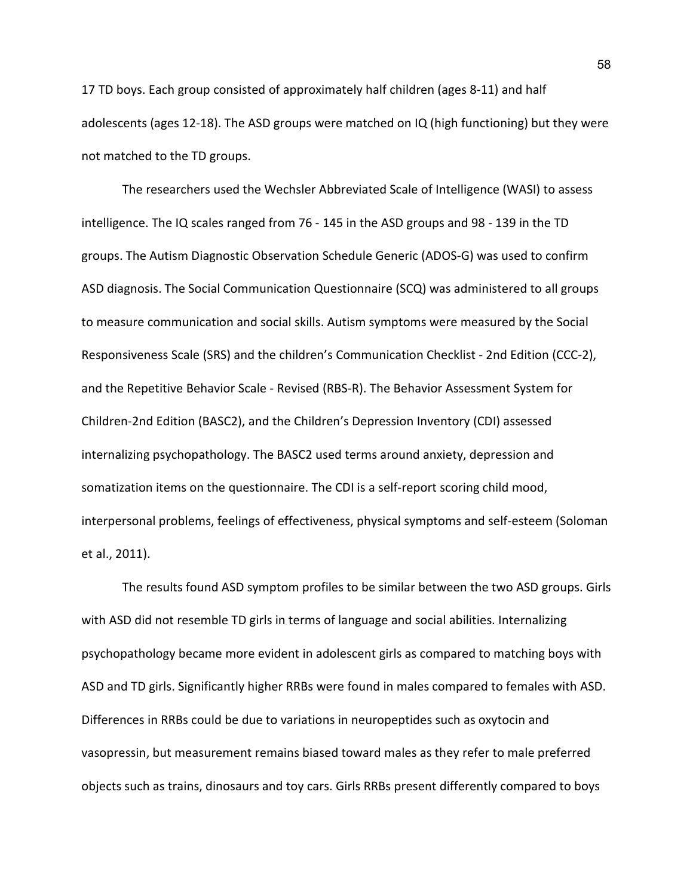17 TD boys. Each group consisted of approximately half children (ages 8-11) and half adolescents (ages 12-18). The ASD groups were matched on IQ (high functioning) but they were not matched to the TD groups.

The researchers used the Wechsler Abbreviated Scale of Intelligence (WASI) to assess intelligence. The IQ scales ranged from 76 - 145 in the ASD groups and 98 - 139 in the TD groups. The Autism Diagnostic Observation Schedule Generic (ADOS-G) was used to confirm ASD diagnosis. The Social Communication Questionnaire (SCQ) was administered to all groups to measure communication and social skills. Autism symptoms were measured by the Social Responsiveness Scale (SRS) and the children's Communication Checklist - 2nd Edition (CCC-2), and the Repetitive Behavior Scale - Revised (RBS-R). The Behavior Assessment System for Children-2nd Edition (BASC2), and the Children's Depression Inventory (CDI) assessed internalizing psychopathology. The BASC2 used terms around anxiety, depression and somatization items on the questionnaire. The CDI is a self-report scoring child mood, interpersonal problems, feelings of effectiveness, physical symptoms and self-esteem (Soloman et al., 2011).

The results found ASD symptom profiles to be similar between the two ASD groups. Girls with ASD did not resemble TD girls in terms of language and social abilities. Internalizing psychopathology became more evident in adolescent girls as compared to matching boys with ASD and TD girls. Significantly higher RRBs were found in males compared to females with ASD. Differences in RRBs could be due to variations in neuropeptides such as oxytocin and vasopressin, but measurement remains biased toward males as they refer to male preferred objects such as trains, dinosaurs and toy cars. Girls RRBs present differently compared to boys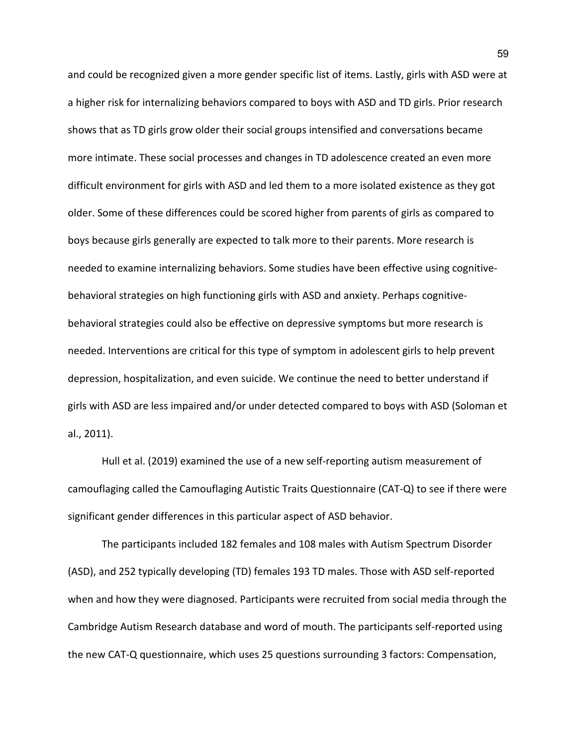and could be recognized given a more gender specific list of items. Lastly, girls with ASD were at a higher risk for internalizing behaviors compared to boys with ASD and TD girls. Prior research shows that as TD girls grow older their social groups intensified and conversations became more intimate. These social processes and changes in TD adolescence created an even more difficult environment for girls with ASD and led them to a more isolated existence as they got older. Some of these differences could be scored higher from parents of girls as compared to boys because girls generally are expected to talk more to their parents. More research is needed to examine internalizing behaviors. Some studies have been effective using cognitive-behavioral strategies on high functioning girls with ASD and anxiety. Perhaps cognitive-behavioral strategies could also be effective on depressive symptoms but more research is needed. Interventions are critical for this type of symptom in adolescent girls to help prevent depression, hospitalization, and even suicide. We continue the need to better understand if girls with ASD are less impaired and/or under detected compared to boys with ASD (Soloman et al., 2011).

Hull et al. (2019) examined the use of a new self-reporting autism measurement of camouflaging called the Camouflaging Autistic Traits Questionnaire (CAT-Q) to see if there were significant gender differences in this particular aspect of ASD behavior.

The participants included 182 females and 108 males with Autism Spectrum Disorder (ASD), and 252 typically developing (TD) females 193 TD males. Those with ASD self-reported when and how they were diagnosed. Participants were recruited from social media through the Cambridge Autism Research database and word of mouth. The participants self-reported using the new CAT-Q questionnaire, which uses 25 questions surrounding 3 factors: Compensation,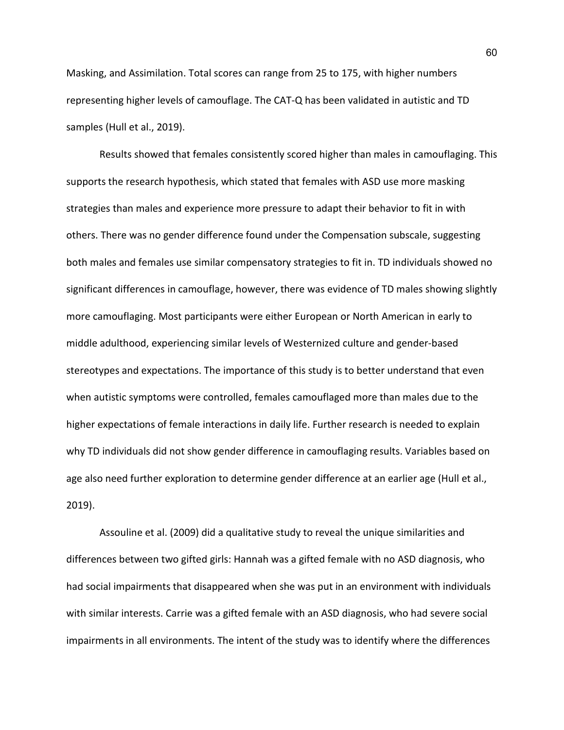Masking, and Assimilation. Total scores can range from 25 to 175, with higher numbers representing higher levels of camouflage. The CAT-Q has been validated in autistic and TD samples (Hull et al., 2019).

Results showed that females consistently scored higher than males in camouflaging. This supports the research hypothesis, which stated that females with ASD use more masking strategies than males and experience more pressure to adapt their behavior to fit in with others. There was no gender difference found under the Compensation subscale, suggesting both males and females use similar compensatory strategies to fit in. TD individuals showed no significant differences in camouflage, however, there was evidence of TD males showing slightly more camouflaging. Most participants were either European or North American in early to middle adulthood, experiencing similar levels of Westernized culture and gender-based stereotypes and expectations. The importance of this study is to better understand that even when autistic symptoms were controlled, females camouflaged more than males due to the higher expectations of female interactions in daily life. Further research is needed to explain why TD individuals did not show gender difference in camouflaging results. Variables based on age also need further exploration to determine gender difference at an earlier age (Hull et al., 2019).

Assouline et al. (2009) did a qualitative study to reveal the unique similarities and differences between two gifted girls: Hannah was a gifted female with no ASD diagnosis, who had social impairments that disappeared when she was put in an environment with individuals with similar interests. Carrie was a gifted female with an ASD diagnosis, who had severe social impairments in all environments. The intent of the study was to identify where the differences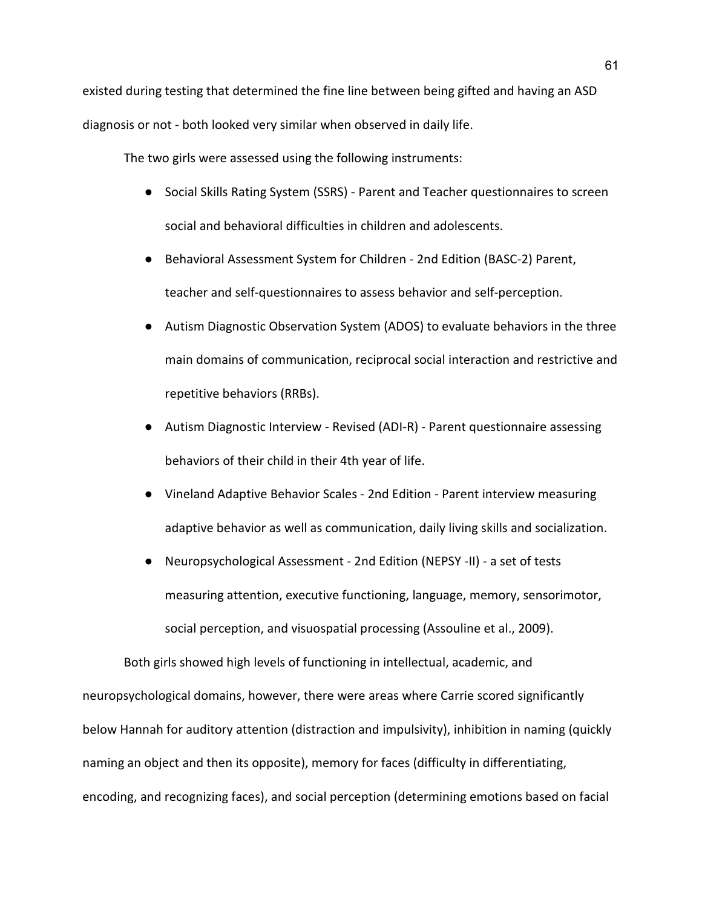existed during testing that determined the fine line between being gifted and having an ASD diagnosis or not - both looked very similar when observed in daily life.

The two girls were assessed using the following instruments:

- Social Skills Rating System (SSRS) - Parent and Teacher questionnaires to screen social and behavioral difficulties in children and adolescents.
- Behavioral Assessment System for Children - 2nd Edition (BASC-2) Parent, teacher and self-questionnaires to assess behavior and self-perception.
- Autism Diagnostic Observation System (ADOS) to evaluate behaviors in the three main domains of communication, reciprocal social interaction and restrictive and repetitive behaviors (RRBs).
- Autism Diagnostic Interview - Revised (ADI-R) - Parent questionnaire assessing behaviors of their child in their 4th year of life.
- Vineland Adaptive Behavior Scales - 2nd Edition - Parent interview measuring adaptive behavior as well as communication, daily living skills and socialization.
- Neuropsychological Assessment - 2nd Edition (NEPSY -II) - a set of tests measuring attention, executive functioning, language, memory, sensorimotor, social perception, and visuospatial processing (Assouline et al., 2009).

Both girls showed high levels of functioning in intellectual, academic, and neuropsychological domains, however, there were areas where Carrie scored significantly below Hannah for auditory attention (distraction and impulsivity), inhibition in naming (quickly naming an object and then its opposite), memory for faces (difficulty in differentiating, encoding, and recognizing faces), and social perception (determining emotions based on facial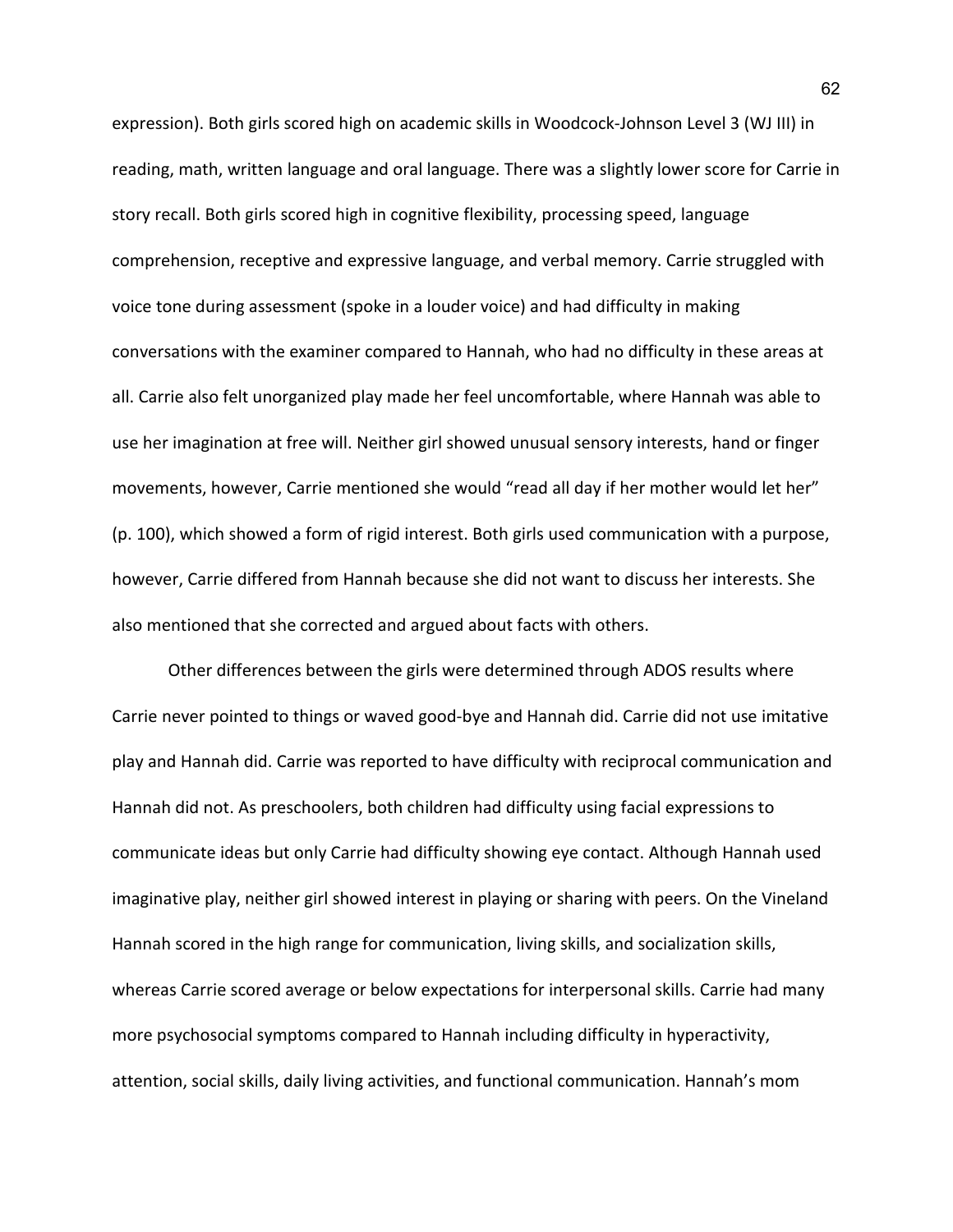expression). Both girls scored high on academic skills in Woodcock-Johnson Level 3 (WJ III) in reading, math, written language and oral language. There was a slightly lower score for Carrie in story recall. Both girls scored high in cognitive flexibility, processing speed, language comprehension, receptive and expressive language, and verbal memory. Carrie struggled with voice tone during assessment (spoke in a louder voice) and had difficulty in making conversations with the examiner compared to Hannah, who had no difficulty in these areas at all. Carrie also felt unorganized play made her feel uncomfortable, where Hannah was able to use her imagination at free will. Neither girl showed unusual sensory interests, hand or finger movements, however, Carrie mentioned she would "read all day if her mother would let her" (p. 100), which showed a form of rigid interest. Both girls used communication with a purpose, however, Carrie differed from Hannah because she did not want to discuss her interests. She also mentioned that she corrected and argued about facts with others.

Other differences between the girls were determined through ADOS results where Carrie never pointed to things or waved good-bye and Hannah did. Carrie did not use imitative play and Hannah did. Carrie was reported to have difficulty with reciprocal communication and Hannah did not. As preschoolers, both children had difficulty using facial expressions to communicate ideas but only Carrie had difficulty showing eye contact. Although Hannah used imaginative play, neither girl showed interest in playing or sharing with peers. On the Vineland Hannah scored in the high range for communication, living skills, and socialization skills, whereas Carrie scored average or below expectations for interpersonal skills. Carrie had many more psychosocial symptoms compared to Hannah including difficulty in hyperactivity, attention, social skills, daily living activities, and functional communication. Hannah's mom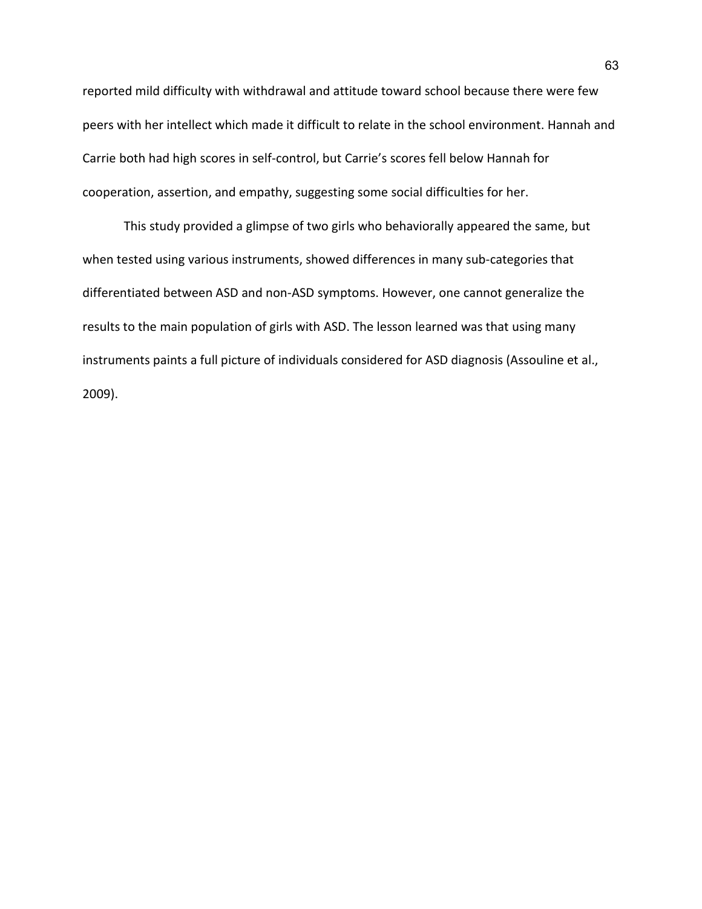reported mild difficulty with withdrawal and attitude toward school because there were few peers with her intellect which made it difficult to relate in the school environment. Hannah and Carrie both had high scores in self-control, but Carrie's scores fell below Hannah for cooperation, assertion, and empathy, suggesting some social difficulties for her.

This study provided a glimpse of two girls who behaviorally appeared the same, but when tested using various instruments, showed differences in many sub-categories that differentiated between ASD and non-ASD symptoms. However, one cannot generalize the results to the main population of girls with ASD. The lesson learned was that using many instruments paints a full picture of individuals considered for ASD diagnosis (Assouline et al., 2009).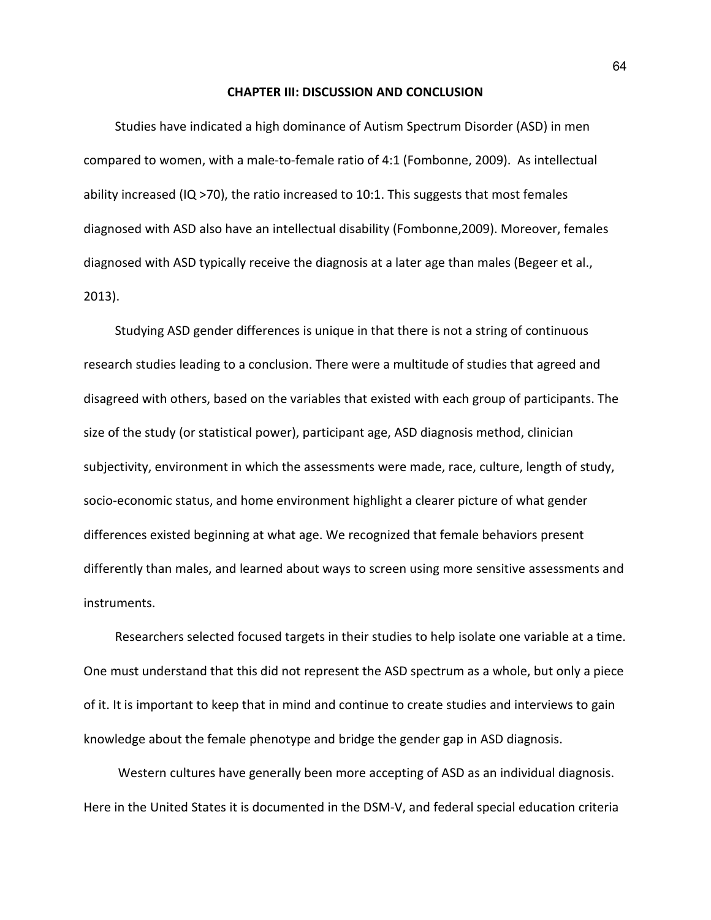## CHAPTER III: DISCUSSION AND CONCLUSION

Studies have indicated a high dominance of Autism Spectrum Disorder (ASD) in men compared to women, with a male-to-female ratio of 4:1 (Fombonne, 2009). As intellectual ability increased (IQ >70), the ratio increased to 10:1. This suggests that most females diagnosed with ASD also have an intellectual disability (Fombonne,2009). Moreover, females diagnosed with ASD typically receive the diagnosis at a later age than males (Begeer et al., 2013).

Studying ASD gender differences is unique in that there is not a string of continuous research studies leading to a conclusion. There were a multitude of studies that agreed and disagreed with others, based on the variables that existed with each group of participants. The size of the study (or statistical power), participant age, ASD diagnosis method, clinician subjectivity, environment in which the assessments were made, race, culture, length of study, socio-economic status, and home environment highlight a clearer picture of what gender differences existed beginning at what age. We recognized that female behaviors present differently than males, and learned about ways to screen using more sensitive assessments and instruments.

Researchers selected focused targets in their studies to help isolate one variable at a time. One must understand that this did not represent the ASD spectrum as a whole, but only a piece of it. It is important to keep that in mind and continue to create studies and interviews to gain knowledge about the female phenotype and bridge the gender gap in ASD diagnosis.

Western cultures have generally been more accepting of ASD as an individual diagnosis. Here in the United States it is documented in the DSM-V, and federal special education criteria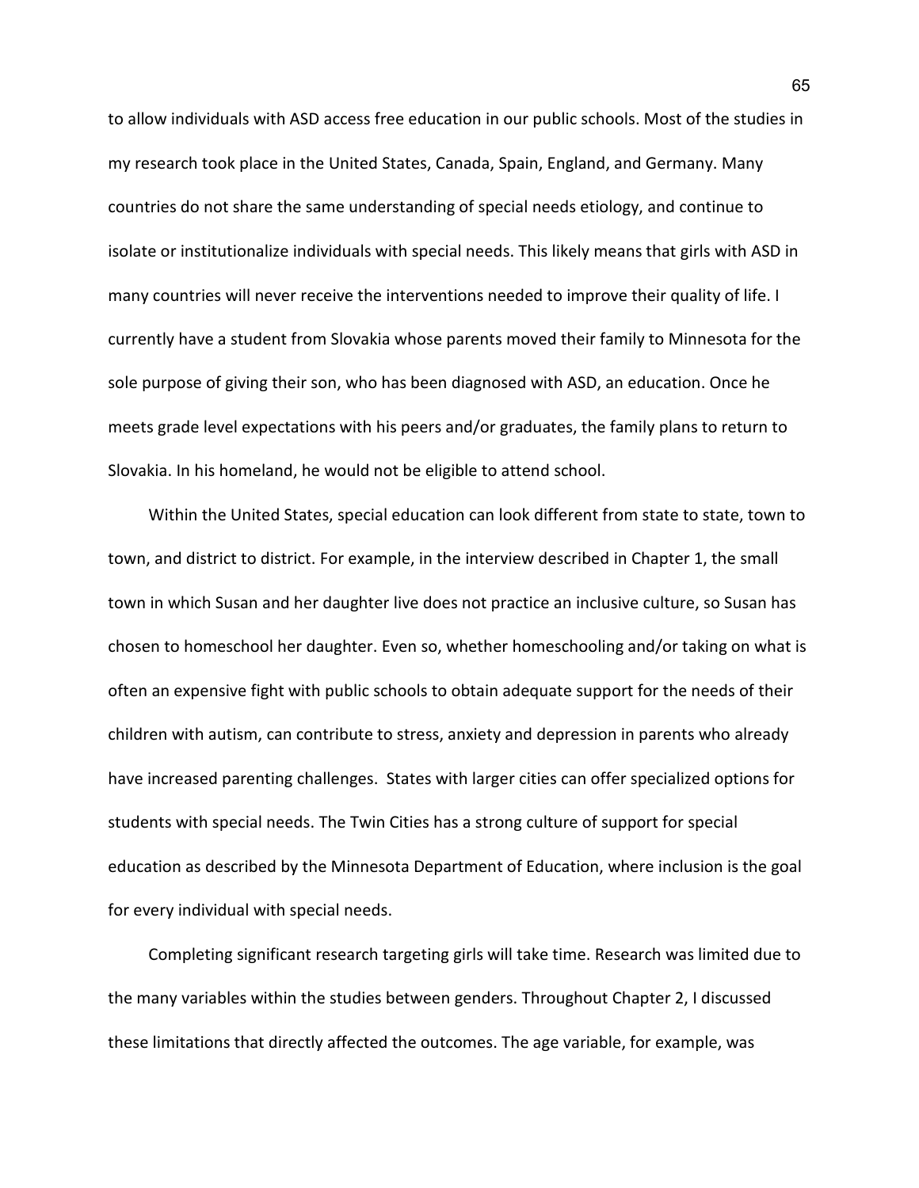to allow individuals with ASD access free education in our public schools. Most of the studies in my research took place in the United States, Canada, Spain, England, and Germany. Many countries do not share the same understanding of special needs etiology, and continue to isolate or institutionalize individuals with special needs. This likely means that girls with ASD in many countries will never receive the interventions needed to improve their quality of life. I currently have a student from Slovakia whose parents moved their family to Minnesota for the sole purpose of giving their son, who has been diagnosed with ASD, an education. Once he meets grade level expectations with his peers and/or graduates, the family plans to return to Slovakia. In his homeland, he would not be eligible to attend school.

Within the United States, special education can look different from state to state, town to town, and district to district. For example, in the interview described in Chapter 1, the small town in which Susan and her daughter live does not practice an inclusive culture, so Susan has chosen to homeschool her daughter. Even so, whether homeschooling and/or taking on what is often an expensive fight with public schools to obtain adequate support for the needs of their children with autism, can contribute to stress, anxiety and depression in parents who already have increased parenting challenges. States with larger cities can offer specialized options for students with special needs. The Twin Cities has a strong culture of support for special education as described by the Minnesota Department of Education, where inclusion is the goal for every individual with special needs.

Completing significant research targeting girls will take time. Research was limited due to the many variables within the studies between genders. Throughout Chapter 2, I discussed these limitations that directly affected the outcomes. The age variable, for example, was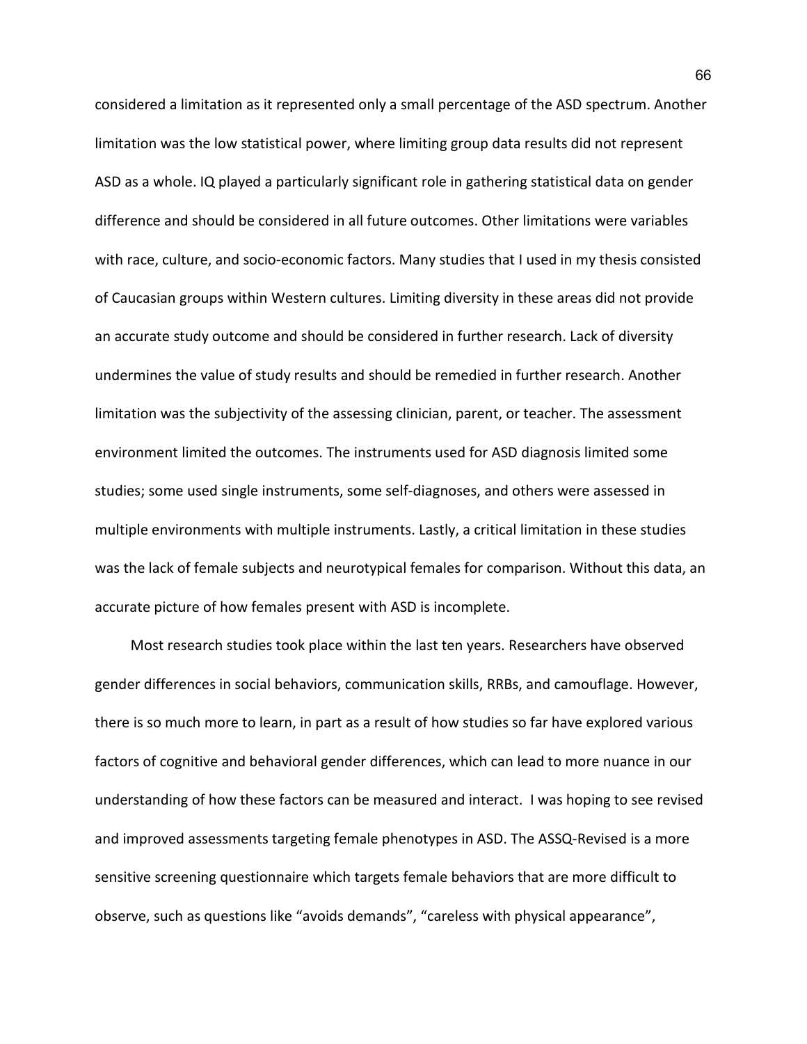considered a limitation as it represented only a small percentage of the ASD spectrum. Another limitation was the low statistical power, where limiting group data results did not represent ASD as a whole. IQ played a particularly significant role in gathering statistical data on gender difference and should be considered in all future outcomes. Other limitations were variables with race, culture, and socio-economic factors. Many studies that I used in my thesis consisted of Caucasian groups within Western cultures. Limiting diversity in these areas did not provide an accurate study outcome and should be considered in further research. Lack of diversity undermines the value of study results and should be remedied in further research. Another limitation was the subjectivity of the assessing clinician, parent, or teacher. The assessment environment limited the outcomes. The instruments used for ASD diagnosis limited some studies; some used single instruments, some self-diagnoses, and others were assessed in multiple environments with multiple instruments. Lastly, a critical limitation in these studies was the lack of female subjects and neurotypical females for comparison. Without this data, an accurate picture of how females present with ASD is incomplete.

Most research studies took place within the last ten years. Researchers have observed gender differences in social behaviors, communication skills, RRBs, and camouflage. However, there is so much more to learn, in part as a result of how studies so far have explored various factors of cognitive and behavioral gender differences, which can lead to more nuance in our understanding of how these factors can be measured and interact. I was hoping to see revised and improved assessments targeting female phenotypes in ASD. The ASSQ-Revised is a more sensitive screening questionnaire which targets female behaviors that are more difficult to observe, such as questions like "avoids demands", "careless with physical appearance",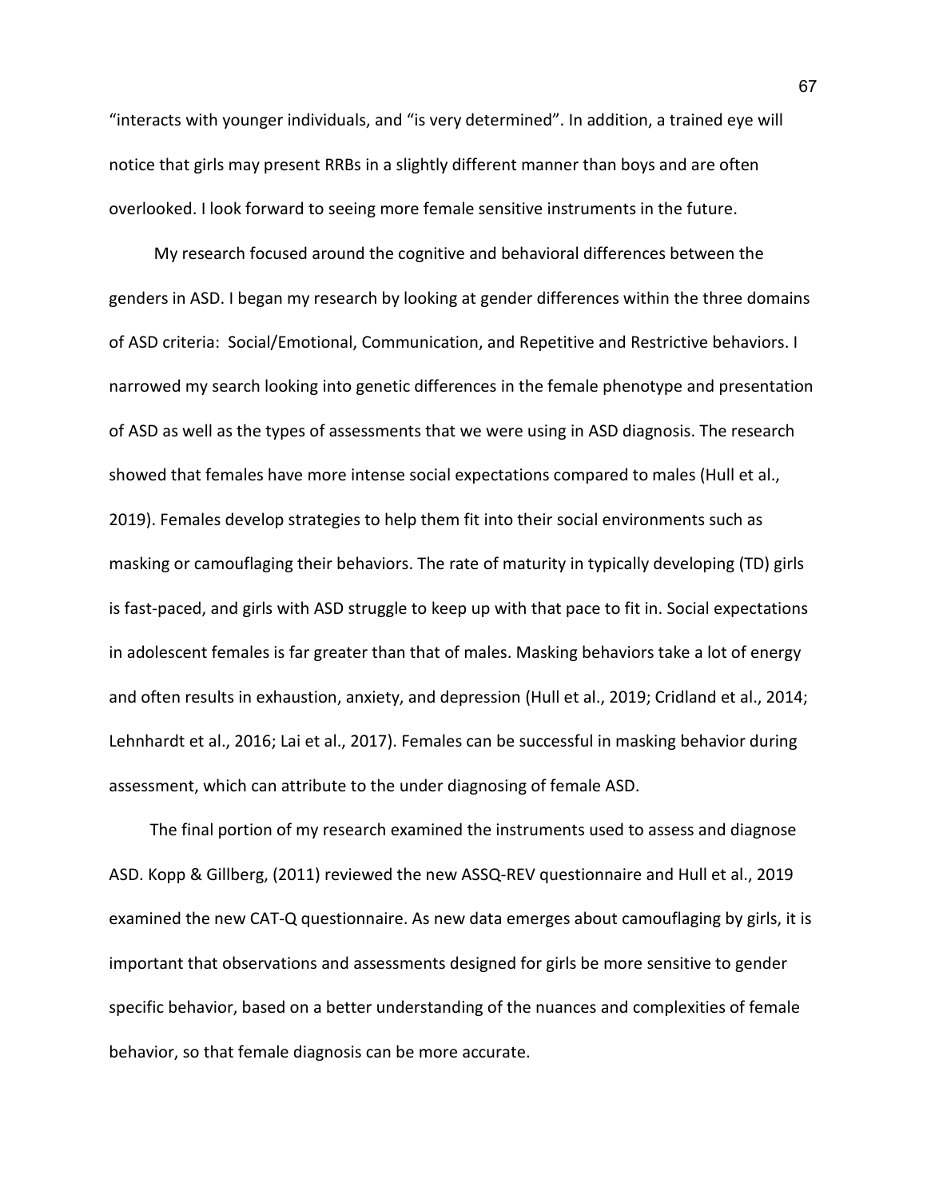"interacts with younger individuals, and "is very determined". In addition, a trained eye will notice that girls may present RRBs in a slightly different manner than boys and are often overlooked. I look forward to seeing more female sensitive instruments in the future.

My research focused around the cognitive and behavioral differences between the genders in ASD. I began my research by looking at gender differences within the three domains of ASD criteria: Social/Emotional, Communication, and Repetitive and Restrictive behaviors. I narrowed my search looking into genetic differences in the female phenotype and presentation of ASD as well as the types of assessments that we were using in ASD diagnosis. The research showed that females have more intense social expectations compared to males (Hull et al., 2019). Females develop strategies to help them fit into their social environments such as masking or camouflaging their behaviors. The rate of maturity in typically developing (TD) girls is fast-paced, and girls with ASD struggle to keep up with that pace to fit in. Social expectations in adolescent females is far greater than that of males. Masking behaviors take a lot of energy and often results in exhaustion, anxiety, and depression (Hull et al., 2019; Cridland et al., 2014; Lehnhardt et al., 2016; Lai et al., 2017). Females can be successful in masking behavior during assessment, which can attribute to the under diagnosing of female ASD.

The final portion of my research examined the instruments used to assess and diagnose ASD. Kopp & Gillberg, (2011) reviewed the new ASSQ-REV questionnaire and Hull et al., 2019 examined the new CAT-Q questionnaire. As new data emerges about camouflaging by girls, it is important that observations and assessments designed for girls be more sensitive to gender specific behavior, based on a better understanding of the nuances and complexities of female behavior, so that female diagnosis can be more accurate.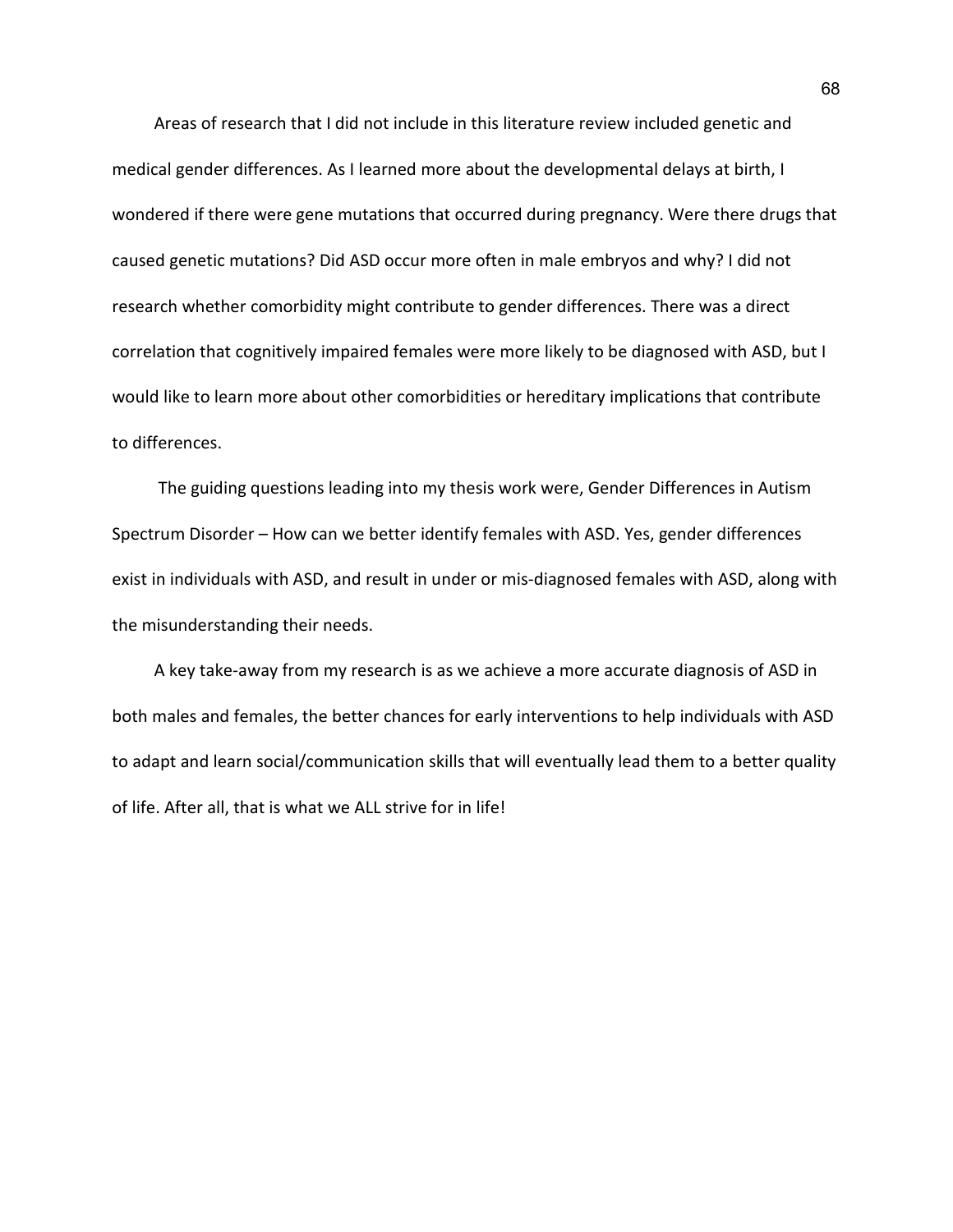Areas of research that I did not include in this literature review included genetic and medical gender differences. As I learned more about the developmental delays at birth, I wondered if there were gene mutations that occurred during pregnancy. Were there drugs that caused genetic mutations? Did ASD occur more often in male embryos and why? I did not research whether comorbidity might contribute to gender differences. There was a direct correlation that cognitively impaired females were more likely to be diagnosed with ASD, but I would like to learn more about other comorbidities or hereditary implications that contribute to differences.

The guiding questions leading into my thesis work were, Gender Differences in Autism Spectrum Disorder – How can we better identify females with ASD. Yes, gender differences exist in individuals with ASD, and result in under or mis-diagnosed females with ASD, along with the misunderstanding their needs.

A key take-away from my research is as we achieve a more accurate diagnosis of ASD in both males and females, the better chances for early interventions to help individuals with ASD to adapt and learn social/communication skills that will eventually lead them to a better quality of life. After all, that is what we ALL strive for in life!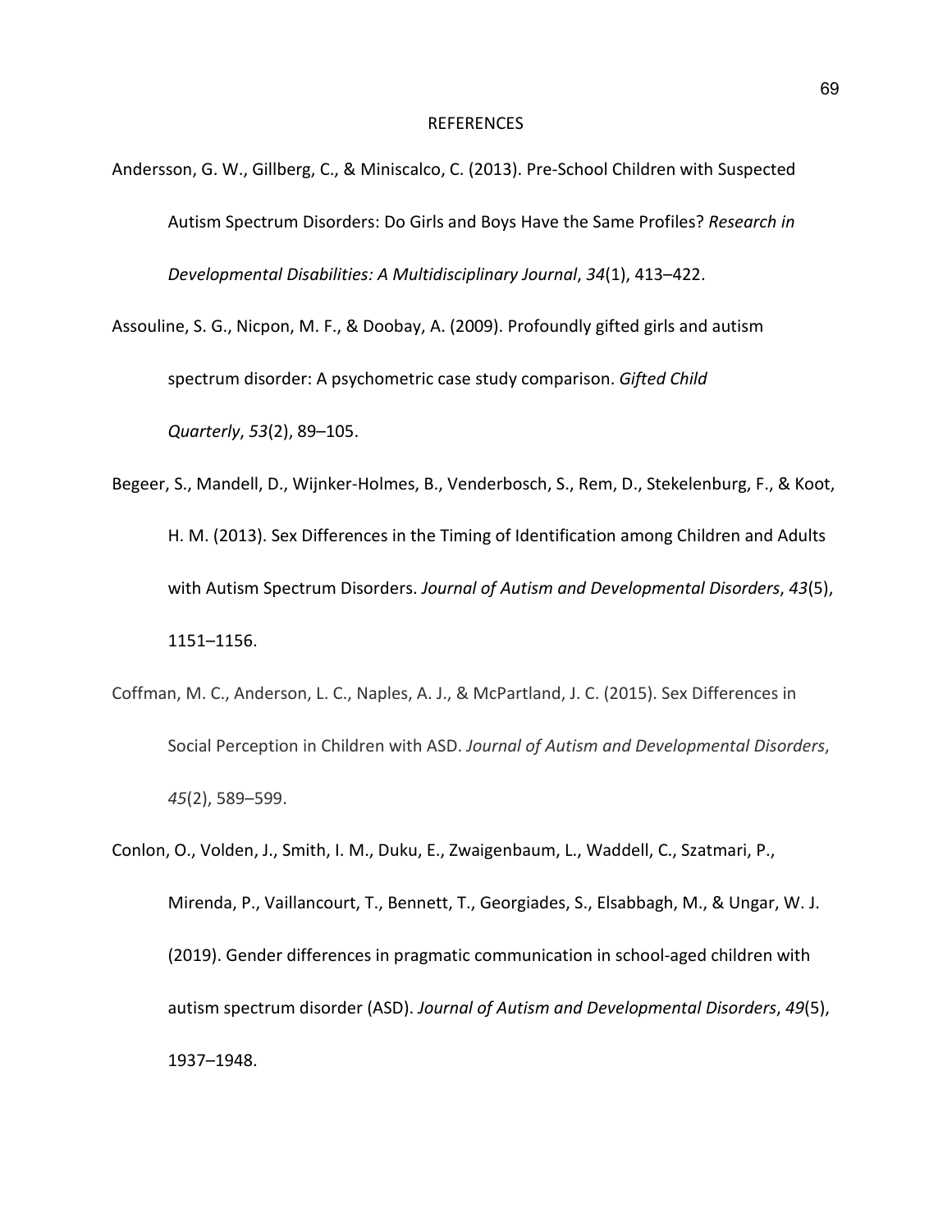# REFERENCES

Andersson, G. W., Gillberg, C., & Miniscalco, C. (2013). Pre-School Children with Suspected Autism Spectrum Disorders: Do Girls and Boys Have the Same Profiles? *Research in Developmental Disabilities: A Multidisciplinary Journal*, *34*(1), 413–422.

Assouline, S. G., Nicpon, M. F., & Doobay, A. (2009). Profoundly gifted girls and autism spectrum disorder: A psychometric case study comparison. *Gifted Child Quarterly*, *53*(2), 89–105.

Begeer, S., Mandell, D., Wijnker-Holmes, B., Venderbosch, S., Rem, D., Stekelenburg, F., & Koot, H. M. (2013). Sex Differences in the Timing of Identification among Children and Adults with Autism Spectrum Disorders. *Journal of Autism and Developmental Disorders*, *43*(5), 1151–1156.

Coffman, M. C., Anderson, L. C., Naples, A. J., & McPartland, J. C. (2015). Sex Differences in Social Perception in Children with ASD. *Journal of Autism and Developmental Disorders*, *45*(2), 589–599.

Conlon, O., Volden, J., Smith, I. M., Duku, E., Zwaigenbaum, L., Waddell, C., Szatmari, P., Mirenda, P., Vaillancourt, T., Bennett, T., Georgiades, S., Elsabbagh, M., & Ungar, W. J. (2019). Gender differences in pragmatic communication in school-aged children with autism spectrum disorder (ASD). *Journal of Autism and Developmental Disorders*, *49*(5), 1937–1948.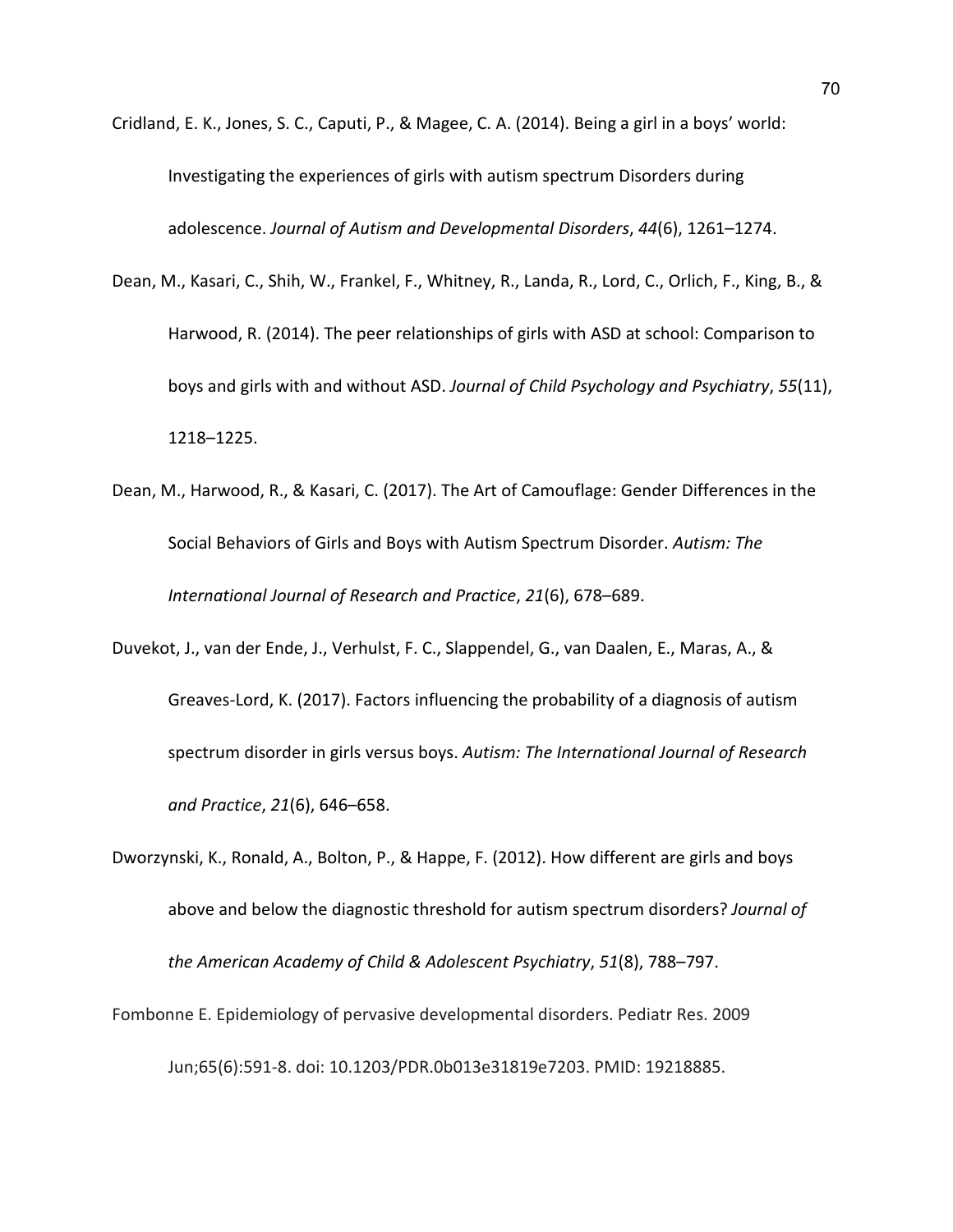Cridland, E. K., Jones, S. C., Caputi, P., & Magee, C. A. (2014). Being a girl in a boys' world: Investigating the experiences of girls with autism spectrum Disorders during adolescence. *Journal of Autism and Developmental Disorders*, *44*(6), 1261–1274.

Dean, M., Kasari, C., Shih, W., Frankel, F., Whitney, R., Landa, R., Lord, C., Orlich, F., King, B., & Harwood, R. (2014). The peer relationships of girls with ASD at school: Comparison to boys and girls with and without ASD. *Journal of Child Psychology and Psychiatry*, *55*(11), 1218–1225.

Dean, M., Harwood, R., & Kasari, C. (2017). The Art of Camouflage: Gender Differences in the Social Behaviors of Girls and Boys with Autism Spectrum Disorder. *Autism: The International Journal of Research and Practice*, *21*(6), 678–689.

Duvekot, J., van der Ende, J., Verhulst, F. C., Slappendel, G., van Daalen, E., Maras, A., & Greaves-Lord, K. (2017). Factors influencing the probability of a diagnosis of autism spectrum disorder in girls versus boys. *Autism: The International Journal of Research and Practice*, *21*(6), 646–658.

Dworzynski, K., Ronald, A., Bolton, P., & Happe, F. (2012). How different are girls and boys above and below the diagnostic threshold for autism spectrum disorders? *Journal of the American Academy of Child & Adolescent Psychiatry*, *51*(8), 788–797.

Fombonne E. Epidemiology of pervasive developmental disorders. Pediatr Res. 2009 Jun;65(6):591-8. doi: 10.1203/PDR.0b013e31819e7203. PMID: 19218885.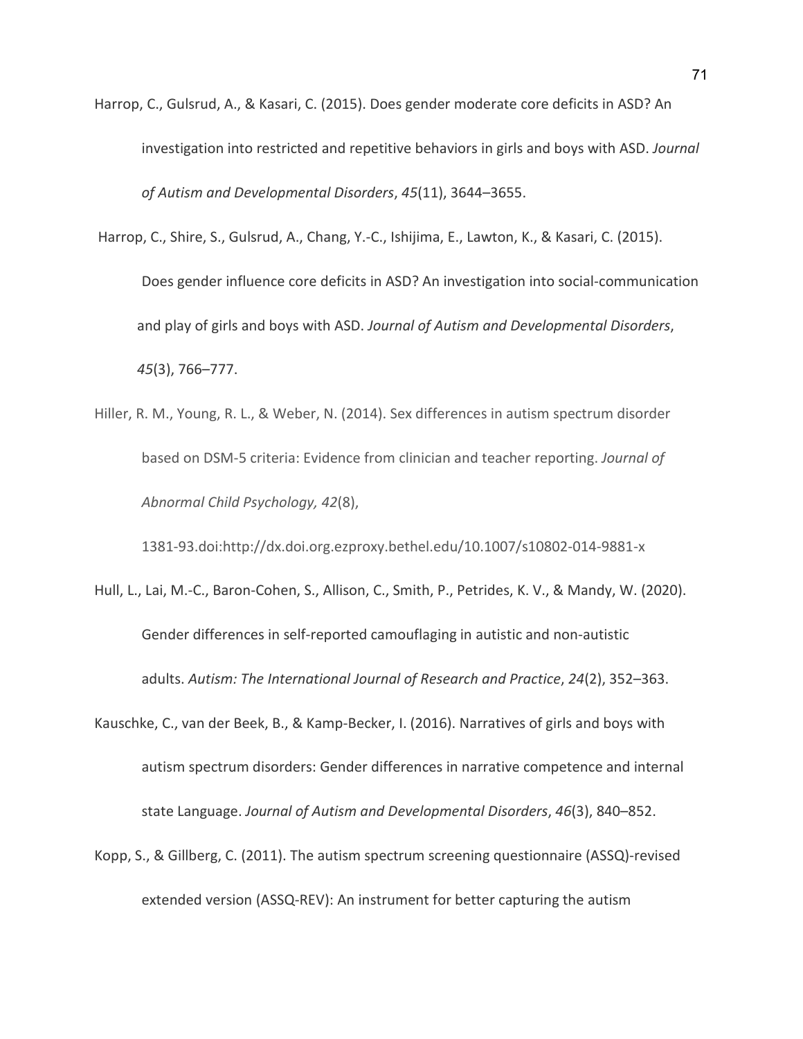Harrop, C., Gulsrud, A., & Kasari, C. (2015). Does gender moderate core deficits in ASD? An investigation into restricted and repetitive behaviors in girls and boys with ASD. *Journal of Autism and Developmental Disorders*, *45*(11), 3644–3655.

Harrop, C., Shire, S., Gulsrud, A., Chang, Y.-C., Ishijima, E., Lawton, K., & Kasari, C. (2015). Does gender influence core deficits in ASD? An investigation into social-communication and play of girls and boys with ASD. *Journal of Autism and Developmental Disorders*, *45*(3), 766–777.

Hiller, R. M., Young, R. L., & Weber, N. (2014). Sex differences in autism spectrum disorder based on DSM-5 criteria: Evidence from clinician and teacher reporting. *Journal of Abnormal Child Psychology, 42*(8), 1381-93.doi:http://dx.doi.org.ezproxy.bethel.edu/10.1007/s10802-014-9881-x

Hull, L., Lai, M.-C., Baron-Cohen, S., Allison, C., Smith, P., Petrides, K. V., & Mandy, W. (2020). Gender differences in self-reported camouflaging in autistic and non-autistic adults. *Autism: The International Journal of Research and Practice*, *24*(2), 352–363.

Kauschke, C., van der Beek, B., & Kamp-Becker, I. (2016). Narratives of girls and boys with autism spectrum disorders: Gender differences in narrative competence and internal state Language. *Journal of Autism and Developmental Disorders*, *46*(3), 840–852.

Kopp, S., & Gillberg, C. (2011). The autism spectrum screening questionnaire (ASSQ)-revised extended version (ASSQ-REV): An instrument for better capturing the autism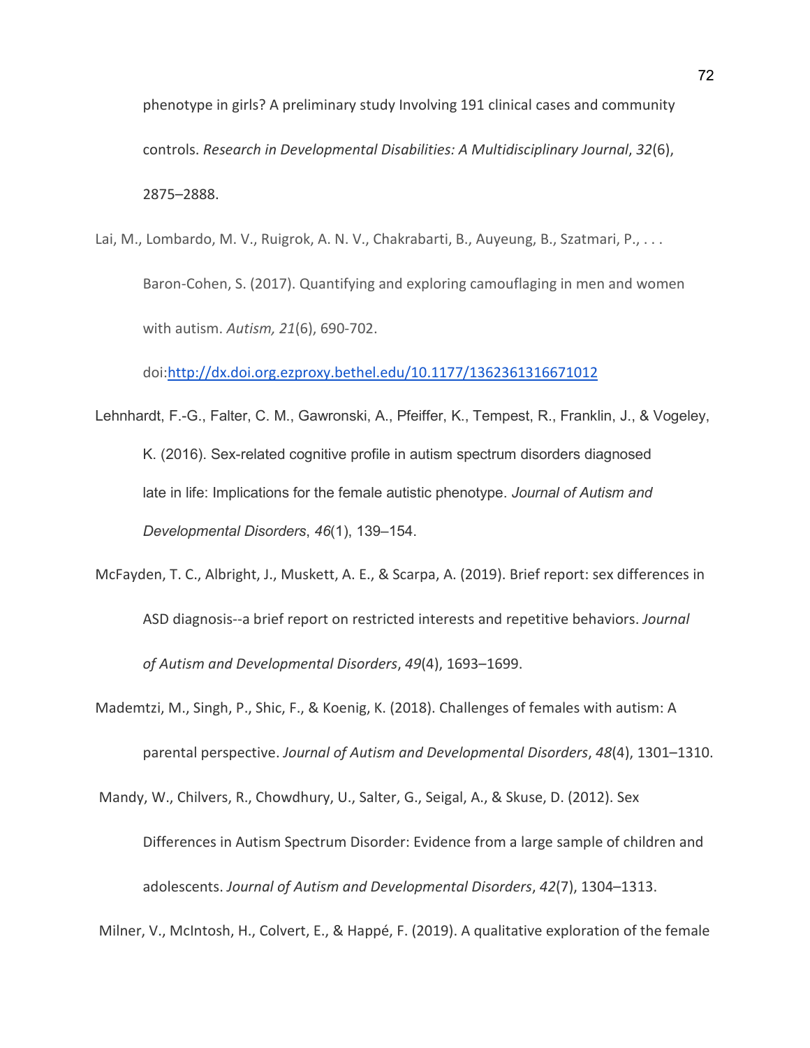phenotype in girls? A preliminary study Involving 191 clinical cases and community controls. *Research in Developmental Disabilities: A Multidisciplinary Journal*, *32*(6), 2875–2888.

Lai, M., Lombardo, M. V., Ruigrok, A. N. V., Chakrabarti, B., Auyeung, B., Szatmari, P., . . . Baron-Cohen, S. (2017). Quantifying and exploring camouflaging in men and women with autism. *Autism, 21*(6), 690-702. doi:[http://dx.doi.org.ezproxy.bethel.edu/10.1177/1362361316671012](http://dx.doi.org.ezproxy.bethel.edu/10.1177/1362361316671012)

Lehnhardt, F.-G., Falter, C. M., Gawronski, A., Pfeiffer, K., Tempest, R., Franklin, J., & Vogeley, K. (2016). Sex-related cognitive profile in autism spectrum disorders diagnosed late in life: Implications for the female autistic phenotype. *Journal of Autism and Developmental Disorders*, *46*(1), 139–154.

McFayden, T. C., Albright, J., Muskett, A. E., & Scarpa, A. (2019). Brief report: sex differences in ASD diagnosis--a brief report on restricted interests and repetitive behaviors. *Journal of Autism and Developmental Disorders*, *49*(4), 1693–1699.

Mademtzi, M., Singh, P., Shic, F., & Koenig, K. (2018). Challenges of females with autism: A parental perspective. *Journal of Autism and Developmental Disorders*, *48*(4), 1301–1310.

Mandy, W., Chilvers, R., Chowdhury, U., Salter, G., Seigal, A., & Skuse, D. (2012). Sex Differences in Autism Spectrum Disorder: Evidence from a large sample of children and adolescents. *Journal of Autism and Developmental Disorders*, *42*(7), 1304–1313.

Milner, V., McIntosh, H., Colvert, E., & Happé, F. (2019). A qualitative exploration of the female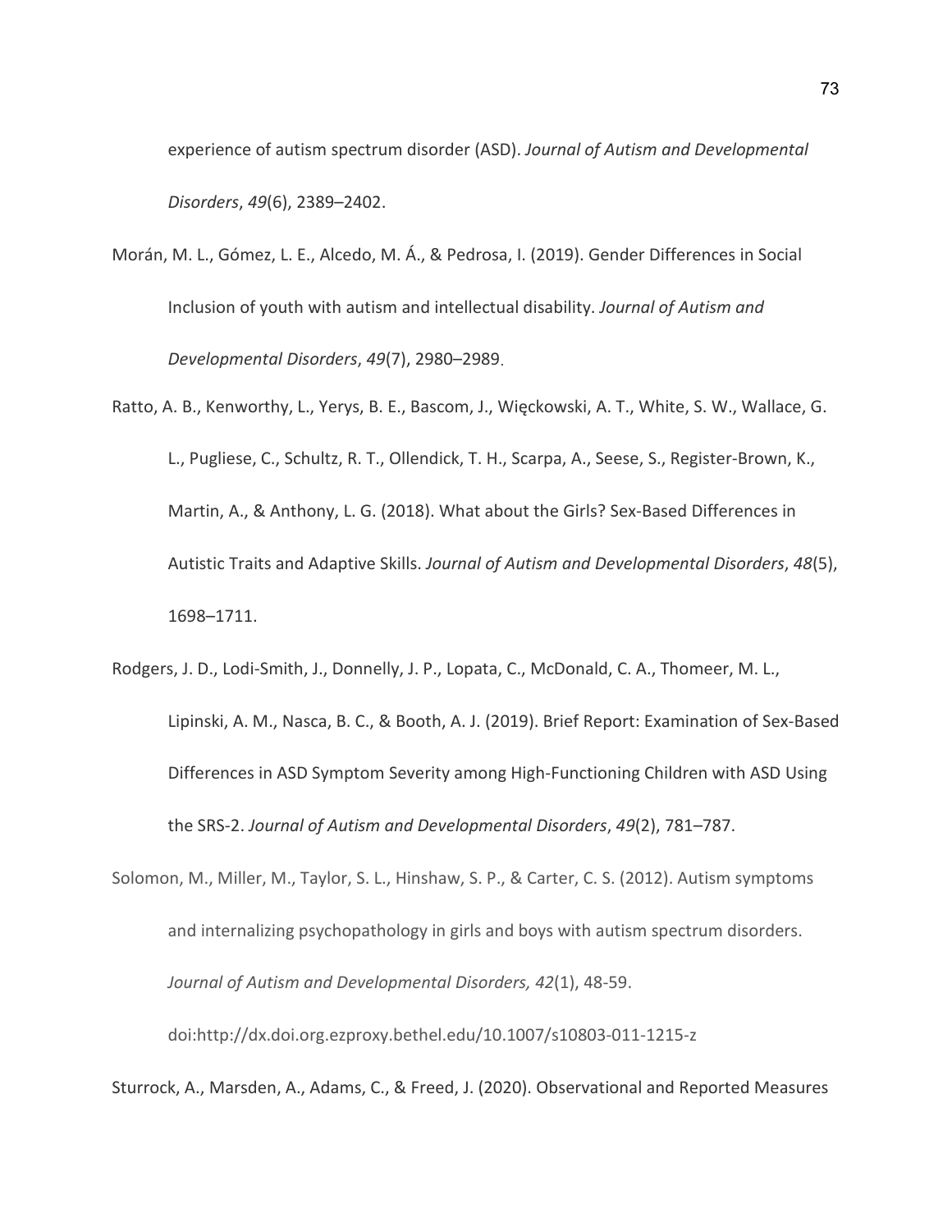experience of autism spectrum disorder (ASD). *Journal of Autism and Developmental Disorders*, *49*(6), 2389–2402.

Morán, M. L., Gómez, L. E., Alcedo, M. Á., & Pedrosa, I. (2019). Gender Differences in Social Inclusion of youth with autism and intellectual disability. *Journal of Autism and Developmental Disorders*, *49*(7), 2980–2989.

Ratto, A. B., Kenworthy, L., Yerys, B. E., Bascom, J., Więckowski, A. T., White, S. W., Wallace, G. L., Pugliese, C., Schultz, R. T., Ollendick, T. H., Scarpa, A., Seese, S., Register-Brown, K., Martin, A., & Anthony, L. G. (2018). What about the Girls? Sex-Based Differences in Autistic Traits and Adaptive Skills. *Journal of Autism and Developmental Disorders*, *48*(5), 1698–1711.

Rodgers, J. D., Lodi-Smith, J., Donnelly, J. P., Lopata, C., McDonald, C. A., Thomeer, M. L., Lipinski, A. M., Nasca, B. C., & Booth, A. J. (2019). Brief Report: Examination of Sex-Based Differences in ASD Symptom Severity among High-Functioning Children with ASD Using the SRS-2. *Journal of Autism and Developmental Disorders*, *49*(2), 781–787.

Solomon, M., Miller, M., Taylor, S. L., Hinshaw, S. P., & Carter, C. S. (2012). Autism symptoms and internalizing psychopathology in girls and boys with autism spectrum disorders. *Journal of Autism and Developmental Disorders, 42*(1), 48-59. doi:http://dx.doi.org.ezproxy.bethel.edu/10.1007/s10803-011-1215-z

Sturrock, A., Marsden, A., Adams, C., & Freed, J. (2020). Observational and Reported Measures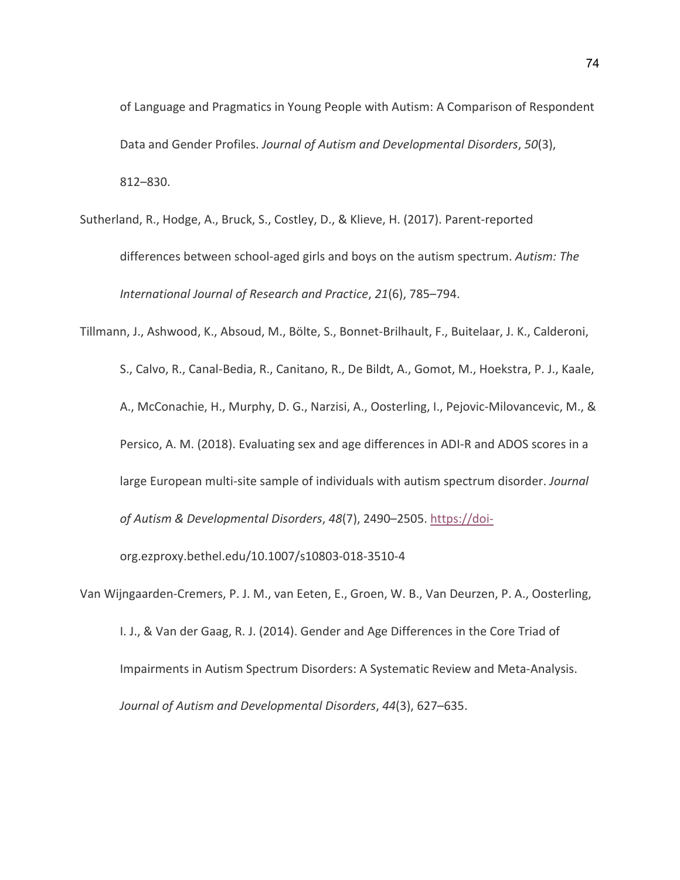of Language and Pragmatics in Young People with Autism: A Comparison of Respondent Data and Gender Profiles. *Journal of Autism and Developmental Disorders*, *50*(3), 812–830.

Sutherland, R., Hodge, A., Bruck, S., Costley, D., & Klieve, H. (2017). Parent-reported differences between school-aged girls and boys on the autism spectrum. *Autism: The International Journal of Research and Practice*, *21*(6), 785–794.

Tillmann, J., Ashwood, K., Absoud, M., Bölte, S., Bonnet-Brilhault, F., Buitelaar, J. K., Calderoni, S., Calvo, R., Canal-Bedia, R., Canitano, R., De Bildt, A., Gomot, M., Hoekstra, P. J., Kaale, A., McConachie, H., Murphy, D. G., Narzisi, A., Oosterling, I., Pejovic-Milovancevic, M., & Persico, A. M. (2018). Evaluating sex and age differences in ADI-R and ADOS scores in a large European multi-site sample of individuals with autism spectrum disorder. *Journal of Autism & Developmental Disorders*, *48*(7), 2490–2505. https://doi-org.ezproxy.bethel.edu/10.1007/s10803-018-3510-4

Van Wijngaarden-Cremers, P. J. M., van Eeten, E., Groen, W. B., Van Deurzen, P. A., Oosterling, I. J., & Van der Gaag, R. J. (2014). Gender and Age Differences in the Core Triad of Impairments in Autism Spectrum Disorders: A Systematic Review and Meta-Analysis. *Journal of Autism and Developmental Disorders*, *44*(3), 627–635.